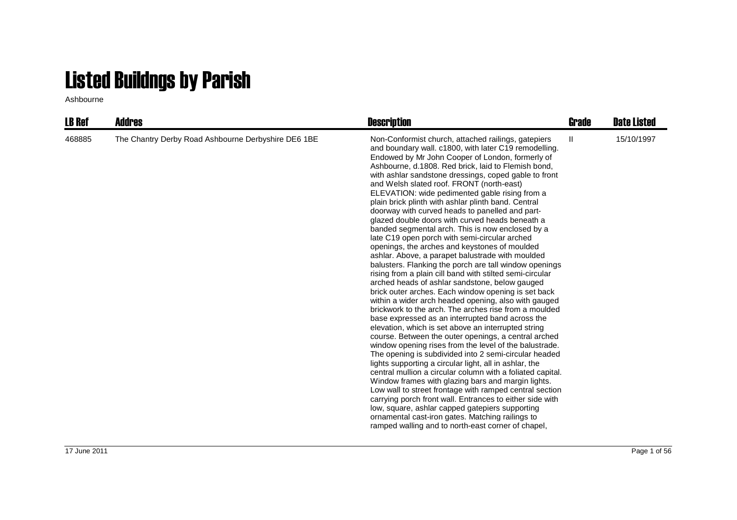# Listed Buildngs by Parish

Ashbourne

| LB Ref | Addres | Description | Grade | Date Listed |
|---|---|---|---|---|
| 468885 | The Chantry Derby Road Ashbourne Derbyshire DE6 1BE | Non-Conformist church, attached railings, gatepiers and boundary wall. c1800, with later C19 remodelling. Endowed by Mr John Cooper of London, formerly of Ashbourne, d.1808. Red brick, laid to Flemish bond, with ashlar sandstone dressings, coped gable to front and Welsh slated roof. FRONT (north-east) ELEVATION: wide pedimented gable rising from a plain brick plinth with ashlar plinth band. Central doorway with curved heads to panelled and part-glazed double doors with curved heads beneath a banded segmental arch. This is now enclosed by a late C19 open porch with semi-circular arched openings, the arches and keystones of moulded ashlar. Above, a parapet balustrade with moulded balusters. Flanking the porch are tall window openings rising from a plain cill band with stilted semi-circular arched heads of ashlar sandstone, below gauged brick outer arches. Each window opening is set back within a wider arch headed opening, also with gauged brickwork to the arch. The arches rise from a moulded base expressed as an interrupted band across the elevation, which is set above an interrupted string course. Between the outer openings, a central arched window opening rises from the level of the balustrade. The opening is subdivided into 2 semi-circular headed lights supporting a circular light, all in ashlar, the central mullion a circular column with a foliated capital. Window frames with glazing bars and margin lights. Low wall to street frontage with ramped central section carrying porch front wall. Entrances to either side with low, square, ashlar capped gatepiers supporting ornamental cast-iron gates. Matching railings to ramped walling and to north-east corner of chapel, | II | 15/10/1997 |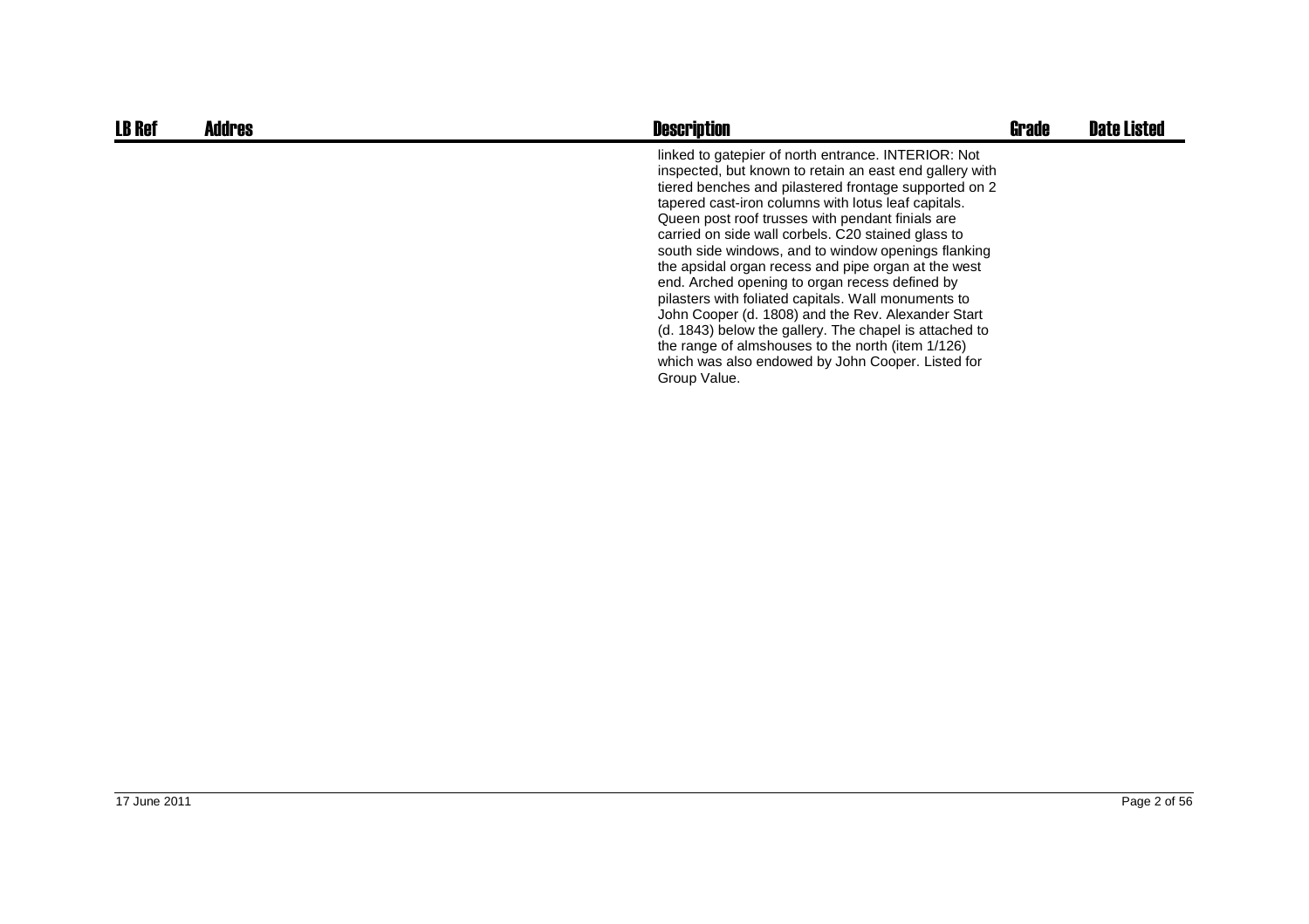| LB Ref | Addres | Description | Grade | Date Listed |
| --- | --- | --- | --- | --- |
| | | linked to gatepier of north entrance. INTERIOR: Not inspected, but known to retain an east end gallery with tiered benches and pilastered frontage supported on 2 tapered cast-iron columns with lotus leaf capitals. Queen post roof trusses with pendant finials are carried on side wall corbels. C20 stained glass to south side windows, and to window openings flanking the apsidal organ recess and pipe organ at the west end. Arched opening to organ recess defined by pilasters with foliated capitals. Wall monuments to John Cooper (d. 1808) and the Rev. Alexander Start (d. 1843) below the gallery. The chapel is attached to the range of almshouses to the north (item 1/126) which was also endowed by John Cooper. Listed for Group Value. | | |

17 June 2011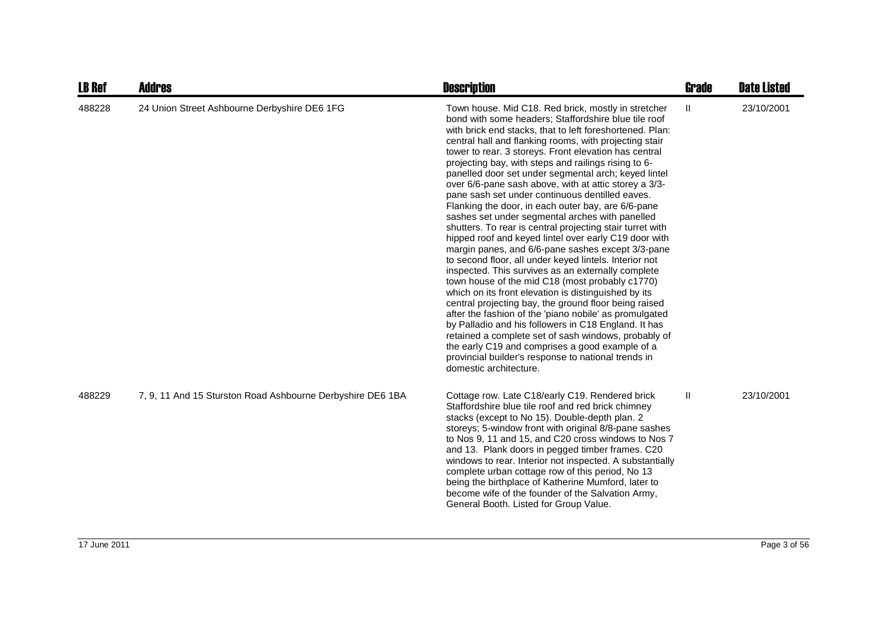| LB Ref | Addres | Description | Grade | Date Listed |
| --- | --- | --- | --- | --- |
| 488228 | 24 Union Street Ashbourne Derbyshire DE6 1FG | Town house. Mid C18. Red brick, mostly in stretcher bond with some headers; Staffordshire blue tile roof with brick end stacks, that to left foreshortened. Plan: central hall and flanking rooms, with projecting stair tower to rear. 3 storeys. Front elevation has central projecting bay, with steps and railings rising to 6-panelled door set under segmental arch; keyed lintel over 6/6-pane sash above, with at attic storey a 3/3-pane sash set under continuous dentilled eaves. Flanking the door, in each outer bay, are 6/6-pane sashes set under segmental arches with panelled shutters. To rear is central projecting stair turret with hipped roof and keyed lintel over early C19 door with margin panes, and 6/6-pane sashes except 3/3-pane to second floor, all under keyed lintels. Interior not inspected. This survives as an externally complete town house of the mid C18 (most probably c1770) which on its front elevation is distinguished by its central projecting bay, the ground floor being raised after the fashion of the 'piano nobile' as promulgated by Palladio and his followers in C18 England. It has retained a complete set of sash windows, probably of the early C19 and comprises a good example of a provincial builder's response to national trends in domestic architecture. | II | 23/10/2001 |
| 488229 | 7, 9, 11 And 15 Sturston Road Ashbourne Derbyshire DE6 1BA | Cottage row. Late C18/early C19. Rendered brick Staffordshire blue tile roof and red brick chimney stacks (except to No 15). Double-depth plan. 2 storeys; 5-window front with original 8/8-pane sashes to Nos 9, 11 and 15, and C20 cross windows to Nos 7 and 13. Plank doors in pegged timber frames. C20 windows to rear. Interior not inspected. A substantially complete urban cottage row of this period, No 13 being the birthplace of Katherine Mumford, later to become wife of the founder of the Salvation Army, General Booth. Listed for Group Value. | II | 23/10/2001 |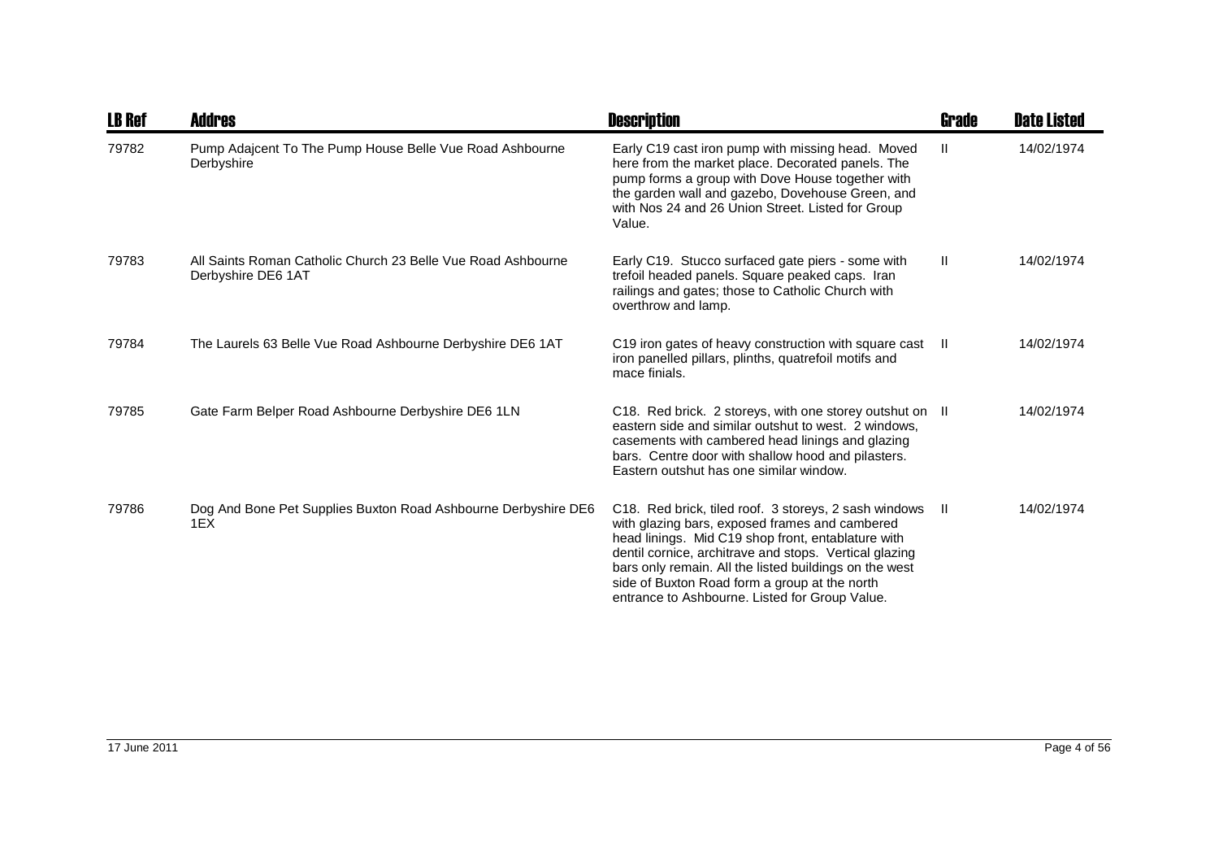| LB Ref | Addres | Description | Grade | Date Listed |
|---|---|---|---|---|
| 79782 | Pump Adajcent To The Pump House Belle Vue Road Ashbourne Derbyshire | Early C19 cast iron pump with missing head. Moved here from the market place. Decorated panels. The pump forms a group with Dove House together with the garden wall and gazebo, Dovehouse Green, and with Nos 24 and 26 Union Street. Listed for Group Value. | II | 14/02/1974 |
| 79783 | All Saints Roman Catholic Church 23 Belle Vue Road Ashbourne Derbyshire DE6 1AT | Early C19. Stucco surfaced gate piers - some with trefoil headed panels. Square peaked caps. Iran railings and gates; those to Catholic Church with overthrow and lamp. | II | 14/02/1974 |
| 79784 | The Laurels 63 Belle Vue Road Ashbourne Derbyshire DE6 1AT | C19 iron gates of heavy construction with square cast iron panelled pillars, plinths, quatrefoil motifs and mace finials. | II | 14/02/1974 |
| 79785 | Gate Farm Belper Road Ashbourne Derbyshire DE6 1LN | C18. Red brick. 2 storeys, with one storey outshut on eastern side and similar outshut to west. 2 windows, casements with cambered head linings and glazing bars. Centre door with shallow hood and pilasters. Eastern outshut has one similar window. | II | 14/02/1974 |
| 79786 | Dog And Bone Pet Supplies Buxton Road Ashbourne Derbyshire DE6 1EX | C18. Red brick, tiled roof. 3 storeys, 2 sash windows with glazing bars, exposed frames and cambered head linings. Mid C19 shop front, entablature with dentil cornice, architrave and stops. Vertical glazing bars only remain. All the listed buildings on the west side of Buxton Road form a group at the north entrance to Ashbourne. Listed for Group Value. | II | 14/02/1974 |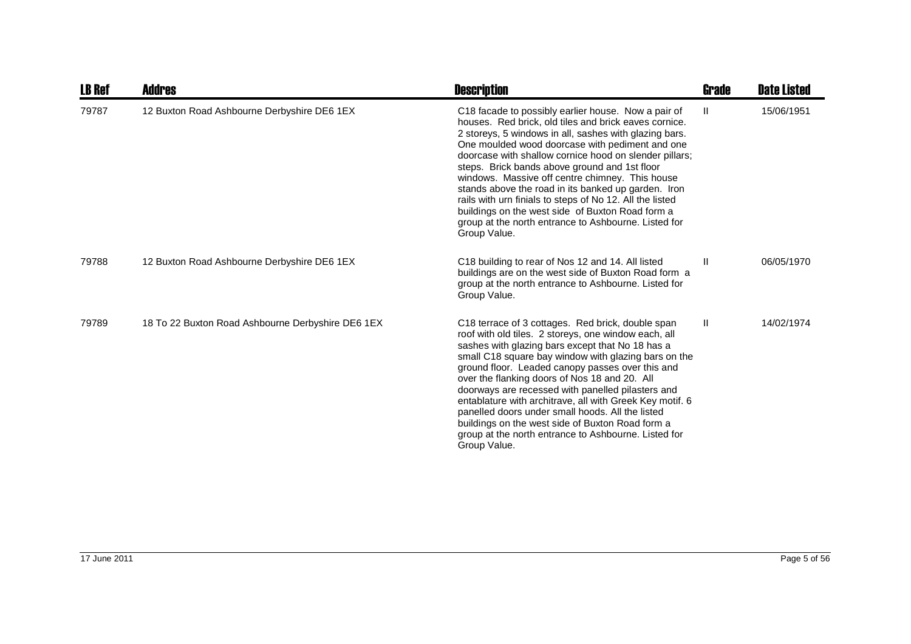| LB Ref | Addres | Description | Grade | Date Listed |
|---|---|---|---|---|
| 79787 | 12 Buxton Road Ashbourne Derbyshire DE6 1EX | C18 facade to possibly earlier house. Now a pair of houses. Red brick, old tiles and brick eaves cornice. 2 storeys, 5 windows in all, sashes with glazing bars. One moulded wood doorcase with pediment and one doorcase with shallow cornice hood on slender pillars; steps. Brick bands above ground and 1st floor windows. Massive off centre chimney. This house stands above the road in its banked up garden. Iron rails with urn finials to steps of No 12. All the listed buildings on the west side of Buxton Road form a group at the north entrance to Ashbourne. Listed for Group Value. | II | 15/06/1951 |
| 79788 | 12 Buxton Road Ashbourne Derbyshire DE6 1EX | C18 building to rear of Nos 12 and 14. All listed buildings are on the west side of Buxton Road form a group at the north entrance to Ashbourne. Listed for Group Value. | II | 06/05/1970 |
| 79789 | 18 To 22 Buxton Road Ashbourne Derbyshire DE6 1EX | C18 terrace of 3 cottages. Red brick, double span roof with old tiles. 2 storeys, one window each, all sashes with glazing bars except that No 18 has a small C18 square bay window with glazing bars on the ground floor. Leaded canopy passes over this and over the flanking doors of Nos 18 and 20. All doorways are recessed with panelled pilasters and entablature with architrave, all with Greek Key motif. 6 panelled doors under small hoods. All the listed buildings on the west side of Buxton Road form a group at the north entrance to Ashbourne. Listed for Group Value. | II | 14/02/1974 |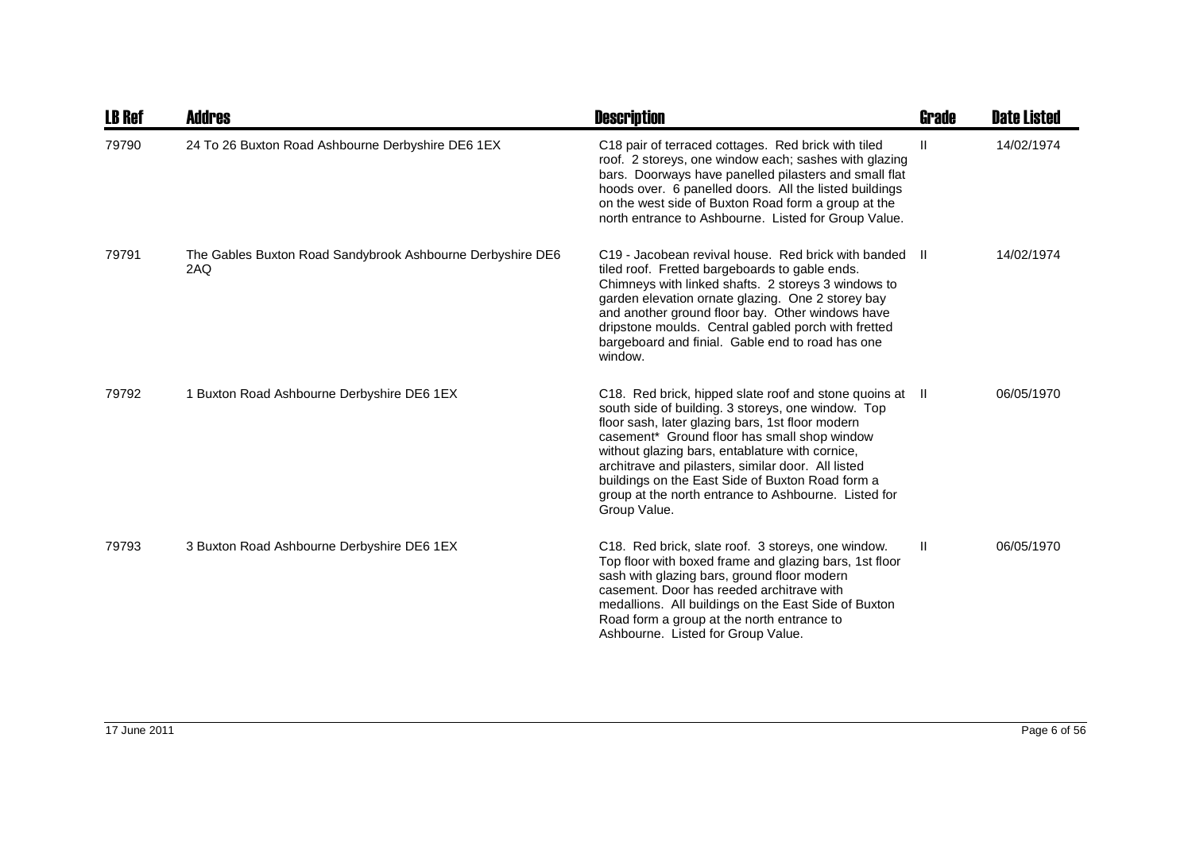| LB Ref | Addres | Description | Grade | Date Listed |
|---|---|---|---|---|
| 79790 | 24 To 26 Buxton Road Ashbourne Derbyshire DE6 1EX | C18 pair of terraced cottages. Red brick with tiled roof. 2 storeys, one window each; sashes with glazing bars. Doorways have panelled pilasters and small flat hoods over. 6 panelled doors. All the listed buildings on the west side of Buxton Road form a group at the north entrance to Ashbourne. Listed for Group Value. | II | 14/02/1974 |
| 79791 | The Gables Buxton Road Sandybrook Ashbourne Derbyshire DE6 2AQ | C19 - Jacobean revival house. Red brick with banded tiled roof. Fretted bargeboards to gable ends. Chimneys with linked shafts. 2 storeys 3 windows to garden elevation ornate glazing. One 2 storey bay and another ground floor bay. Other windows have dripstone moulds. Central gabled porch with fretted bargeboard and finial. Gable end to road has one window. | II | 14/02/1974 |
| 79792 | 1 Buxton Road Ashbourne Derbyshire DE6 1EX | C18. Red brick, hipped slate roof and stone quoins at south side of building. 3 storeys, one window. Top floor sash, later glazing bars, 1st floor modern casement* Ground floor has small shop window without glazing bars, entablature with cornice, architrave and pilasters, similar door. All listed buildings on the East Side of Buxton Road form a group at the north entrance to Ashbourne. Listed for Group Value. | II | 06/05/1970 |
| 79793 | 3 Buxton Road Ashbourne Derbyshire DE6 1EX | C18. Red brick, slate roof. 3 storeys, one window. Top floor with boxed frame and glazing bars, 1st floor sash with glazing bars, ground floor modern casement. Door has reeded architrave with medallions. All buildings on the East Side of Buxton Road form a group at the north entrance to Ashbourne. Listed for Group Value. | II | 06/05/1970 |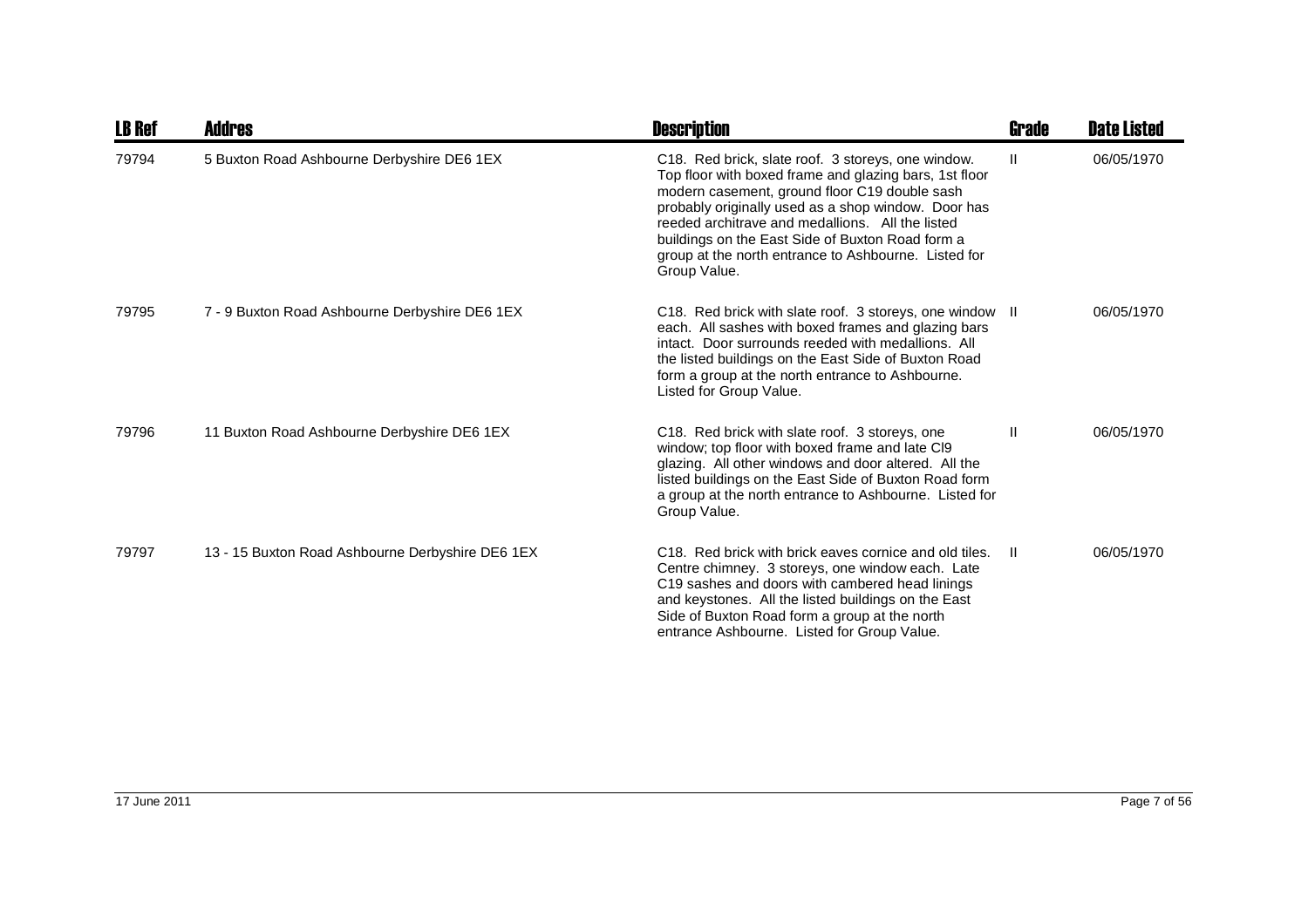| LB Ref | Addres | Description | Grade | Date Listed |
| --- | --- | --- | --- | --- |
| 79794 | 5 Buxton Road Ashbourne Derbyshire DE6 1EX | C18. Red brick, slate roof. 3 storeys, one window. Top floor with boxed frame and glazing bars, 1st floor modern casement, ground floor C19 double sash probably originally used as a shop window. Door has reeded architrave and medallions. All the listed buildings on the East Side of Buxton Road form a group at the north entrance to Ashbourne. Listed for Group Value. | II | 06/05/1970 |
| 79795 | 7 - 9 Buxton Road Ashbourne Derbyshire DE6 1EX | C18. Red brick with slate roof. 3 storeys, one window each. All sashes with boxed frames and glazing bars intact. Door surrounds reeded with medallions. All the listed buildings on the East Side of Buxton Road form a group at the north entrance to Ashbourne. Listed for Group Value. | II | 06/05/1970 |
| 79796 | 11 Buxton Road Ashbourne Derbyshire DE6 1EX | C18. Red brick with slate roof. 3 storeys, one window; top floor with boxed frame and late Cl9 glazing. All other windows and door altered. All the listed buildings on the East Side of Buxton Road form a group at the north entrance to Ashbourne. Listed for Group Value. | II | 06/05/1970 |
| 79797 | 13 - 15 Buxton Road Ashbourne Derbyshire DE6 1EX | C18. Red brick with brick eaves cornice and old tiles. Centre chimney. 3 storeys, one window each. Late C19 sashes and doors with cambered head linings and keystones. All the listed buildings on the East Side of Buxton Road form a group at the north entrance Ashbourne. Listed for Group Value. | II | 06/05/1970 |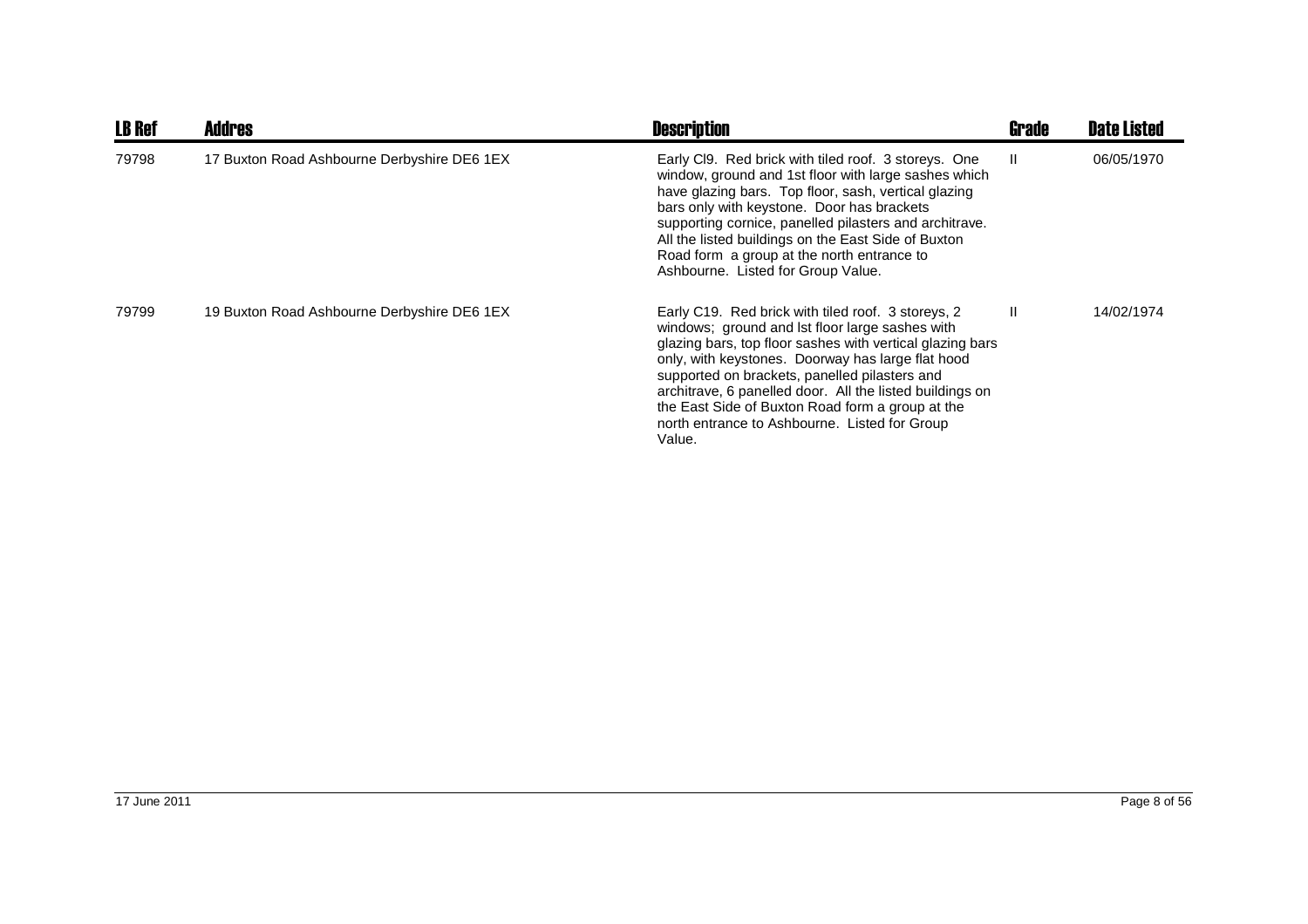| LB Ref | Addres | Description | Grade | Date Listed |
|---|---|---|---|---|
| 79798 | 17 Buxton Road Ashbourne Derbyshire DE6 1EX | Early Cl9. Red brick with tiled roof. 3 storeys. One window, ground and 1st floor with large sashes which have glazing bars. Top floor, sash, vertical glazing bars only with keystone. Door has brackets supporting cornice, panelled pilasters and architrave. All the listed buildings on the East Side of Buxton Road form a group at the north entrance to Ashbourne. Listed for Group Value. | II | 06/05/1970 |
| 79799 | 19 Buxton Road Ashbourne Derbyshire DE6 1EX | Early C19. Red brick with tiled roof. 3 storeys, 2 windows; ground and lst floor large sashes with glazing bars, top floor sashes with vertical glazing bars only, with keystones. Doorway has large flat hood supported on brackets, panelled pilasters and architrave, 6 panelled door. All the listed buildings on the East Side of Buxton Road form a group at the north entrance to Ashbourne. Listed for Group Value. | II | 14/02/1974 |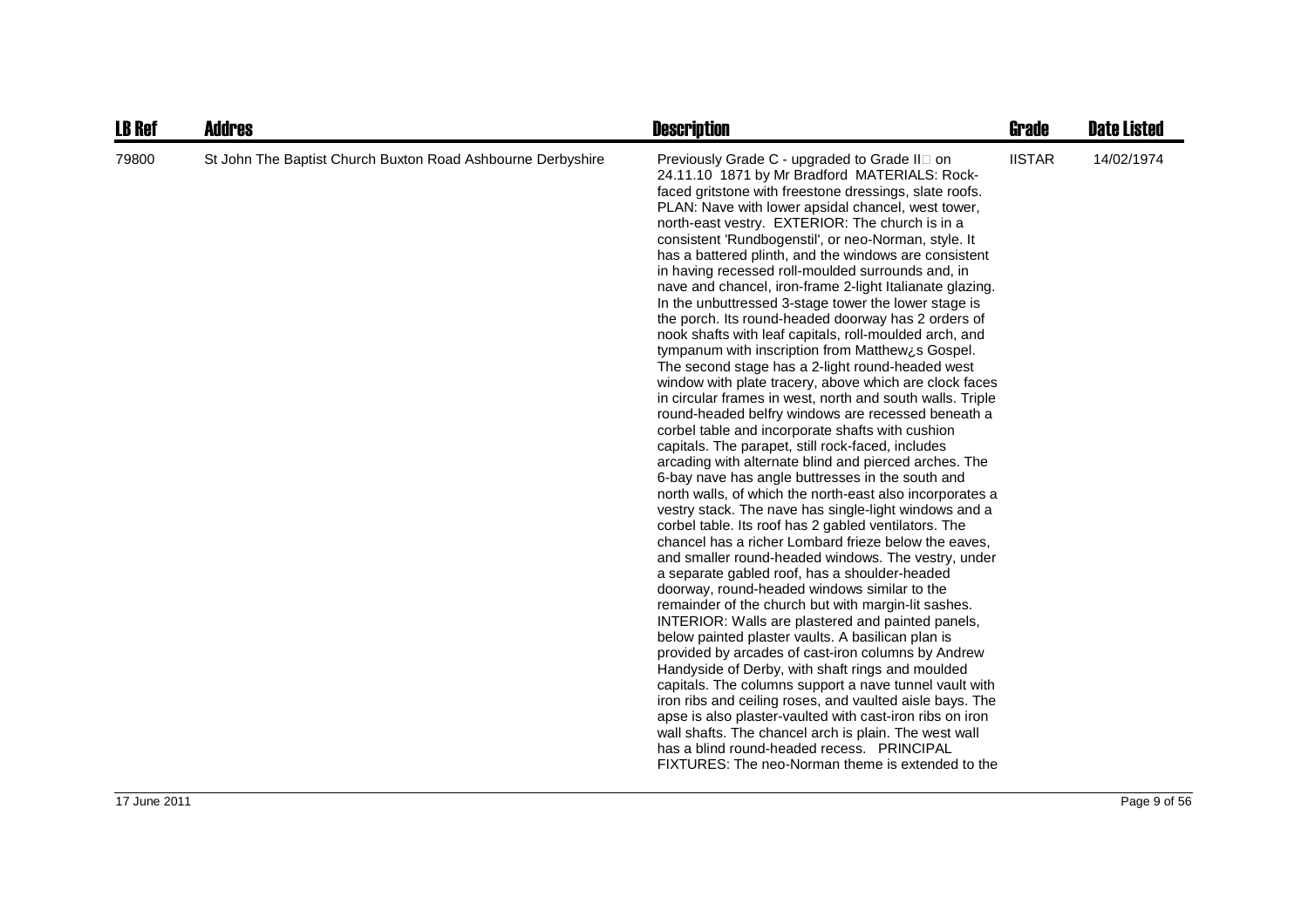| LB Ref | Addres | Description | Grade | Date Listed |
| --- | --- | --- | --- | --- |
| 79800 | St John The Baptist Church Buxton Road Ashbourne Derbyshire | Previously Grade C - upgraded to Grade II on 24.11.10 1871 by Mr Bradford MATERIALS: Rock-faced gritstone with freestone dressings, slate roofs. PLAN: Nave with lower apsidal chancel, west tower, north-east vestry. EXTERIOR: The church is in a consistent 'Rundbogenstil', or neo-Norman, style. It has a battered plinth, and the windows are consistent in having recessed roll-moulded surrounds and, in nave and chancel, iron-frame 2-light Italianate glazing. In the unbuttressed 3-stage tower the lower stage is the porch. Its round-headed doorway has 2 orders of nook shafts with leaf capitals, roll-moulded arch, and tympanum with inscription from Matthew¿s Gospel. The second stage has a 2-light round-headed west window with plate tracery, above which are clock faces in circular frames in west, north and south walls. Triple round-headed belfry windows are recessed beneath a corbel table and incorporate shafts with cushion capitals. The parapet, still rock-faced, includes arcading with alternate blind and pierced arches. The 6-bay nave has angle buttresses in the south and north walls, of which the north-east also incorporates a vestry stack. The nave has single-light windows and a corbel table. Its roof has 2 gabled ventilators. The chancel has a richer Lombard frieze below the eaves, and smaller round-headed windows. The vestry, under a separate gabled roof, has a shoulder-headed doorway, round-headed windows similar to the remainder of the church but with margin-lit sashes. INTERIOR: Walls are plastered and painted panels, below painted plaster vaults. A basilican plan is provided by arcades of cast-iron columns by Andrew Handyside of Derby, with shaft rings and moulded capitals. The columns support a nave tunnel vault with iron ribs and ceiling roses, and vaulted aisle bays. The apse is also plaster-vaulted with cast-iron ribs on iron wall shafts. The chancel arch is plain. The west wall has a blind round-headed recess. PRINCIPAL FIXTURES: The neo-Norman theme is extended to the | IISTAR | 14/02/1974 |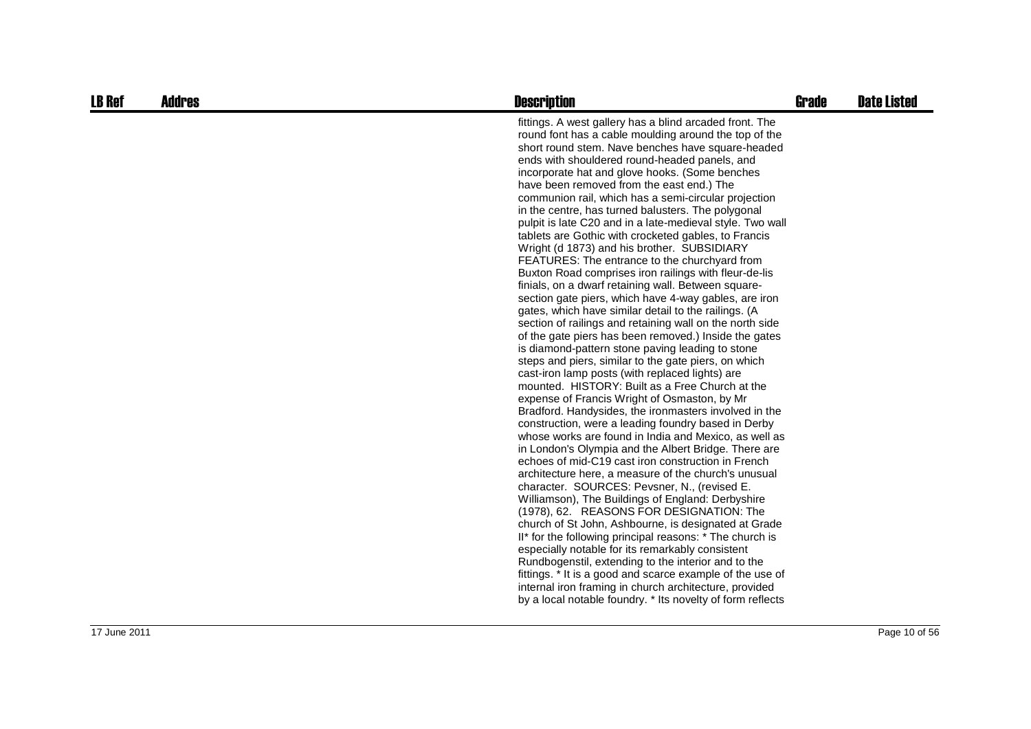| LB Ref | Addres | Description | Grade | Date Listed |
|---|---|---|---|---|
| | | fittings. A west gallery has a blind arcaded front. The round font has a cable moulding around the top of the short round stem. Nave benches have square-headed ends with shouldered round-headed panels, and incorporate hat and glove hooks. (Some benches have been removed from the east end.) The communion rail, which has a semi-circular projection in the centre, has turned balusters. The polygonal pulpit is late C20 and in a late-medieval style. Two wall tablets are Gothic with crocketed gables, to Francis Wright (d 1873) and his brother. SUBSIDIARY FEATURES: The entrance to the churchyard from Buxton Road comprises iron railings with fleur-de-lis finials, on a dwarf retaining wall. Between square-section gate piers, which have 4-way gables, are iron gates, which have similar detail to the railings. (A section of railings and retaining wall on the north side of the gate piers has been removed.) Inside the gates is diamond-pattern stone paving leading to stone steps and piers, similar to the gate piers, on which cast-iron lamp posts (with replaced lights) are mounted. HISTORY: Built as a Free Church at the expense of Francis Wright of Osmaston, by Mr Bradford. Handysides, the ironmasters involved in the construction, were a leading foundry based in Derby whose works are found in India and Mexico, as well as in London's Olympia and the Albert Bridge. There are echoes of mid-C19 cast iron construction in French architecture here, a measure of the church's unusual character. SOURCES: Pevsner, N., (revised E. Williamson), The Buildings of England: Derbyshire (1978), 62. REASONS FOR DESIGNATION: The church of St John, Ashbourne, is designated at Grade II* for the following principal reasons: * The church is especially notable for its remarkably consistent Rundbogenstil, extending to the interior and to the fittings. * It is a good and scarce example of the use of internal iron framing in church architecture, provided by a local notable foundry. * Its novelty of form reflects | | |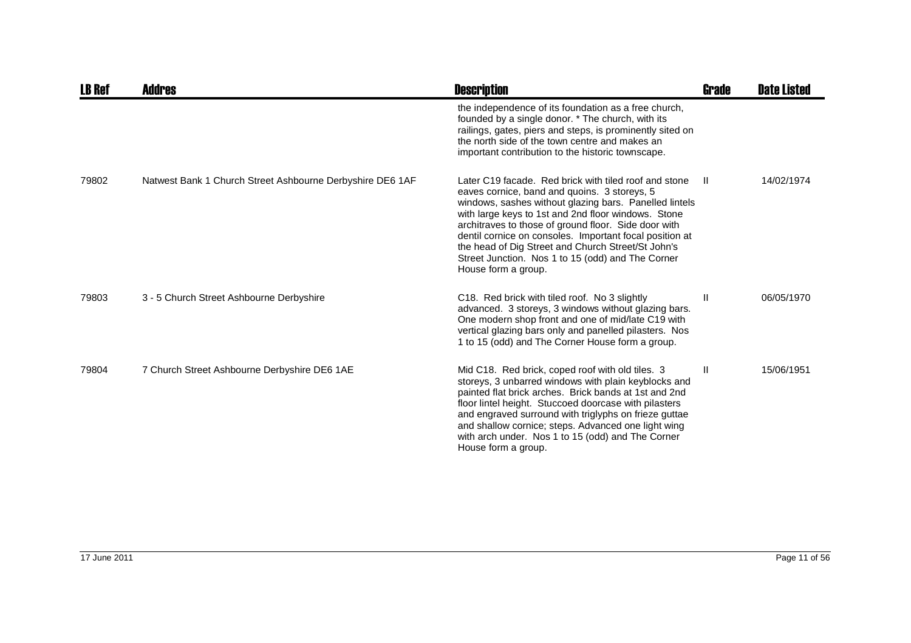| LB Ref | Addres | Description | Grade | Date Listed |
|---|---|---|---|---|
| | | the independence of its foundation as a free church, founded by a single donor. * The church, with its railings, gates, piers and steps, is prominently sited on the north side of the town centre and makes an important contribution to the historic townscape. | | |
| 79802 | Natwest Bank 1 Church Street Ashbourne Derbyshire DE6 1AF | Later C19 facade. Red brick with tiled roof and stone eaves cornice, band and quoins. 3 storeys, 5 windows, sashes without glazing bars. Panelled lintels with large keys to 1st and 2nd floor windows. Stone architraves to those of ground floor. Side door with dentil cornice on consoles. Important focal position at the head of Dig Street and Church Street/St John's Street Junction. Nos 1 to 15 (odd) and The Corner House form a group. | II | 14/02/1974 |
| 79803 | 3 - 5 Church Street Ashbourne Derbyshire | C18. Red brick with tiled roof. No 3 slightly advanced. 3 storeys, 3 windows without glazing bars. One modern shop front and one of mid/late C19 with vertical glazing bars only and panelled pilasters. Nos 1 to 15 (odd) and The Corner House form a group. | II | 06/05/1970 |
| 79804 | 7 Church Street Ashbourne Derbyshire DE6 1AE | Mid C18. Red brick, coped roof with old tiles. 3 storeys, 3 unbarred windows with plain keyblocks and painted flat brick arches. Brick bands at 1st and 2nd floor lintel height. Stuccoed doorcase with pilasters and engraved surround with triglyphs on frieze guttae and shallow cornice; steps. Advanced one light wing with arch under. Nos 1 to 15 (odd) and The Corner House form a group. | II | 15/06/1951 |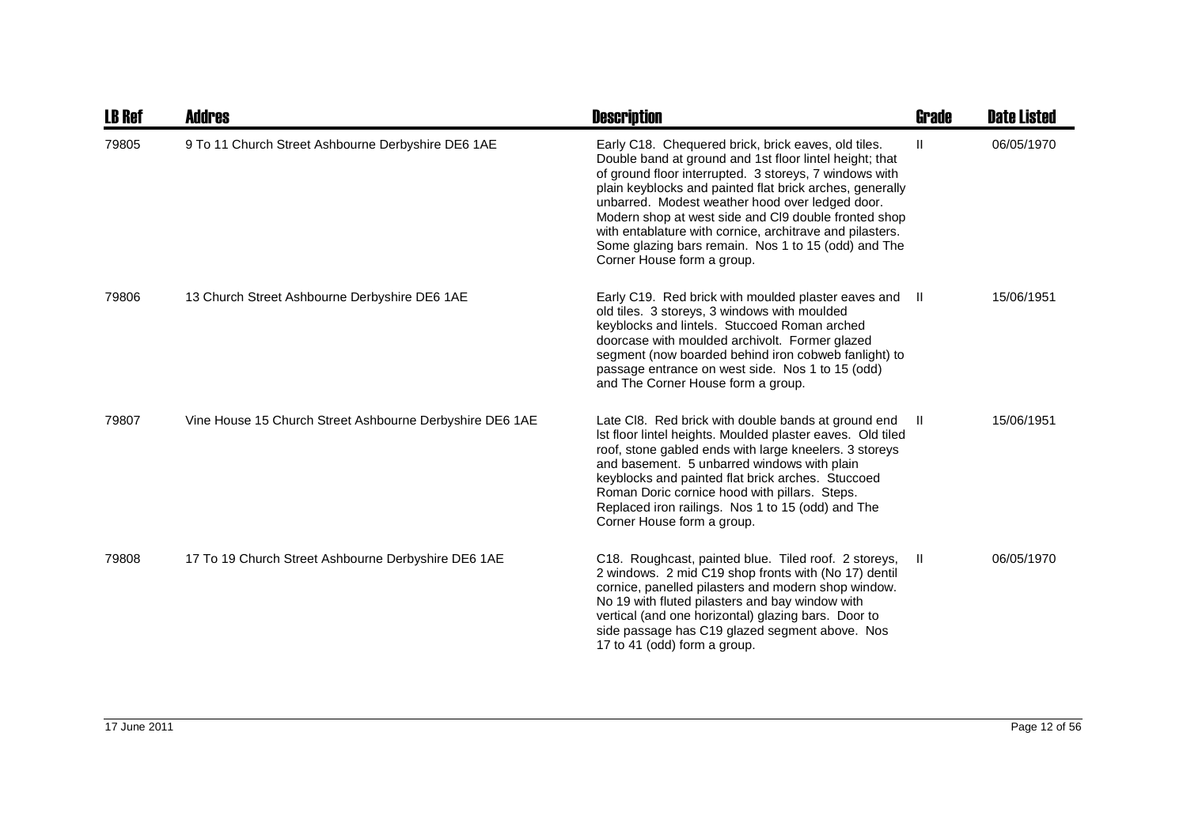| LB Ref | Addres | Description | Grade | Date Listed |
|---|---|---|---|---|
| 79805 | 9 To 11 Church Street Ashbourne Derbyshire DE6 1AE | Early C18. Chequered brick, brick eaves, old tiles. Double band at ground and 1st floor lintel height; that of ground floor interrupted. 3 storeys, 7 windows with plain keyblocks and painted flat brick arches, generally unbarred. Modest weather hood over ledged door. Modern shop at west side and Cl9 double fronted shop with entablature with cornice, architrave and pilasters. Some glazing bars remain. Nos 1 to 15 (odd) and The Corner House form a group. | II | 06/05/1970 |
| 79806 | 13 Church Street Ashbourne Derbyshire DE6 1AE | Early C19. Red brick with moulded plaster eaves and old tiles. 3 storeys, 3 windows with moulded keyblocks and lintels. Stuccoed Roman arched doorcase with moulded archivolt. Former glazed segment (now boarded behind iron cobweb fanlight) to passage entrance on west side. Nos 1 to 15 (odd) and The Corner House form a group. | II | 15/06/1951 |
| 79807 | Vine House 15 Church Street Ashbourne Derbyshire DE6 1AE | Late Cl8. Red brick with double bands at ground end lst floor lintel heights. Moulded plaster eaves. Old tiled roof, stone gabled ends with large kneelers. 3 storeys and basement. 5 unbarred windows with plain keyblocks and painted flat brick arches. Stuccoed Roman Doric cornice hood with pillars. Steps. Replaced iron railings. Nos 1 to 15 (odd) and The Corner House form a group. | II | 15/06/1951 |
| 79808 | 17 To 19 Church Street Ashbourne Derbyshire DE6 1AE | C18. Roughcast, painted blue. Tiled roof. 2 storeys, 2 windows. 2 mid C19 shop fronts with (No 17) dentil cornice, panelled pilasters and modern shop window. No 19 with fluted pilasters and bay window with vertical (and one horizontal) glazing bars. Door to side passage has C19 glazed segment above. Nos 17 to 41 (odd) form a group. | II | 06/05/1970 |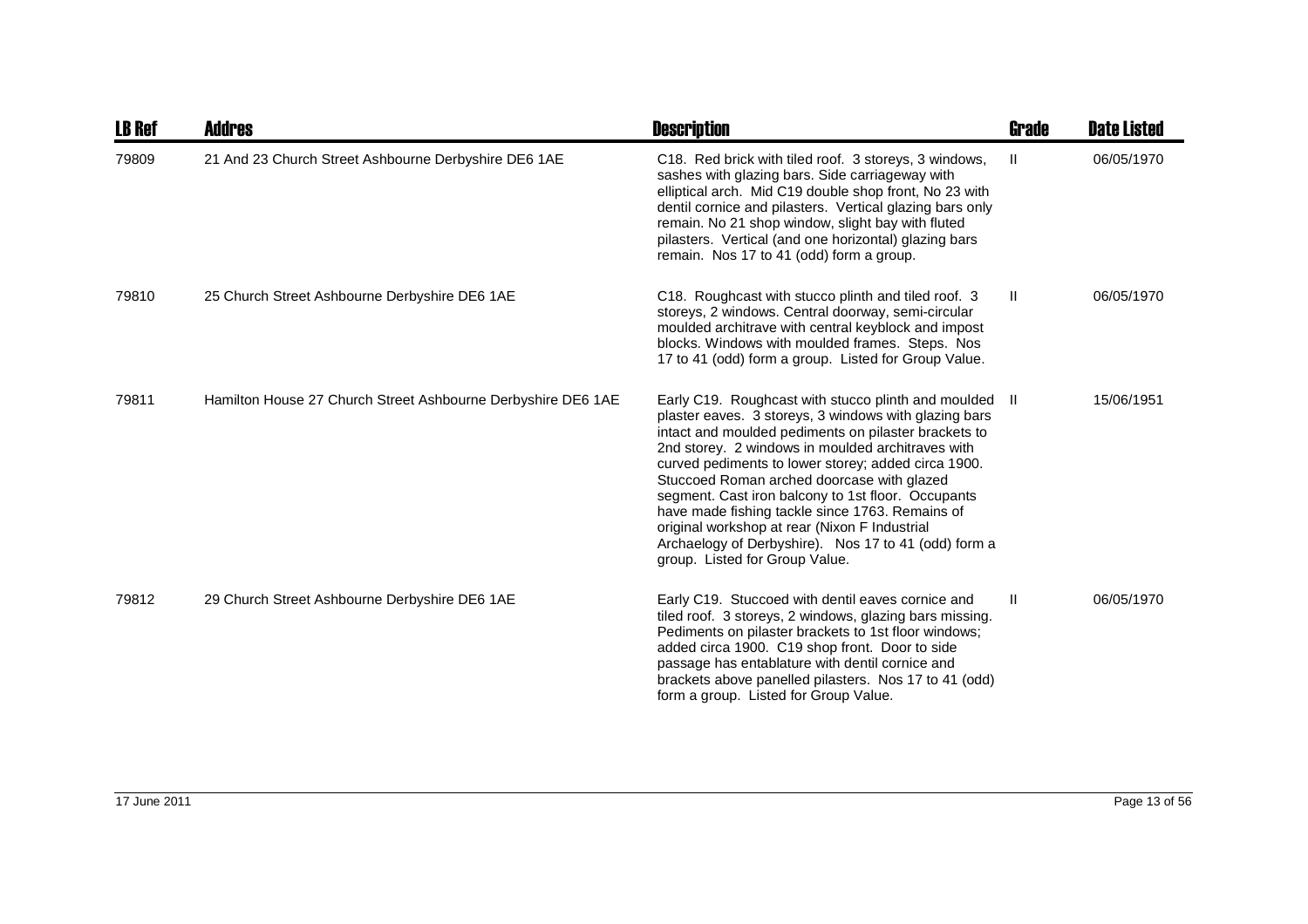| LB Ref | Addres | Description | Grade | Date Listed |
|---|---|---|---|---|
| 79809 | 21 And 23 Church Street Ashbourne Derbyshire DE6 1AE | C18. Red brick with tiled roof. 3 storeys, 3 windows, sashes with glazing bars. Side carriageway with elliptical arch. Mid C19 double shop front, No 23 with dentil cornice and pilasters. Vertical glazing bars only remain. No 21 shop window, slight bay with fluted pilasters. Vertical (and one horizontal) glazing bars remain. Nos 17 to 41 (odd) form a group. | II | 06/05/1970 |
| 79810 | 25 Church Street Ashbourne Derbyshire DE6 1AE | C18. Roughcast with stucco plinth and tiled roof. 3 storeys, 2 windows. Central doorway, semi-circular moulded architrave with central keyblock and impost blocks. Windows with moulded frames. Steps. Nos 17 to 41 (odd) form a group. Listed for Group Value. | II | 06/05/1970 |
| 79811 | Hamilton House 27 Church Street Ashbourne Derbyshire DE6 1AE | Early C19. Roughcast with stucco plinth and moulded plaster eaves. 3 storeys, 3 windows with glazing bars intact and moulded pediments on pilaster brackets to 2nd storey. 2 windows in moulded architraves with curved pediments to lower storey; added circa 1900. Stuccoed Roman arched doorcase with glazed segment. Cast iron balcony to 1st floor. Occupants have made fishing tackle since 1763. Remains of original workshop at rear (Nixon F Industrial Archaelogy of Derbyshire). Nos 17 to 41 (odd) form a group. Listed for Group Value. | II | 15/06/1951 |
| 79812 | 29 Church Street Ashbourne Derbyshire DE6 1AE | Early C19. Stuccoed with dentil eaves cornice and tiled roof. 3 storeys, 2 windows, glazing bars missing. Pediments on pilaster brackets to 1st floor windows; added circa 1900. C19 shop front. Door to side passage has entablature with dentil cornice and brackets above panelled pilasters. Nos 17 to 41 (odd) form a group. Listed for Group Value. | II | 06/05/1970 |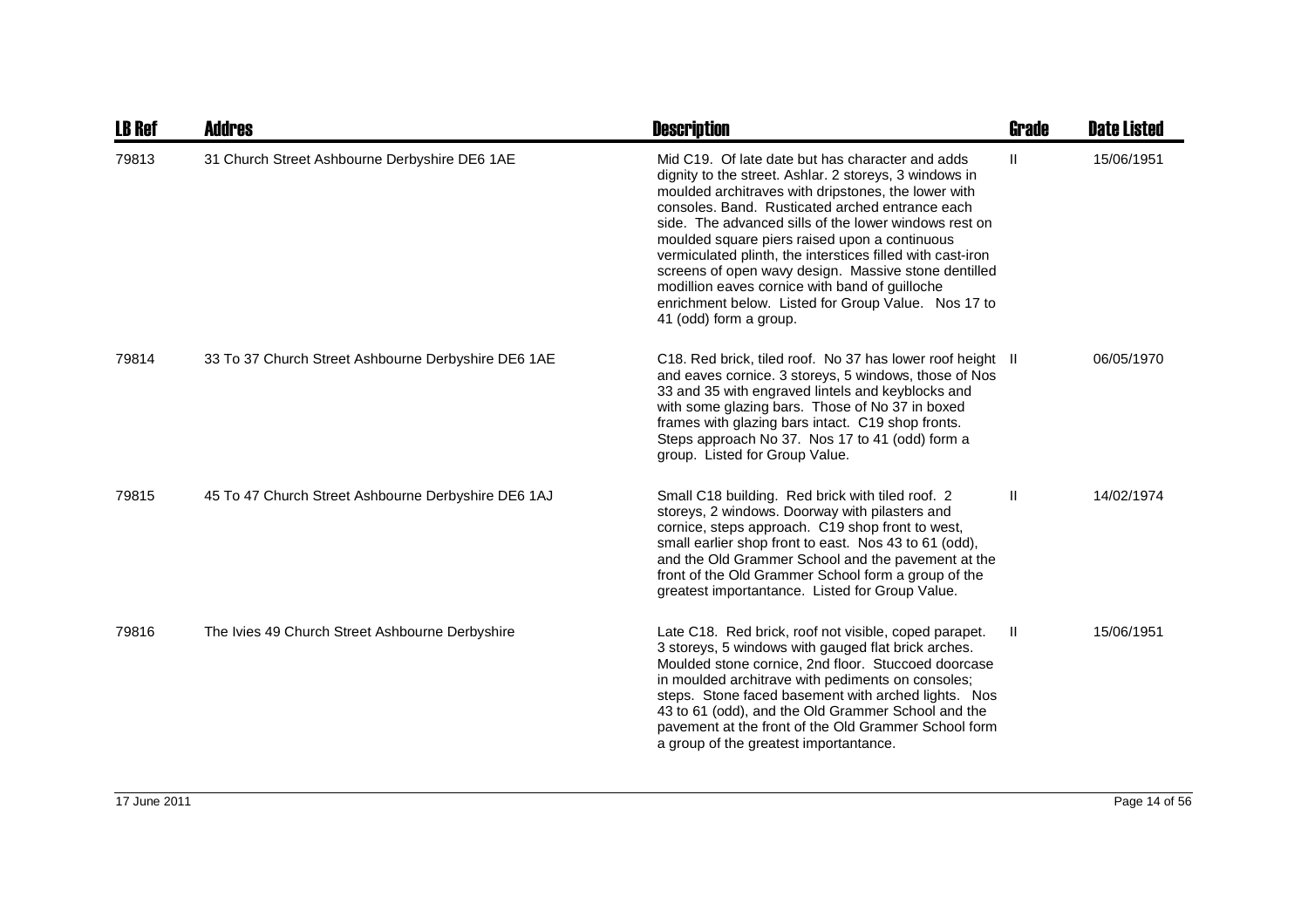| LB Ref | Addres | Description | Grade | Date Listed |
| --- | --- | --- | --- | --- |
| 79813 | 31 Church Street Ashbourne Derbyshire DE6 1AE | Mid C19. Of late date but has character and adds dignity to the street. Ashlar. 2 storeys, 3 windows in moulded architraves with dripstones, the lower with consoles. Band. Rusticated arched entrance each side. The advanced sills of the lower windows rest on moulded square piers raised upon a continuous vermiculated plinth, the interstices filled with cast-iron screens of open wavy design. Massive stone dentilled modillion eaves cornice with band of guilloche enrichment below. Listed for Group Value. Nos 17 to 41 (odd) form a group. | II | 15/06/1951 |
| 79814 | 33 To 37 Church Street Ashbourne Derbyshire DE6 1AE | C18. Red brick, tiled roof. No 37 has lower roof height and eaves cornice. 3 storeys, 5 windows, those of Nos 33 and 35 with engraved lintels and keyblocks and with some glazing bars. Those of No 37 in boxed frames with glazing bars intact. C19 shop fronts. Steps approach No 37. Nos 17 to 41 (odd) form a group. Listed for Group Value. | II | 06/05/1970 |
| 79815 | 45 To 47 Church Street Ashbourne Derbyshire DE6 1AJ | Small C18 building. Red brick with tiled roof. 2 storeys, 2 windows. Doorway with pilasters and cornice, steps approach. C19 shop front to west, small earlier shop front to east. Nos 43 to 61 (odd), and the Old Grammer School and the pavement at the front of the Old Grammer School form a group of the greatest importantance. Listed for Group Value. | II | 14/02/1974 |
| 79816 | The Ivies 49 Church Street Ashbourne Derbyshire | Late C18. Red brick, roof not visible, coped parapet. 3 storeys, 5 windows with gauged flat brick arches. Moulded stone cornice, 2nd floor. Stuccoed doorcase in moulded architrave with pediments on consoles; steps. Stone faced basement with arched lights. Nos 43 to 61 (odd), and the Old Grammer School and the pavement at the front of the Old Grammer School form a group of the greatest importantance. | II | 15/06/1951 |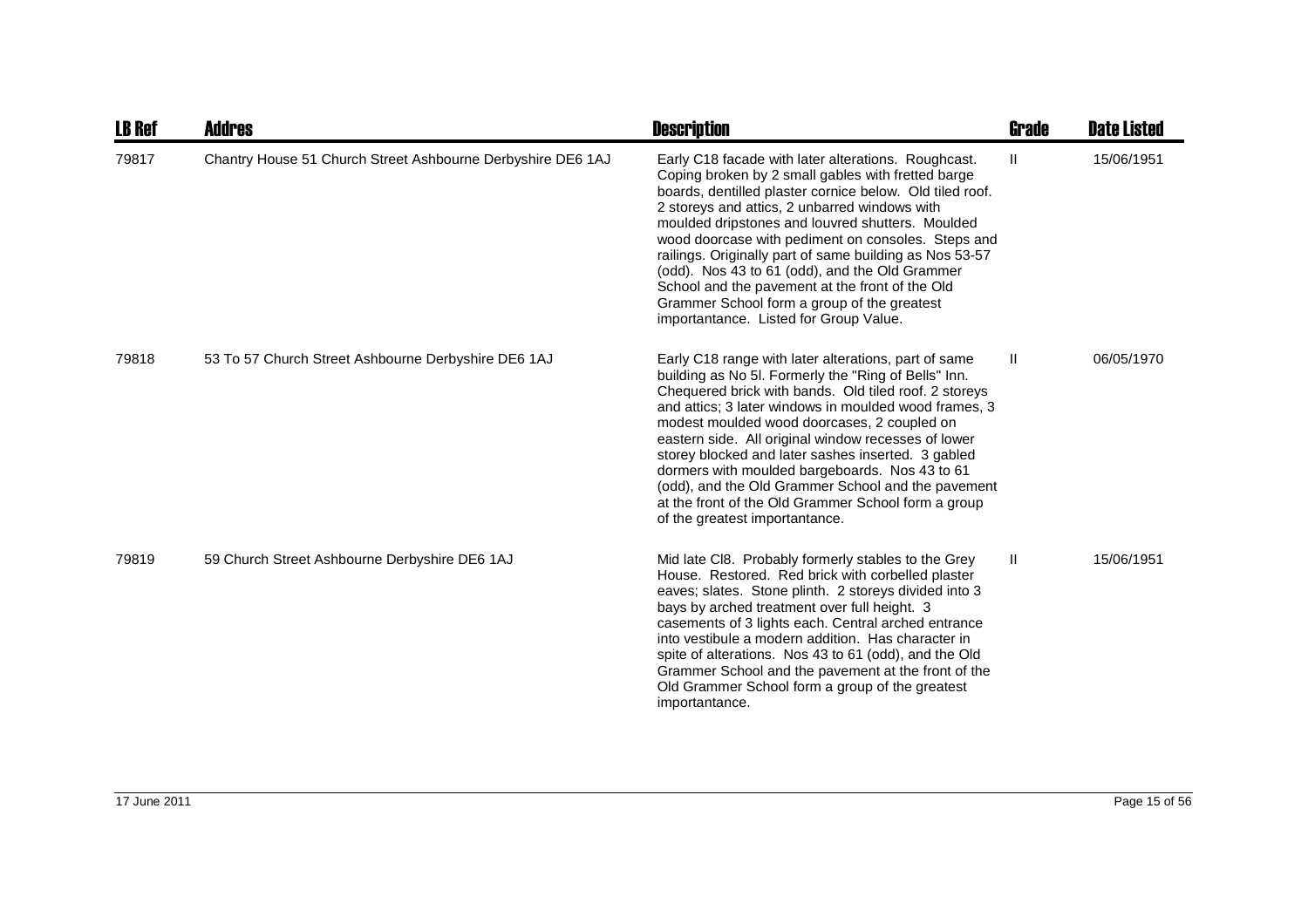| LB Ref | Addres | Description | Grade | Date Listed |
|---|---|---|---|---|
| 79817 | Chantry House 51 Church Street Ashbourne Derbyshire DE6 1AJ | Early C18 facade with later alterations. Roughcast. Coping broken by 2 small gables with fretted barge boards, dentilled plaster cornice below. Old tiled roof. 2 storeys and attics, 2 unbarred windows with moulded dripstones and louvred shutters. Moulded wood doorcase with pediment on consoles. Steps and railings. Originally part of same building as Nos 53-57 (odd). Nos 43 to 61 (odd), and the Old Grammer School and the pavement at the front of the Old Grammer School form a group of the greatest importantance. Listed for Group Value. | II | 15/06/1951 |
| 79818 | 53 To 57 Church Street Ashbourne Derbyshire DE6 1AJ | Early C18 range with later alterations, part of same building as No 5l. Formerly the "Ring of Bells" Inn. Chequered brick with bands. Old tiled roof. 2 storeys and attics; 3 later windows in moulded wood frames, 3 modest moulded wood doorcases, 2 coupled on eastern side. All original window recesses of lower storey blocked and later sashes inserted. 3 gabled dormers with moulded bargeboards. Nos 43 to 61 (odd), and the Old Grammer School and the pavement at the front of the Old Grammer School form a group of the greatest importantance. | II | 06/05/1970 |
| 79819 | 59 Church Street Ashbourne Derbyshire DE6 1AJ | Mid late Cl8. Probably formerly stables to the Grey House. Restored. Red brick with corbelled plaster eaves; slates. Stone plinth. 2 storeys divided into 3 bays by arched treatment over full height. 3 casements of 3 lights each. Central arched entrance into vestibule a modern addition. Has character in spite of alterations. Nos 43 to 61 (odd), and the Old Grammer School and the pavement at the front of the Old Grammer School form a group of the greatest importantance. | II | 15/06/1951 |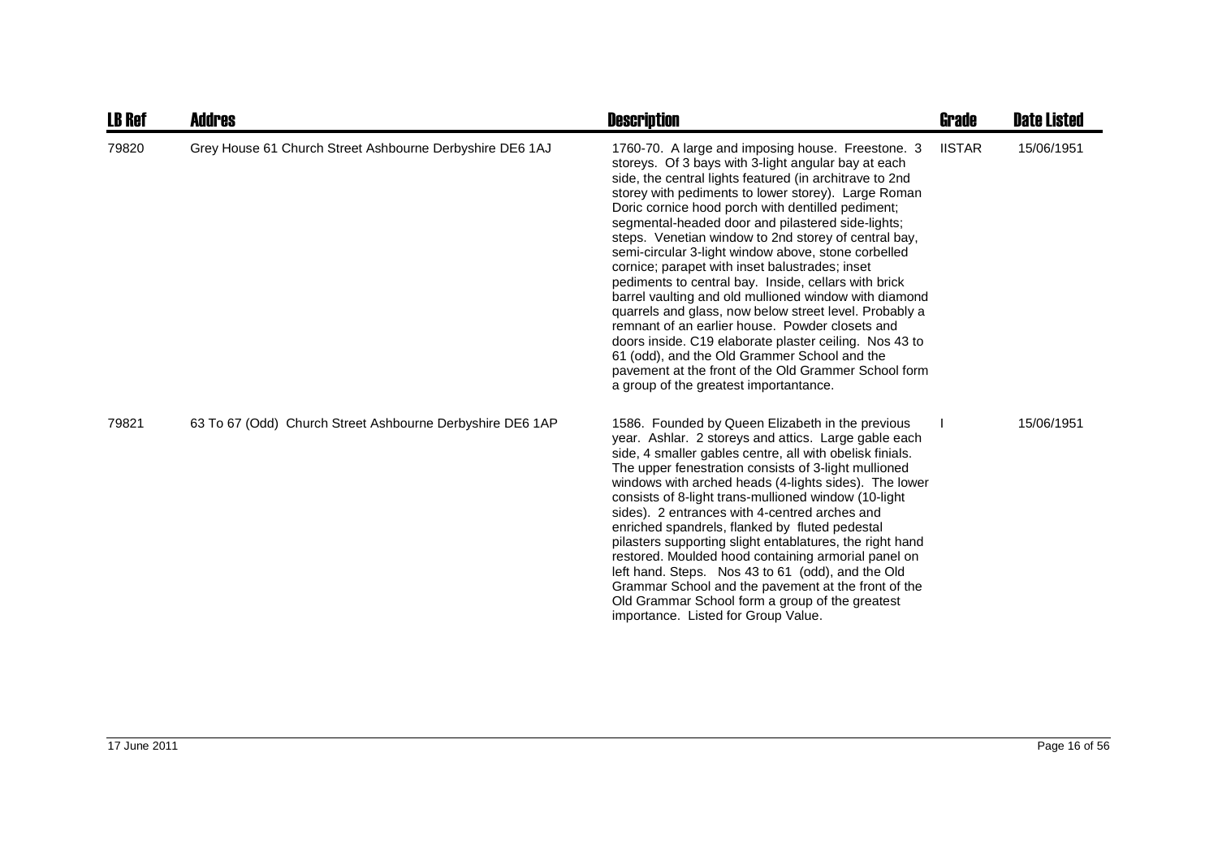| LB Ref | Addres | Description | Grade | Date Listed |
| --- | --- | --- | --- | --- |
| 79820 | Grey House 61 Church Street Ashbourne Derbyshire DE6 1AJ | 1760-70. A large and imposing house. Freestone. 3 storeys. Of 3 bays with 3-light angular bay at each side, the central lights featured (in architrave to 2nd storey with pediments to lower storey). Large Roman Doric cornice hood porch with dentilled pediment; segmental-headed door and pilastered side-lights; steps. Venetian window to 2nd storey of central bay, semi-circular 3-light window above, stone corbelled cornice; parapet with inset balustrades; inset pediments to central bay. Inside, cellars with brick barrel vaulting and old mullioned window with diamond quarrels and glass, now below street level. Probably a remnant of an earlier house. Powder closets and doors inside. C19 elaborate plaster ceiling. Nos 43 to 61 (odd), and the Old Grammer School and the pavement at the front of the Old Grammer School form a group of the greatest importantance. | IISTAR | 15/06/1951 |
| 79821 | 63 To 67 (Odd) Church Street Ashbourne Derbyshire DE6 1AP | 1586. Founded by Queen Elizabeth in the previous year. Ashlar. 2 storeys and attics. Large gable each side, 4 smaller gables centre, all with obelisk finials. The upper fenestration consists of 3-light mullioned windows with arched heads (4-lights sides). The lower consists of 8-light trans-mullioned window (10-light sides). 2 entrances with 4-centred arches and enriched spandrels, flanked by fluted pedestal pilasters supporting slight entablatures, the right hand restored. Moulded hood containing armorial panel on left hand. Steps. Nos 43 to 61 (odd), and the Old Grammar School and the pavement at the front of the Old Grammar School form a group of the greatest importance. Listed for Group Value. | I | 15/06/1951 |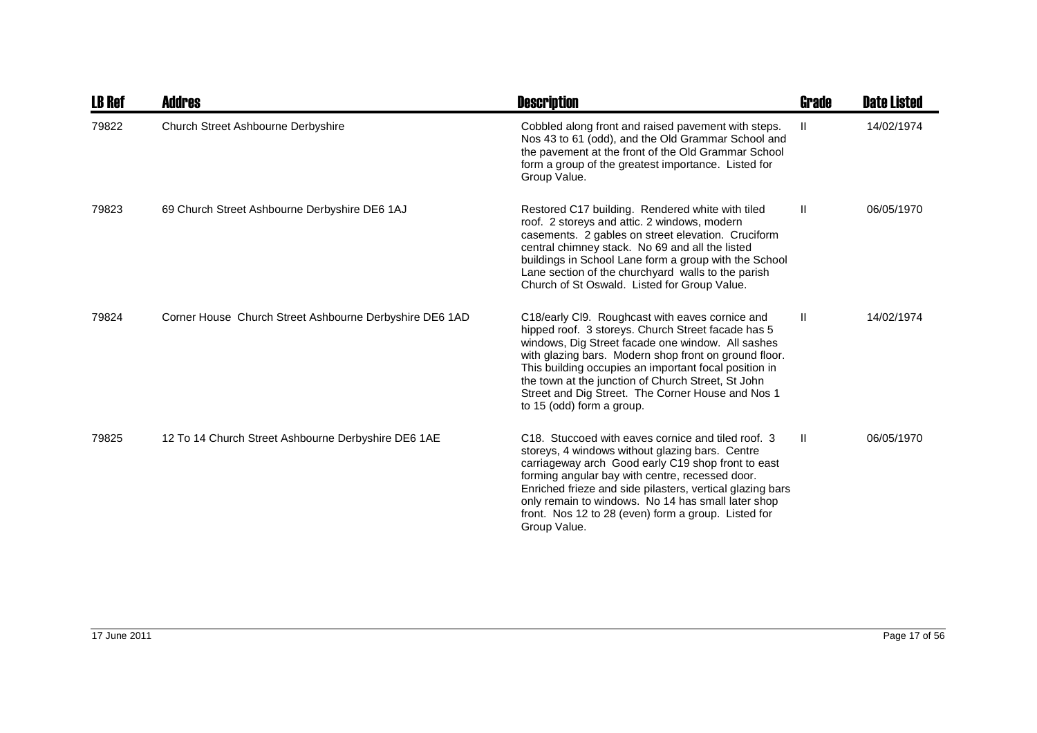| LB Ref | Addres | Description | Grade | Date Listed |
|---|---|---|---|---|
| 79822 | Church Street Ashbourne Derbyshire | Cobbled along front and raised pavement with steps. Nos 43 to 61 (odd), and the Old Grammar School and the pavement at the front of the Old Grammar School form a group of the greatest importance. Listed for Group Value. | II | 14/02/1974 |
| 79823 | 69 Church Street Ashbourne Derbyshire DE6 1AJ | Restored C17 building. Rendered white with tiled roof. 2 storeys and attic. 2 windows, modern casements. 2 gables on street elevation. Cruciform central chimney stack. No 69 and all the listed buildings in School Lane form a group with the School Lane section of the churchyard walls to the parish Church of St Oswald. Listed for Group Value. | II | 06/05/1970 |
| 79824 | Corner House Church Street Ashbourne Derbyshire DE6 1AD | C18/early Cl9. Roughcast with eaves cornice and hipped roof. 3 storeys. Church Street facade has 5 windows, Dig Street facade one window. All sashes with glazing bars. Modern shop front on ground floor. This building occupies an important focal position in the town at the junction of Church Street, St John Street and Dig Street. The Corner House and Nos 1 to 15 (odd) form a group. | II | 14/02/1974 |
| 79825 | 12 To 14 Church Street Ashbourne Derbyshire DE6 1AE | C18. Stuccoed with eaves cornice and tiled roof. 3 storeys, 4 windows without glazing bars. Centre carriageway arch Good early C19 shop front to east forming angular bay with centre, recessed door. Enriched frieze and side pilasters, vertical glazing bars only remain to windows. No 14 has small later shop front. Nos 12 to 28 (even) form a group. Listed for Group Value. | II | 06/05/1970 |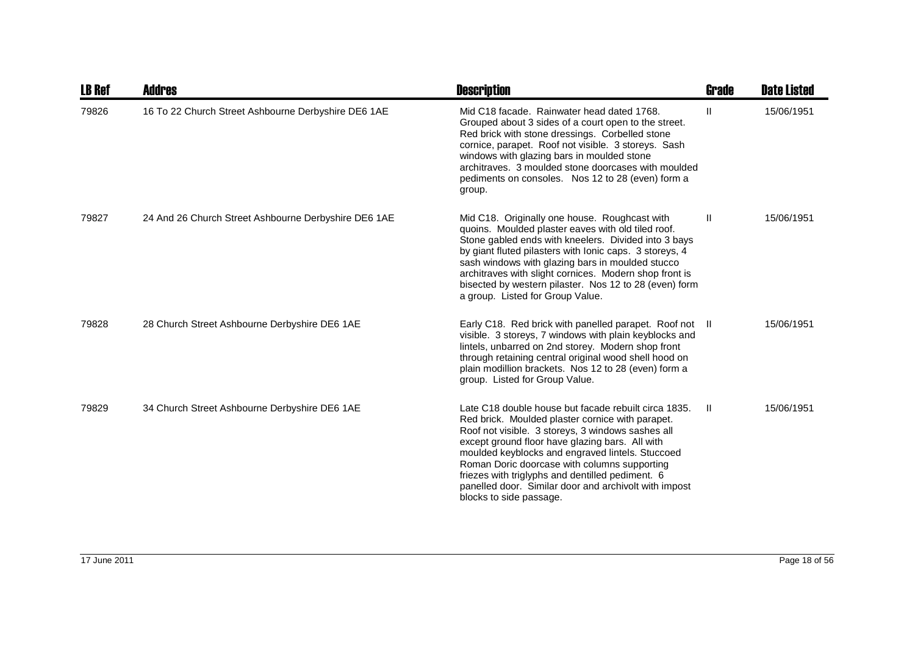| LB Ref | Addres | Description | Grade | Date Listed |
|---|---|---|---|---|
| 79826 | 16 To 22 Church Street Ashbourne Derbyshire DE6 1AE | Mid C18 facade. Rainwater head dated 1768. Grouped about 3 sides of a court open to the street. Red brick with stone dressings. Corbelled stone cornice, parapet. Roof not visible. 3 storeys. Sash windows with glazing bars in moulded stone architraves. 3 moulded stone doorcases with moulded pediments on consoles. Nos 12 to 28 (even) form a group. | II | 15/06/1951 |
| 79827 | 24 And 26 Church Street Ashbourne Derbyshire DE6 1AE | Mid C18. Originally one house. Roughcast with quoins. Moulded plaster eaves with old tiled roof. Stone gabled ends with kneelers. Divided into 3 bays by giant fluted pilasters with Ionic caps. 3 storeys, 4 sash windows with glazing bars in moulded stucco architraves with slight cornices. Modern shop front is bisected by western pilaster. Nos 12 to 28 (even) form a group. Listed for Group Value. | II | 15/06/1951 |
| 79828 | 28 Church Street Ashbourne Derbyshire DE6 1AE | Early C18. Red brick with panelled parapet. Roof not visible. 3 storeys, 7 windows with plain keyblocks and lintels, unbarred on 2nd storey. Modern shop front through retaining central original wood shell hood on plain modillion brackets. Nos 12 to 28 (even) form a group. Listed for Group Value. | II | 15/06/1951 |
| 79829 | 34 Church Street Ashbourne Derbyshire DE6 1AE | Late C18 double house but facade rebuilt circa 1835. Red brick. Moulded plaster cornice with parapet. Roof not visible. 3 storeys, 3 windows sashes all except ground floor have glazing bars. All with moulded keyblocks and engraved lintels. Stuccoed Roman Doric doorcase with columns supporting friezes with triglyphs and dentilled pediment. 6 panelled door. Similar door and archivolt with impost blocks to side passage. | II | 15/06/1951 |

17 June 2011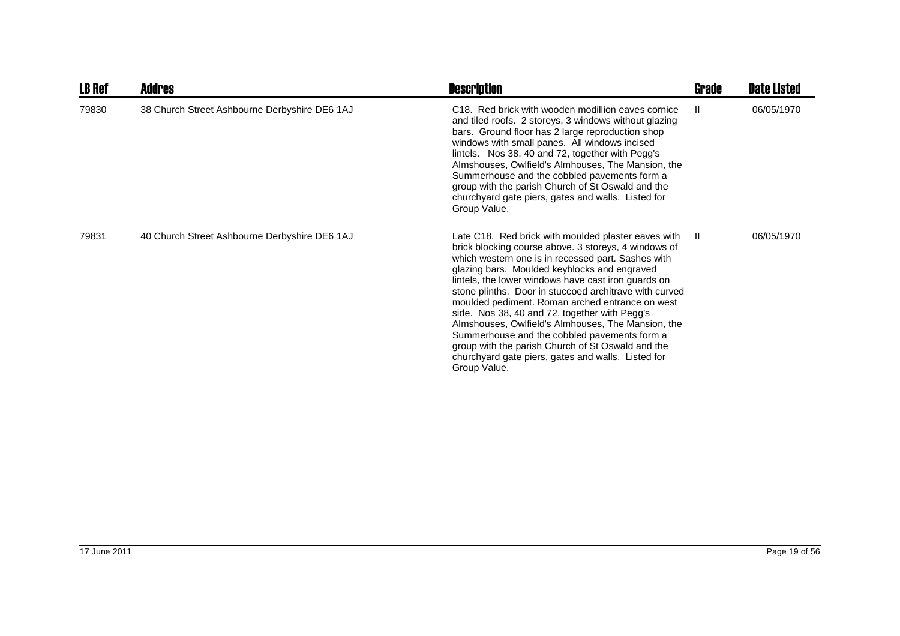| LB Ref | Addres | Description | Grade | Date Listed |
|---|---|---|---|---|
| 79830 | 38 Church Street Ashbourne Derbyshire DE6 1AJ | C18. Red brick with wooden modillion eaves cornice and tiled roofs. 2 storeys, 3 windows without glazing bars. Ground floor has 2 large reproduction shop windows with small panes. All windows incised lintels. Nos 38, 40 and 72, together with Pegg's Almshouses, Owlfield's Almhouses, The Mansion, the Summerhouse and the cobbled pavements form a group with the parish Church of St Oswald and the churchyard gate piers, gates and walls. Listed for Group Value. | II | 06/05/1970 |
| 79831 | 40 Church Street Ashbourne Derbyshire DE6 1AJ | Late C18. Red brick with moulded plaster eaves with brick blocking course above. 3 storeys, 4 windows of which western one is in recessed part. Sashes with glazing bars. Moulded keyblocks and engraved lintels, the lower windows have cast iron guards on stone plinths. Door in stuccoed architrave with curved moulded pediment. Roman arched entrance on west side. Nos 38, 40 and 72, together with Pegg's Almshouses, Owlfield's Almhouses, The Mansion, the Summerhouse and the cobbled pavements form a group with the parish Church of St Oswald and the churchyard gate piers, gates and walls. Listed for Group Value. | II | 06/05/1970 |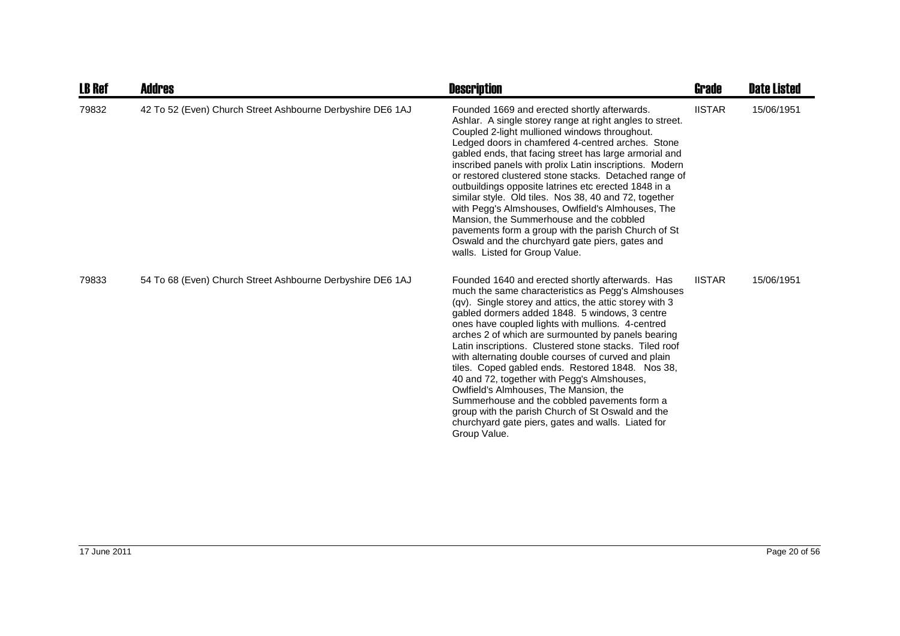| LB Ref | Addres | Description | Grade | Date Listed |
|---|---|---|---|---|
| 79832 | 42 To 52 (Even) Church Street Ashbourne Derbyshire DE6 1AJ | Founded 1669 and erected shortly afterwards. Ashlar. A single storey range at right angles to street. Coupled 2-light mullioned windows throughout. Ledged doors in chamfered 4-centred arches. Stone gabled ends, that facing street has large armorial and inscribed panels with prolix Latin inscriptions. Modern or restored clustered stone stacks. Detached range of outbuildings opposite latrines etc erected 1848 in a similar style. Old tiles. Nos 38, 40 and 72, together with Pegg's Almshouses, Owlfield's Almhouses, The Mansion, the Summerhouse and the cobbled pavements form a group with the parish Church of St Oswald and the churchyard gate piers, gates and walls. Listed for Group Value. | IISTAR | 15/06/1951 |
| 79833 | 54 To 68 (Even) Church Street Ashbourne Derbyshire DE6 1AJ | Founded 1640 and erected shortly afterwards. Has much the same characteristics as Pegg's Almshouses (qv). Single storey and attics, the attic storey with 3 gabled dormers added 1848. 5 windows, 3 centre ones have coupled lights with mullions. 4-centred arches 2 of which are surmounted by panels bearing Latin inscriptions. Clustered stone stacks. Tiled roof with alternating double courses of curved and plain tiles. Coped gabled ends. Restored 1848. Nos 38, 40 and 72, together with Pegg's Almshouses, Owlfield's Almhouses, The Mansion, the Summerhouse and the cobbled pavements form a group with the parish Church of St Oswald and the churchyard gate piers, gates and walls. Liated for Group Value. | IISTAR | 15/06/1951 |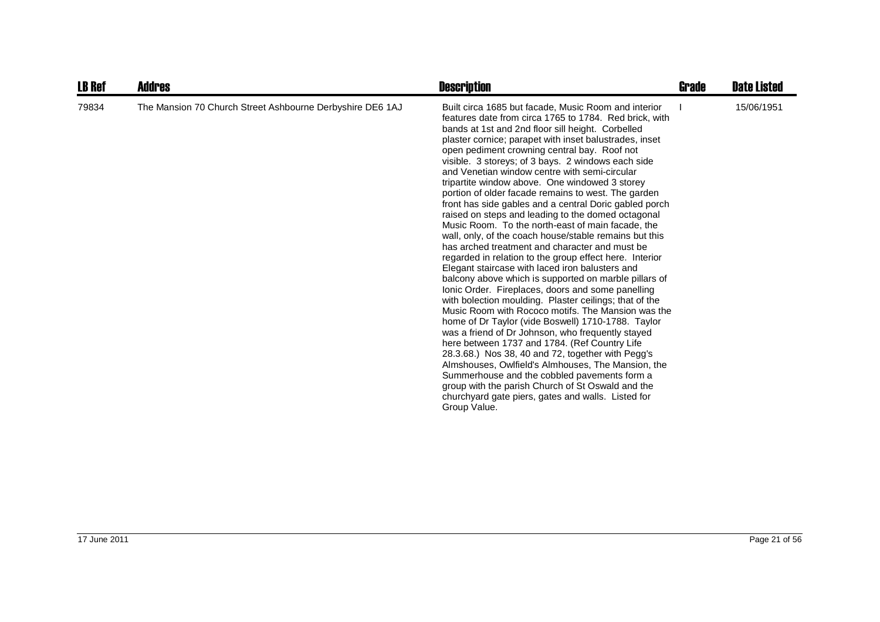| LB Ref | Addres | Description | Grade | Date Listed |
|---|---|---|---|---|
| 79834 | The Mansion 70 Church Street Ashbourne Derbyshire DE6 1AJ | Built circa 1685 but facade, Music Room and interior features date from circa 1765 to 1784. Red brick, with bands at 1st and 2nd floor sill height. Corbelled plaster cornice; parapet with inset balustrades, inset open pediment crowning central bay. Roof not visible. 3 storeys; of 3 bays. 2 windows each side and Venetian window centre with semi-circular tripartite window above. One windowed 3 storey portion of older facade remains to west. The garden front has side gables and a central Doric gabled porch raised on steps and leading to the domed octagonal Music Room. To the north-east of main facade, the wall, only, of the coach house/stable remains but this has arched treatment and character and must be regarded in relation to the group effect here. Interior Elegant staircase with laced iron balusters and balcony above which is supported on marble pillars of Ionic Order. Fireplaces, doors and some panelling with bolection moulding. Plaster ceilings; that of the Music Room with Rococo motifs. The Mansion was the home of Dr Taylor (vide Boswell) 1710-1788. Taylor was a friend of Dr Johnson, who frequently stayed here between 1737 and 1784. (Ref Country Life 28.3.68.) Nos 38, 40 and 72, together with Pegg's Almshouses, Owlfield's Almhouses, The Mansion, the Summerhouse and the cobbled pavements form a group with the parish Church of St Oswald and the churchyard gate piers, gates and walls. Listed for Group Value. | I | 15/06/1951 |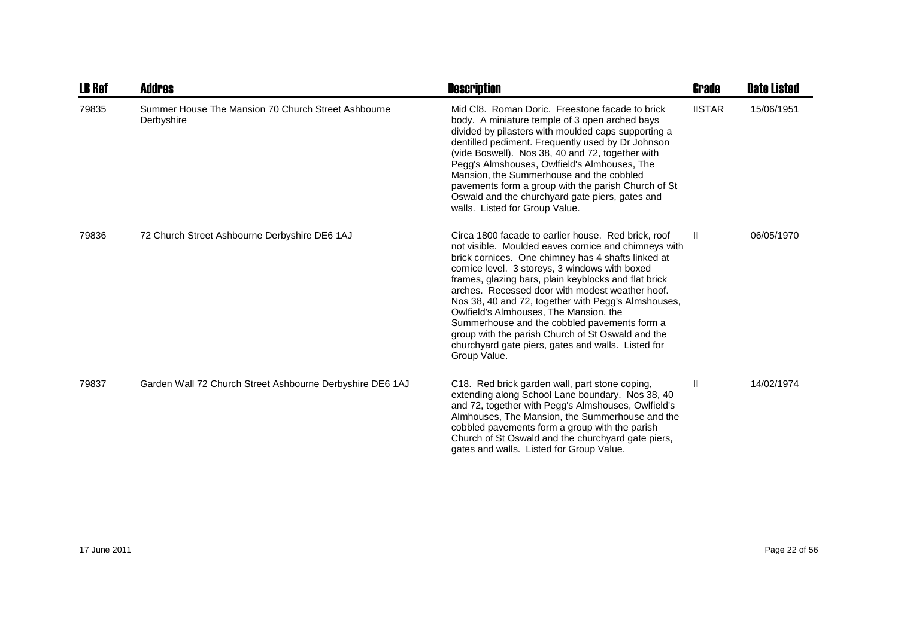| LB Ref | Addres | Description | Grade | Date Listed |
|---|---|---|---|---|
| 79835 | Summer House The Mansion 70 Church Street Ashbourne Derbyshire | Mid Cl8. Roman Doric. Freestone facade to brick body. A miniature temple of 3 open arched bays divided by pilasters with moulded caps supporting a dentilled pediment. Frequently used by Dr Johnson (vide Boswell). Nos 38, 40 and 72, together with Pegg's Almshouses, Owlfield's Almhouses, The Mansion, the Summerhouse and the cobbled pavements form a group with the parish Church of St Oswald and the churchyard gate piers, gates and walls. Listed for Group Value. | IISTAR | 15/06/1951 |
| 79836 | 72 Church Street Ashbourne Derbyshire DE6 1AJ | Circa 1800 facade to earlier house. Red brick, roof not visible. Moulded eaves cornice and chimneys with brick cornices. One chimney has 4 shafts linked at cornice level. 3 storeys, 3 windows with boxed frames, glazing bars, plain keyblocks and flat brick arches. Recessed door with modest weather hoof. Nos 38, 40 and 72, together with Pegg's Almshouses, Owlfield's Almhouses, The Mansion, the Summerhouse and the cobbled pavements form a group with the parish Church of St Oswald and the churchyard gate piers, gates and walls. Listed for Group Value. | II | 06/05/1970 |
| 79837 | Garden Wall 72 Church Street Ashbourne Derbyshire DE6 1AJ | C18. Red brick garden wall, part stone coping, extending along School Lane boundary. Nos 38, 40 and 72, together with Pegg's Almshouses, Owlfield's Almhouses, The Mansion, the Summerhouse and the cobbled pavements form a group with the parish Church of St Oswald and the churchyard gate piers, gates and walls. Listed for Group Value. | II | 14/02/1974 |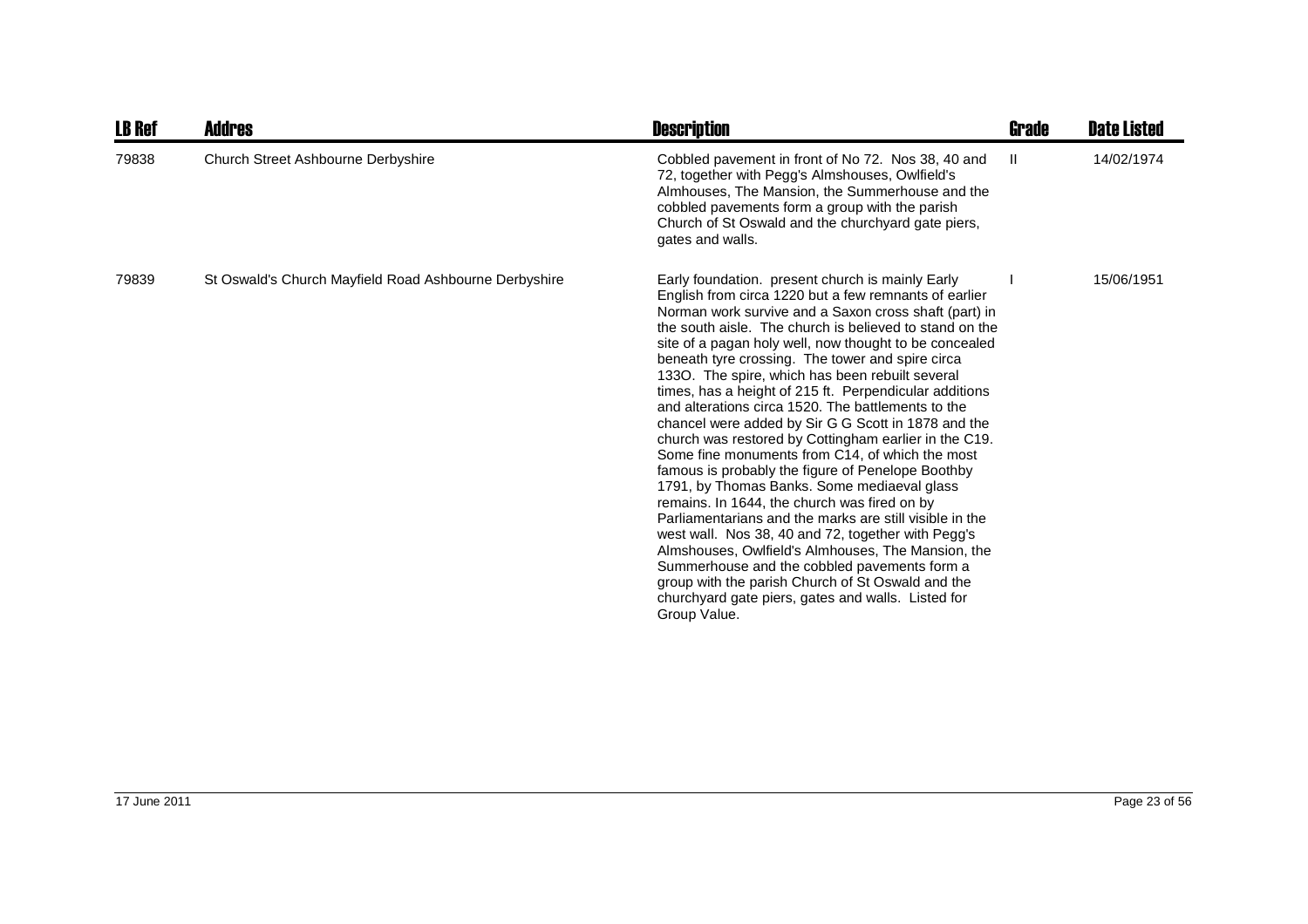| LB Ref | Addres | Description | Grade | Date Listed |
| --- | --- | --- | --- | --- |
| 79838 | Church Street Ashbourne Derbyshire | Cobbled pavement in front of No 72. Nos 38, 40 and 72, together with Pegg's Almshouses, Owlfield's Almhouses, The Mansion, the Summerhouse and the cobbled pavements form a group with the parish Church of St Oswald and the churchyard gate piers, gates and walls. | II | 14/02/1974 |
| 79839 | St Oswald's Church Mayfield Road Ashbourne Derbyshire | Early foundation. present church is mainly Early English from circa 1220 but a few remnants of earlier Norman work survive and a Saxon cross shaft (part) in the south aisle. The church is believed to stand on the site of a pagan holy well, now thought to be concealed beneath tyre crossing. The tower and spire circa 133O. The spire, which has been rebuilt several times, has a height of 215 ft. Perpendicular additions and alterations circa 1520. The battlements to the chancel were added by Sir G G Scott in 1878 and the church was restored by Cottingham earlier in the C19. Some fine monuments from C14, of which the most famous is probably the figure of Penelope Boothby 1791, by Thomas Banks. Some mediaeval glass remains. In 1644, the church was fired on by Parliamentarians and the marks are still visible in the west wall. Nos 38, 40 and 72, together with Pegg's Almshouses, Owlfield's Almhouses, The Mansion, the Summerhouse and the cobbled pavements form a group with the parish Church of St Oswald and the churchyard gate piers, gates and walls. Listed for Group Value. | I | 15/06/1951 |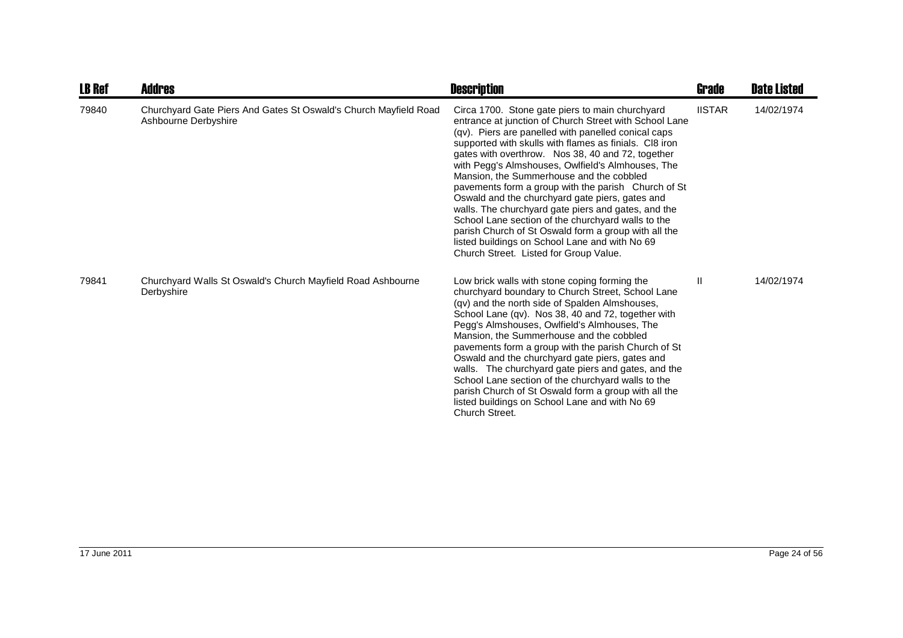| LB Ref | Addres | Description | Grade | Date Listed |
|---|---|---|---|---|
| 79840 | Churchyard Gate Piers And Gates St Oswald's Church Mayfield Road Ashbourne Derbyshire | Circa 1700. Stone gate piers to main churchyard entrance at junction of Church Street with School Lane (qv). Piers are panelled with panelled conical caps supported with skulls with flames as finials. Cl8 iron gates with overthrow. Nos 38, 40 and 72, together with Pegg's Almshouses, Owlfield's Almhouses, The Mansion, the Summerhouse and the cobbled pavements form a group with the parish Church of St Oswald and the churchyard gate piers, gates and walls. The churchyard gate piers and gates, and the School Lane section of the churchyard walls to the parish Church of St Oswald form a group with all the listed buildings on School Lane and with No 69 Church Street. Listed for Group Value. | IISTAR | 14/02/1974 |
| 79841 | Churchyard Walls St Oswald's Church Mayfield Road Ashbourne Derbyshire | Low brick walls with stone coping forming the churchyard boundary to Church Street, School Lane (qv) and the north side of Spalden Almshouses, School Lane (qv). Nos 38, 40 and 72, together with Pegg's Almshouses, Owlfield's Almhouses, The Mansion, the Summerhouse and the cobbled pavements form a group with the parish Church of St Oswald and the churchyard gate piers, gates and walls. The churchyard gate piers and gates, and the School Lane section of the churchyard walls to the parish Church of St Oswald form a group with all the listed buildings on School Lane and with No 69 Church Street. | II | 14/02/1974 |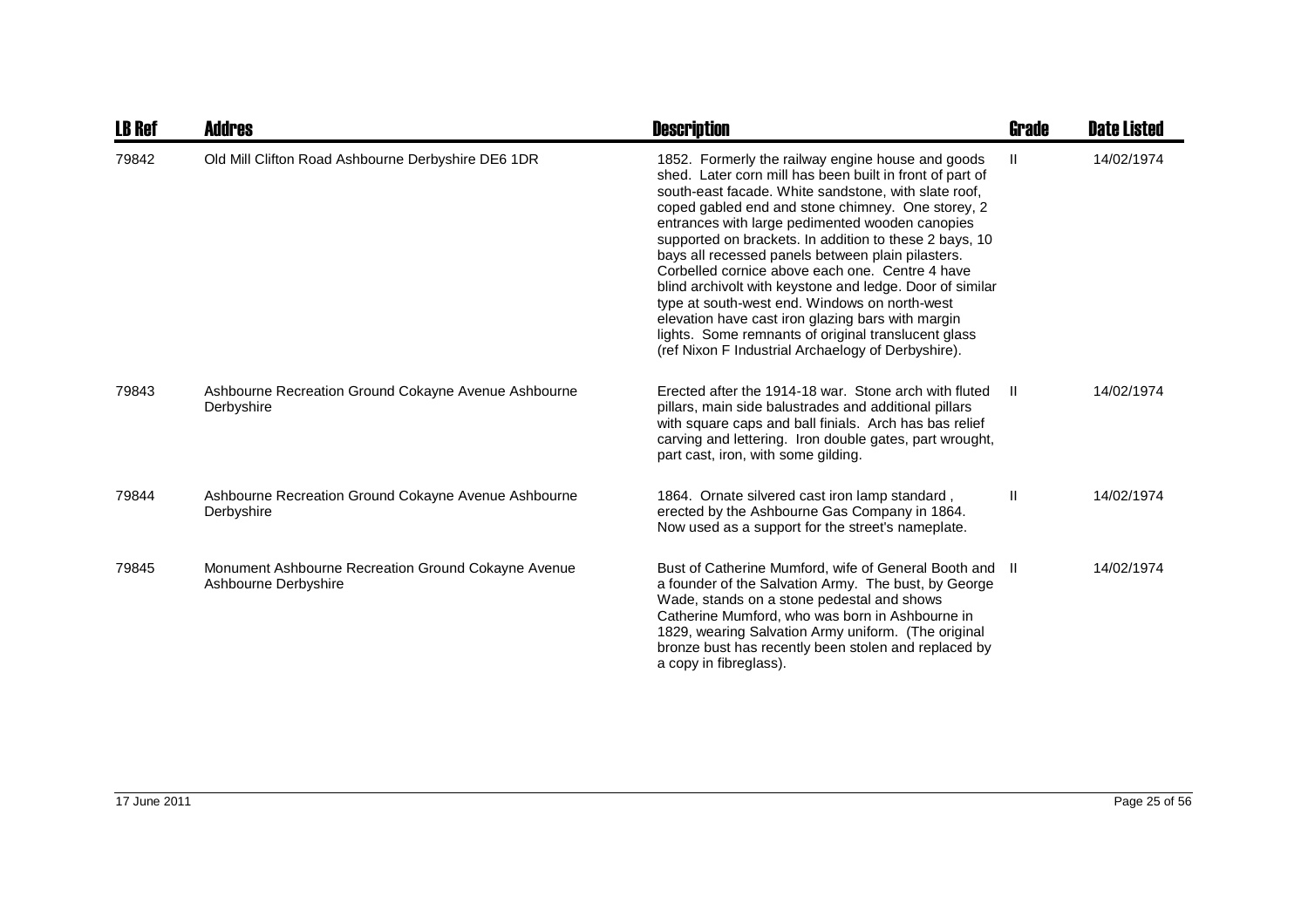| LB Ref | Addres | Description | Grade | Date Listed |
|---|---|---|---|---|
| 79842 | Old Mill Clifton Road Ashbourne Derbyshire DE6 1DR | 1852. Formerly the railway engine house and goods shed. Later corn mill has been built in front of part of south-east facade. White sandstone, with slate roof, coped gabled end and stone chimney. One storey, 2 entrances with large pedimented wooden canopies supported on brackets. In addition to these 2 bays, 10 bays all recessed panels between plain pilasters. Corbelled cornice above each one. Centre 4 have blind archivolt with keystone and ledge. Door of similar type at south-west end. Windows on north-west elevation have cast iron glazing bars with margin lights. Some remnants of original translucent glass (ref Nixon F Industrial Archaelogy of Derbyshire). | II | 14/02/1974 |
| 79843 | Ashbourne Recreation Ground Cokayne Avenue Ashbourne Derbyshire | Erected after the 1914-18 war. Stone arch with fluted pillars, main side balustrades and additional pillars with square caps and ball finials. Arch has bas relief carving and lettering. Iron double gates, part wrought, part cast, iron, with some gilding. | II | 14/02/1974 |
| 79844 | Ashbourne Recreation Ground Cokayne Avenue Ashbourne Derbyshire | 1864. Ornate silvered cast iron lamp standard , erected by the Ashbourne Gas Company in 1864. Now used as a support for the street's nameplate. | II | 14/02/1974 |
| 79845 | Monument Ashbourne Recreation Ground Cokayne Avenue Ashbourne Derbyshire | Bust of Catherine Mumford, wife of General Booth and a founder of the Salvation Army. The bust, by George Wade, stands on a stone pedestal and shows Catherine Mumford, who was born in Ashbourne in 1829, wearing Salvation Army uniform. (The original bronze bust has recently been stolen and replaced by a copy in fibreglass). | II | 14/02/1974 |

17 June 2011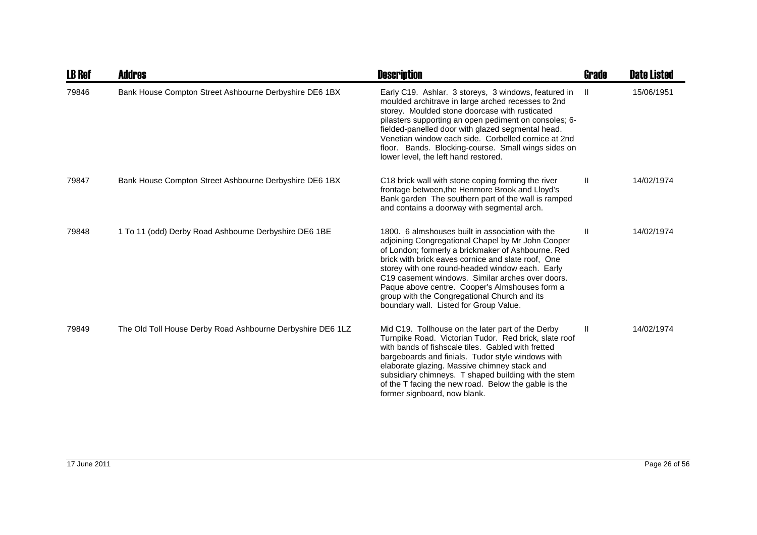| LB Ref | Addres | Description | Grade | Date Listed |
|---|---|---|---|---|
| 79846 | Bank House Compton Street Ashbourne Derbyshire DE6 1BX | Early C19. Ashlar. 3 storeys, 3 windows, featured in moulded architrave in large arched recesses to 2nd storey. Moulded stone doorcase with rusticated pilasters supporting an open pediment on consoles; 6-fielded-panelled door with glazed segmental head. Venetian window each side. Corbelled cornice at 2nd floor. Bands. Blocking-course. Small wings sides on lower level, the left hand restored. | II | 15/06/1951 |
| 79847 | Bank House Compton Street Ashbourne Derbyshire DE6 1BX | C18 brick wall with stone coping forming the river frontage between,the Henmore Brook and Lloyd's Bank garden The southern part of the wall is ramped and contains a doorway with segmental arch. | II | 14/02/1974 |
| 79848 | 1 To 11 (odd) Derby Road Ashbourne Derbyshire DE6 1BE | 1800. 6 almshouses built in association with the adjoining Congregational Chapel by Mr John Cooper of London; formerly a brickmaker of Ashbourne. Red brick with brick eaves cornice and slate roof, One storey with one round-headed window each. Early C19 casement windows. Similar arches over doors. Paque above centre. Cooper's Almshouses form a group with the Congregational Church and its boundary wall. Listed for Group Value. | II | 14/02/1974 |
| 79849 | The Old Toll House Derby Road Ashbourne Derbyshire DE6 1LZ | Mid C19. Tollhouse on the later part of the Derby Turnpike Road. Victorian Tudor. Red brick, slate roof with bands of fishscale tiles. Gabled with fretted bargeboards and finials. Tudor style windows with elaborate glazing. Massive chimney stack and subsidiary chimneys. T shaped building with the stem of the T facing the new road. Below the gable is the former signboard, now blank. | II | 14/02/1974 |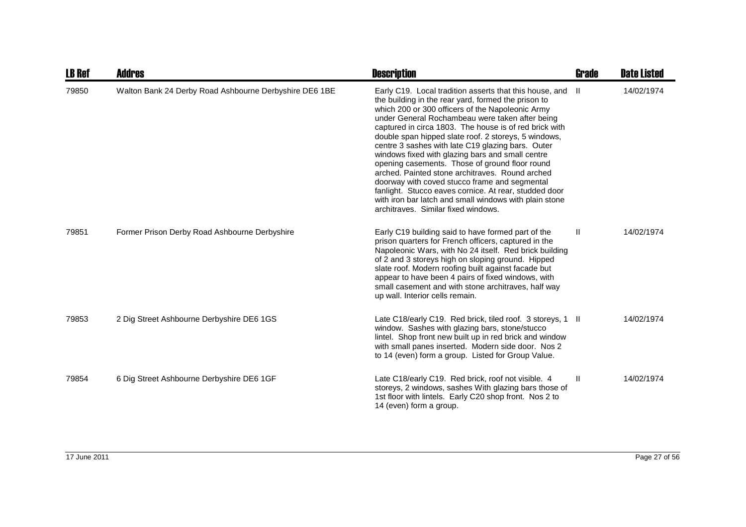| LB Ref | Addres | Description | Grade | Date Listed |
| --- | --- | --- | --- | --- |
| 79850 | Walton Bank 24 Derby Road Ashbourne Derbyshire DE6 1BE | Early C19. Local tradition asserts that this house, and the building in the rear yard, formed the prison to which 200 or 300 officers of the Napoleonic Army under General Rochambeau were taken after being captured in circa 1803. The house is of red brick with double span hipped slate roof. 2 storeys, 5 windows, centre 3 sashes with late C19 glazing bars. Outer windows fixed with glazing bars and small centre opening casements. Those of ground floor round arched. Painted stone architraves. Round arched doorway with coved stucco frame and segmental fanlight. Stucco eaves cornice. At rear, studded door with iron bar latch and small windows with plain stone architraves. Similar fixed windows. | II | 14/02/1974 |
| 79851 | Former Prison Derby Road Ashbourne Derbyshire | Early C19 building said to have formed part of the prison quarters for French officers, captured in the Napoleonic Wars, with No 24 itself. Red brick building of 2 and 3 storeys high on sloping ground. Hipped slate roof. Modern roofing built against facade but appear to have been 4 pairs of fixed windows, with small casement and with stone architraves, half way up wall. Interior cells remain. | II | 14/02/1974 |
| 79853 | 2 Dig Street Ashbourne Derbyshire DE6 1GS | Late C18/early C19. Red brick, tiled roof. 3 storeys, 1 window. Sashes with glazing bars, stone/stucco lintel. Shop front new built up in red brick and window with small panes inserted. Modern side door. Nos 2 to 14 (even) form a group. Listed for Group Value. | II | 14/02/1974 |
| 79854 | 6 Dig Street Ashbourne Derbyshire DE6 1GF | Late C18/early C19. Red brick, roof not visible. 4 storeys, 2 windows, sashes With glazing bars those of 1st floor with lintels. Early C20 shop front. Nos 2 to 14 (even) form a group. | II | 14/02/1974 |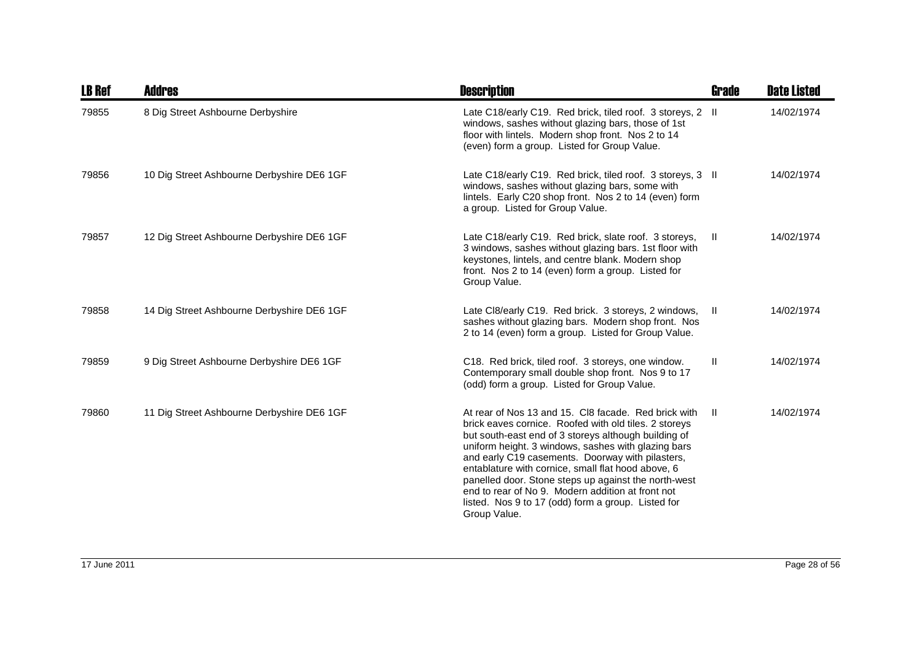| LB Ref | Addres | Description | Grade | Date Listed |
|---|---|---|---|---|
| 79855 | 8 Dig Street Ashbourne Derbyshire | Late C18/early C19. Red brick, tiled roof. 3 storeys, 2 windows, sashes without glazing bars, those of 1st floor with lintels. Modern shop front. Nos 2 to 14 (even) form a group. Listed for Group Value. | II | 14/02/1974 |
| 79856 | 10 Dig Street Ashbourne Derbyshire DE6 1GF | Late C18/early C19. Red brick, tiled roof. 3 storeys, 3 windows, sashes without glazing bars, some with lintels. Early C20 shop front. Nos 2 to 14 (even) form a group. Listed for Group Value. | II | 14/02/1974 |
| 79857 | 12 Dig Street Ashbourne Derbyshire DE6 1GF | Late C18/early C19. Red brick, slate roof. 3 storeys, 3 windows, sashes without glazing bars. 1st floor with keystones, lintels, and centre blank. Modern shop front. Nos 2 to 14 (even) form a group. Listed for Group Value. | II | 14/02/1974 |
| 79858 | 14 Dig Street Ashbourne Derbyshire DE6 1GF | Late Cl8/early C19. Red brick. 3 storeys, 2 windows, sashes without glazing bars. Modern shop front. Nos 2 to 14 (even) form a group. Listed for Group Value. | II | 14/02/1974 |
| 79859 | 9 Dig Street Ashbourne Derbyshire DE6 1GF | C18. Red brick, tiled roof. 3 storeys, one window. Contemporary small double shop front. Nos 9 to 17 (odd) form a group. Listed for Group Value. | II | 14/02/1974 |
| 79860 | 11 Dig Street Ashbourne Derbyshire DE6 1GF | At rear of Nos 13 and 15. Cl8 facade. Red brick with brick eaves cornice. Roofed with old tiles. 2 storeys but south-east end of 3 storeys although building of uniform height. 3 windows, sashes with glazing bars and early C19 casements. Doorway with pilasters, entablature with cornice, small flat hood above, 6 panelled door. Stone steps up against the north-west end to rear of No 9. Modern addition at front not listed. Nos 9 to 17 (odd) form a group. Listed for Group Value. | II | 14/02/1974 |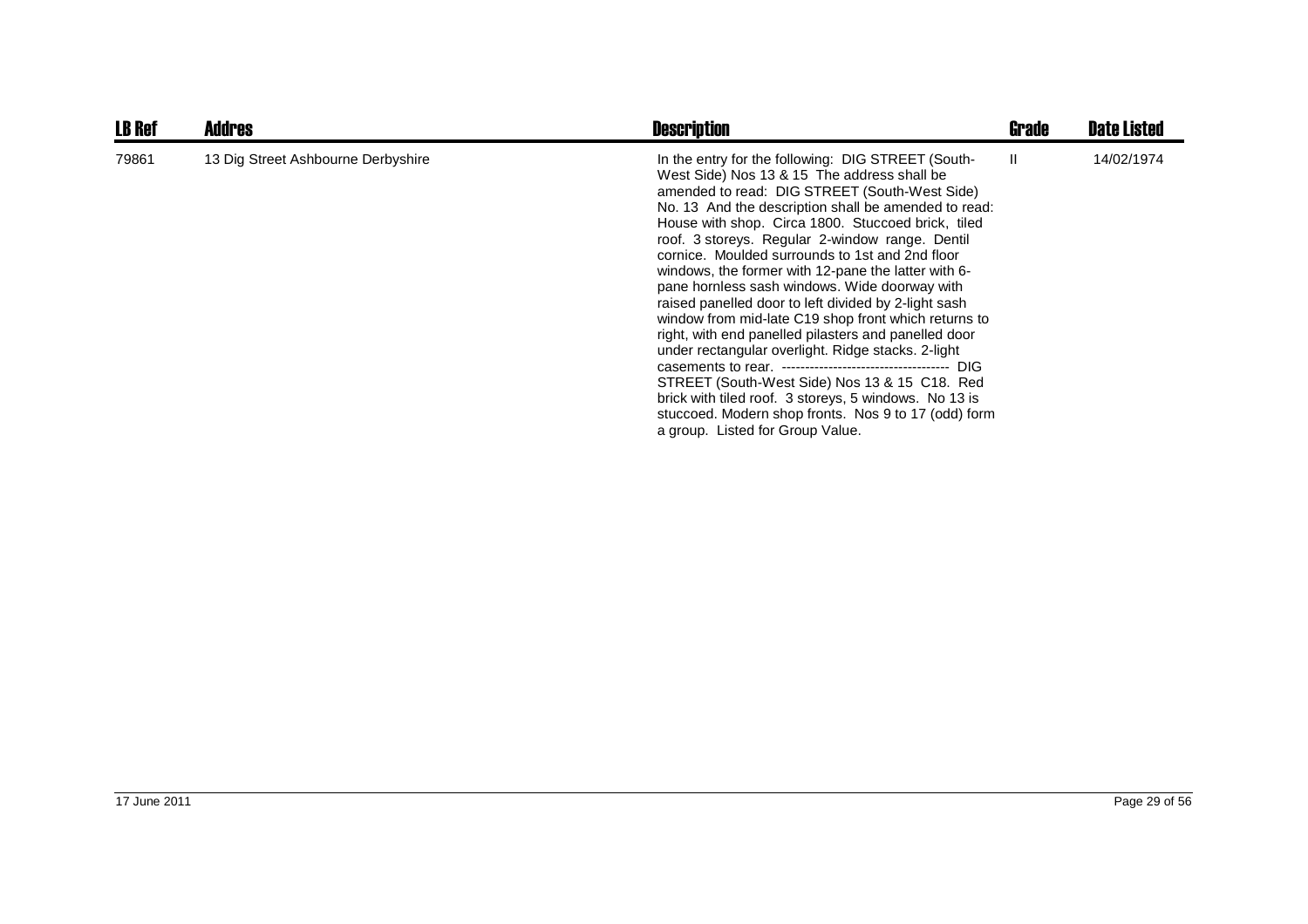| LB Ref | Addres | Description | Grade | Date Listed |
|---|---|---|---|---|
| 79861 | 13 Dig Street Ashbourne Derbyshire | In the entry for the following: DIG STREET (South-West Side) Nos 13 & 15 The address shall be amended to read: DIG STREET (South-West Side) No. 13 And the description shall be amended to read: House with shop. Circa 1800. Stuccoed brick, tiled roof. 3 storeys. Regular 2-window range. Dentil cornice. Moulded surrounds to 1st and 2nd floor windows, the former with 12-pane the latter with 6-pane hornless sash windows. Wide doorway with raised panelled door to left divided by 2-light sash window from mid-late C19 shop front which returns to right, with end panelled pilasters and panelled door under rectangular overlight. Ridge stacks. 2-light casements to rear. ------------------------------------ DIG STREET (South-West Side) Nos 13 & 15 C18. Red brick with tiled roof. 3 storeys, 5 windows. No 13 is stuccoed. Modern shop fronts. Nos 9 to 17 (odd) form a group. Listed for Group Value. | II | 14/02/1974 |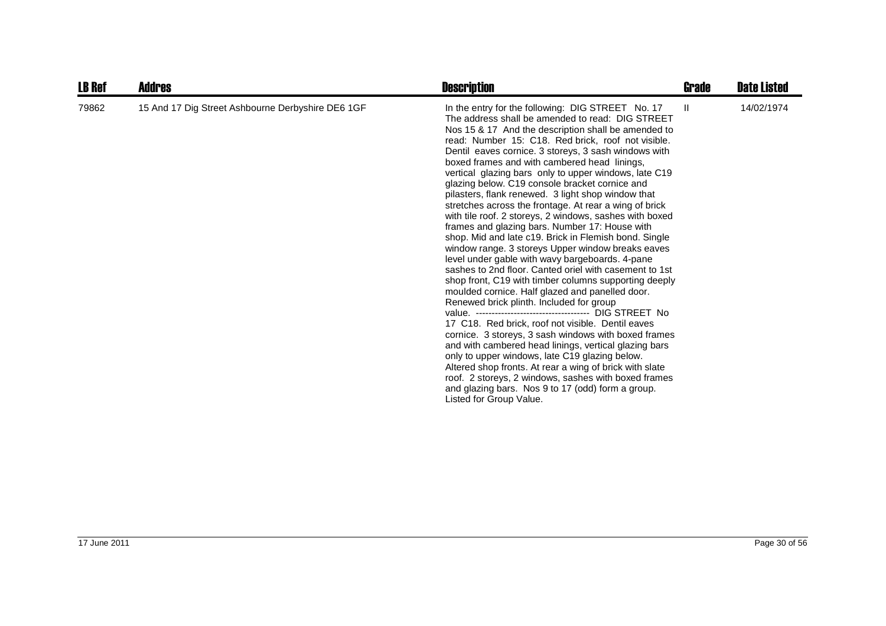| LB Ref | Addres | Description | Grade | Date Listed |
|---|---|---|---|---|
| 79862 | 15 And 17 Dig Street Ashbourne Derbyshire DE6 1GF | In the entry for the following: DIG STREET No. 17 The address shall be amended to read: DIG STREET Nos 15 & 17 And the description shall be amended to read: Number 15: C18. Red brick, roof not visible. Dentil eaves cornice. 3 storeys, 3 sash windows with boxed frames and with cambered head linings, vertical glazing bars only to upper windows, late C19 glazing below. C19 console bracket cornice and pilasters, flank renewed. 3 light shop window that stretches across the frontage. At rear a wing of brick with tile roof. 2 storeys, 2 windows, sashes with boxed frames and glazing bars. Number 17: House with shop. Mid and late c19. Brick in Flemish bond. Single window range. 3 storeys Upper window breaks eaves level under gable with wavy bargeboards. 4-pane sashes to 2nd floor. Canted oriel with casement to 1st shop front, C19 with timber columns supporting deeply moulded cornice. Half glazed and panelled door. Renewed brick plinth. Included for group value. ------------------------------------ DIG STREET No 17 C18. Red brick, roof not visible. Dentil eaves cornice. 3 storeys, 3 sash windows with boxed frames and with cambered head linings, vertical glazing bars only to upper windows, late C19 glazing below. Altered shop fronts. At rear a wing of brick with slate roof. 2 storeys, 2 windows, sashes with boxed frames and glazing bars. Nos 9 to 17 (odd) form a group. Listed for Group Value. | II | 14/02/1974 |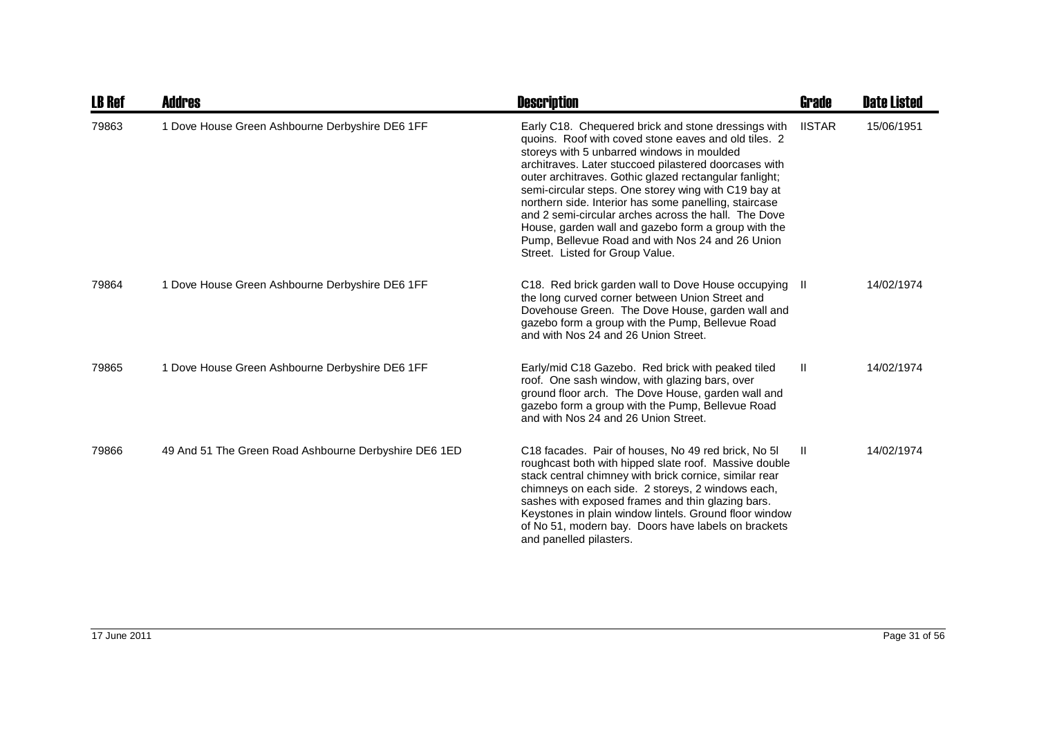| LB Ref | Addres | Description | Grade | Date Listed |
|---|---|---|---|---|
| 79863 | 1 Dove House Green Ashbourne Derbyshire DE6 1FF | Early C18. Chequered brick and stone dressings with quoins. Roof with coved stone eaves and old tiles. 2 storeys with 5 unbarred windows in moulded architraves. Later stuccoed pilastered doorcases with outer architraves. Gothic glazed rectangular fanlight; semi-circular steps. One storey wing with C19 bay at northern side. Interior has some panelling, staircase and 2 semi-circular arches across the hall. The Dove House, garden wall and gazebo form a group with the Pump, Bellevue Road and with Nos 24 and 26 Union Street. Listed for Group Value. | IISTAR | 15/06/1951 |
| 79864 | 1 Dove House Green Ashbourne Derbyshire DE6 1FF | C18. Red brick garden wall to Dove House occupying the long curved corner between Union Street and Dovehouse Green. The Dove House, garden wall and gazebo form a group with the Pump, Bellevue Road and with Nos 24 and 26 Union Street. | II | 14/02/1974 |
| 79865 | 1 Dove House Green Ashbourne Derbyshire DE6 1FF | Early/mid C18 Gazebo. Red brick with peaked tiled roof. One sash window, with glazing bars, over ground floor arch. The Dove House, garden wall and gazebo form a group with the Pump, Bellevue Road and with Nos 24 and 26 Union Street. | II | 14/02/1974 |
| 79866 | 49 And 51 The Green Road Ashbourne Derbyshire DE6 1ED | C18 facades. Pair of houses, No 49 red brick, No 5l roughcast both with hipped slate roof. Massive double stack central chimney with brick cornice, similar rear chimneys on each side. 2 storeys, 2 windows each, sashes with exposed frames and thin glazing bars. Keystones in plain window lintels. Ground floor window of No 51, modern bay. Doors have labels on brackets and panelled pilasters. | II | 14/02/1974 |

17 June 2011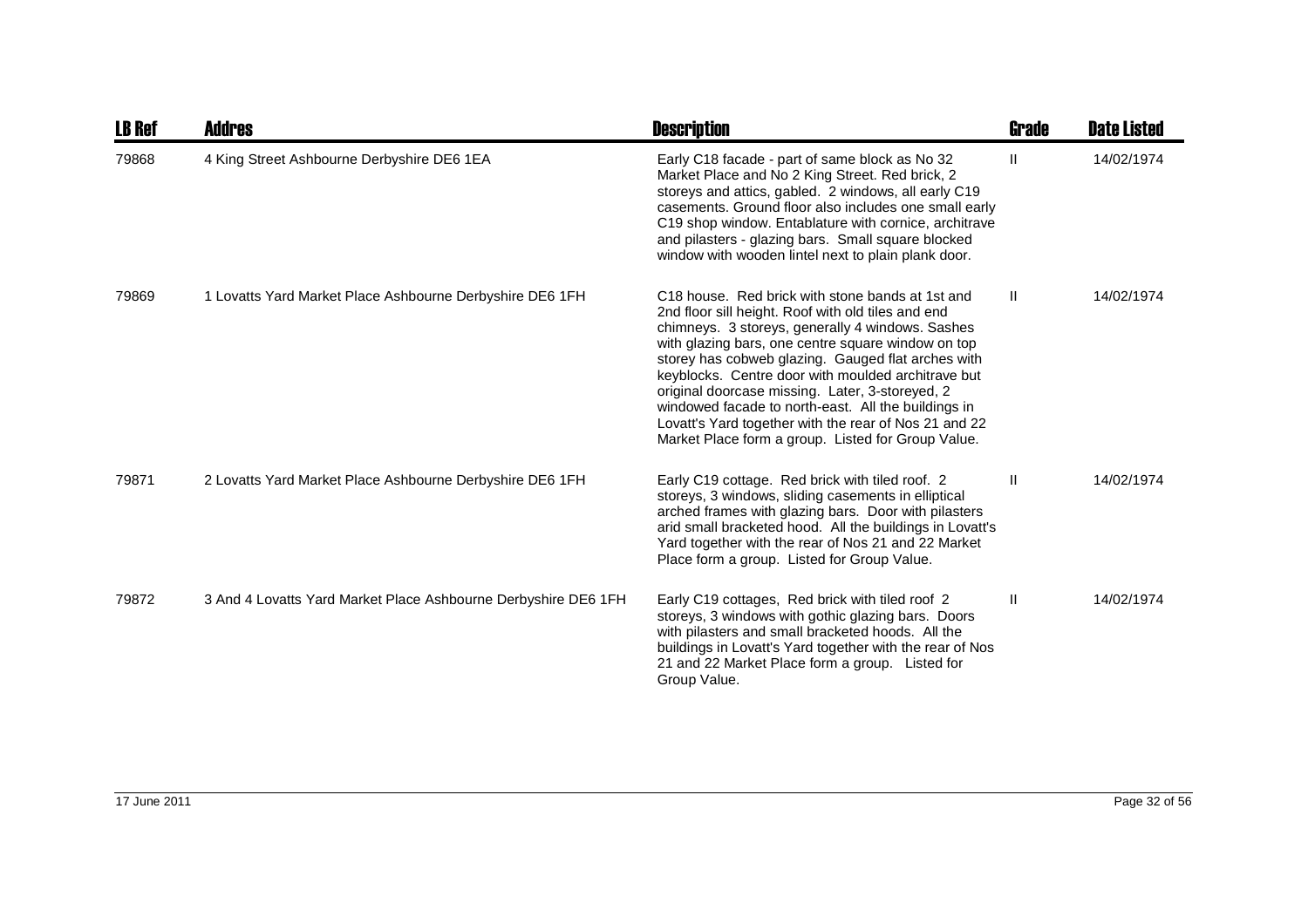| LB Ref | Addres | Description | Grade | Date Listed |
|---|---|---|---|---|
| 79868 | 4 King Street Ashbourne Derbyshire DE6 1EA | Early C18 facade - part of same block as No 32 Market Place and No 2 King Street. Red brick, 2 storeys and attics, gabled. 2 windows, all early C19 casements. Ground floor also includes one small early C19 shop window. Entablature with cornice, architrave and pilasters - glazing bars. Small square blocked window with wooden lintel next to plain plank door. | II | 14/02/1974 |
| 79869 | 1 Lovatts Yard Market Place Ashbourne Derbyshire DE6 1FH | C18 house. Red brick with stone bands at 1st and 2nd floor sill height. Roof with old tiles and end chimneys. 3 storeys, generally 4 windows. Sashes with glazing bars, one centre square window on top storey has cobweb glazing. Gauged flat arches with keyblocks. Centre door with moulded architrave but original doorcase missing. Later, 3-storeyed, 2 windowed facade to north-east. All the buildings in Lovatt's Yard together with the rear of Nos 21 and 22 Market Place form a group. Listed for Group Value. | II | 14/02/1974 |
| 79871 | 2 Lovatts Yard Market Place Ashbourne Derbyshire DE6 1FH | Early C19 cottage. Red brick with tiled roof. 2 storeys, 3 windows, sliding casements in elliptical arched frames with glazing bars. Door with pilasters arid small bracketed hood. All the buildings in Lovatt's Yard together with the rear of Nos 21 and 22 Market Place form a group. Listed for Group Value. | II | 14/02/1974 |
| 79872 | 3 And 4 Lovatts Yard Market Place Ashbourne Derbyshire DE6 1FH | Early C19 cottages, Red brick with tiled roof 2 storeys, 3 windows with gothic glazing bars. Doors with pilasters and small bracketed hoods. All the buildings in Lovatt's Yard together with the rear of Nos 21 and 22 Market Place form a group. Listed for Group Value. | II | 14/02/1974 |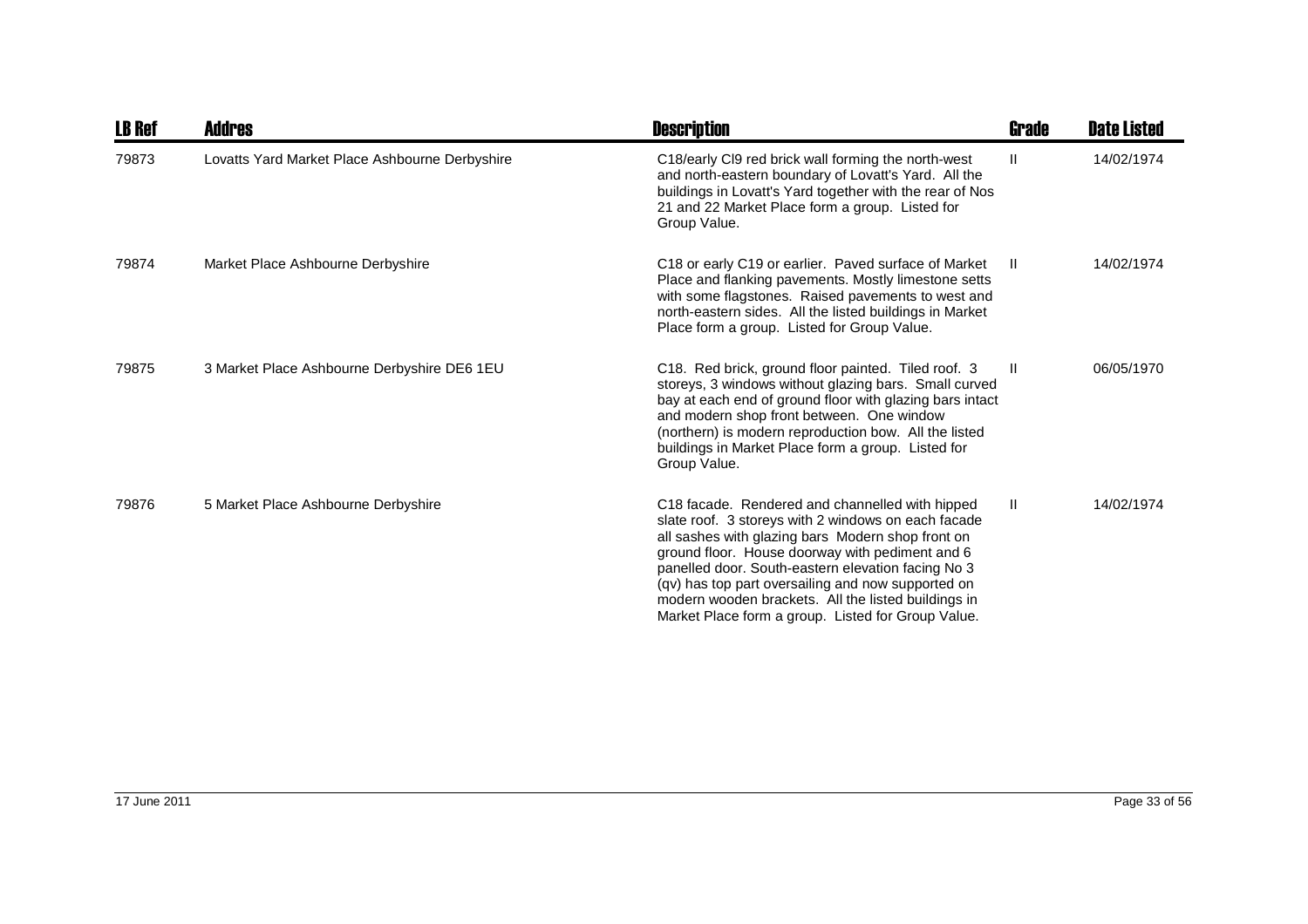| LB Ref | Addres | Description | Grade | Date Listed |
|---|---|---|---|---|
| 79873 | Lovatts Yard Market Place Ashbourne Derbyshire | C18/early Cl9 red brick wall forming the north-west and north-eastern boundary of Lovatt's Yard. All the buildings in Lovatt's Yard together with the rear of Nos 21 and 22 Market Place form a group. Listed for Group Value. | II | 14/02/1974 |
| 79874 | Market Place Ashbourne Derbyshire | C18 or early C19 or earlier. Paved surface of Market Place and flanking pavements. Mostly limestone setts with some flagstones. Raised pavements to west and north-eastern sides. All the listed buildings in Market Place form a group. Listed for Group Value. | II | 14/02/1974 |
| 79875 | 3 Market Place Ashbourne Derbyshire DE6 1EU | C18. Red brick, ground floor painted. Tiled roof. 3 storeys, 3 windows without glazing bars. Small curved bay at each end of ground floor with glazing bars intact and modern shop front between. One window (northern) is modern reproduction bow. All the listed buildings in Market Place form a group. Listed for Group Value. | II | 06/05/1970 |
| 79876 | 5 Market Place Ashbourne Derbyshire | C18 facade. Rendered and channelled with hipped slate roof. 3 storeys with 2 windows on each facade all sashes with glazing bars Modern shop front on ground floor. House doorway with pediment and 6 panelled door. South-eastern elevation facing No 3 (qv) has top part oversailing and now supported on modern wooden brackets. All the listed buildings in Market Place form a group. Listed for Group Value. | II | 14/02/1974 |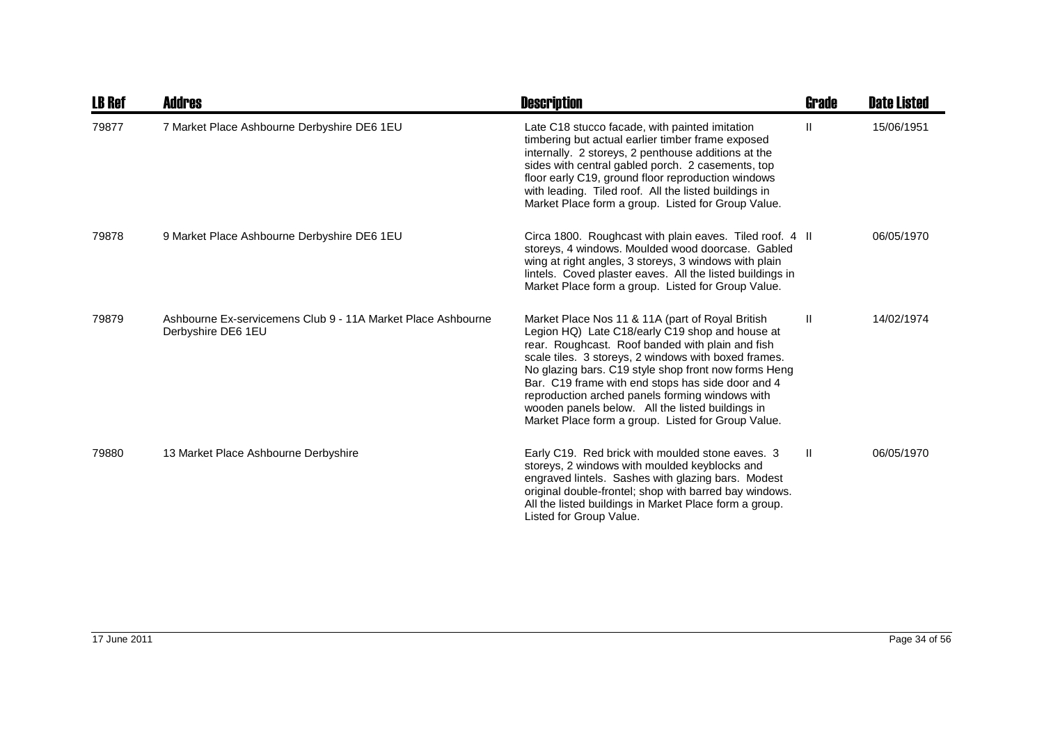| LB Ref | Addres | Description | Grade | Date Listed |
|---|---|---|---|---|
| 79877 | 7 Market Place Ashbourne Derbyshire DE6 1EU | Late C18 stucco facade, with painted imitation timbering but actual earlier timber frame exposed internally. 2 storeys, 2 penthouse additions at the sides with central gabled porch. 2 casements, top floor early C19, ground floor reproduction windows with leading. Tiled roof. All the listed buildings in Market Place form a group. Listed for Group Value. | II | 15/06/1951 |
| 79878 | 9 Market Place Ashbourne Derbyshire DE6 1EU | Circa 1800. Roughcast with plain eaves. Tiled roof. 4 storeys, 4 windows. Moulded wood doorcase. Gabled wing at right angles, 3 storeys, 3 windows with plain lintels. Coved plaster eaves. All the listed buildings in Market Place form a group. Listed for Group Value. | II | 06/05/1970 |
| 79879 | Ashbourne Ex-servicemens Club 9 - 11A Market Place Ashbourne Derbyshire DE6 1EU | Market Place Nos 11 & 11A (part of Royal British Legion HQ) Late C18/early C19 shop and house at rear. Roughcast. Roof banded with plain and fish scale tiles. 3 storeys, 2 windows with boxed frames. No glazing bars. C19 style shop front now forms Heng Bar. C19 frame with end stops has side door and 4 reproduction arched panels forming windows with wooden panels below. All the listed buildings in Market Place form a group. Listed for Group Value. | II | 14/02/1974 |
| 79880 | 13 Market Place Ashbourne Derbyshire | Early C19. Red brick with moulded stone eaves. 3 storeys, 2 windows with moulded keyblocks and engraved lintels. Sashes with glazing bars. Modest original double-frontel; shop with barred bay windows. All the listed buildings in Market Place form a group. Listed for Group Value. | II | 06/05/1970 |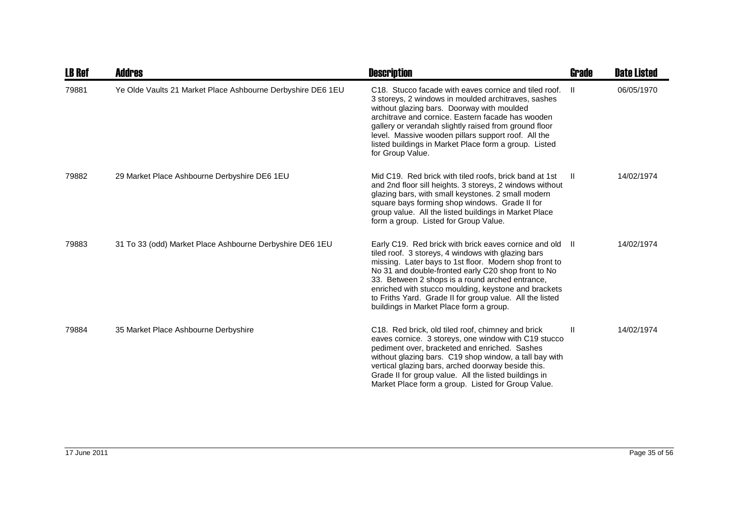| LB Ref | Addres | Description | Grade | Date Listed |
|---|---|---|---|---|
| 79881 | Ye Olde Vaults 21 Market Place Ashbourne Derbyshire DE6 1EU | C18. Stucco facade with eaves cornice and tiled roof. 3 storeys, 2 windows in moulded architraves, sashes without glazing bars. Doorway with moulded architrave and cornice. Eastern facade has wooden gallery or verandah slightly raised from ground floor level. Massive wooden pillars support roof. All the listed buildings in Market Place form a group. Listed for Group Value. | II | 06/05/1970 |
| 79882 | 29 Market Place Ashbourne Derbyshire DE6 1EU | Mid C19. Red brick with tiled roofs, brick band at 1st and 2nd floor sill heights. 3 storeys, 2 windows without glazing bars, with small keystones. 2 small modern square bays forming shop windows. Grade II for group value. All the listed buildings in Market Place form a group. Listed for Group Value. | II | 14/02/1974 |
| 79883 | 31 To 33 (odd) Market Place Ashbourne Derbyshire DE6 1EU | Early C19. Red brick with brick eaves cornice and old tiled roof. 3 storeys, 4 windows with glazing bars missing. Later bays to 1st floor. Modern shop front to No 31 and double-fronted early C20 shop front to No 33. Between 2 shops is a round arched entrance, enriched with stucco moulding, keystone and brackets to Friths Yard. Grade II for group value. All the listed buildings in Market Place form a group. | II | 14/02/1974 |
| 79884 | 35 Market Place Ashbourne Derbyshire | C18. Red brick, old tiled roof, chimney and brick eaves cornice. 3 storeys, one window with C19 stucco pediment over, bracketed and enriched. Sashes without glazing bars. C19 shop window, a tall bay with vertical glazing bars, arched doorway beside this. Grade II for group value. All the listed buildings in Market Place form a group. Listed for Group Value. | II | 14/02/1974 |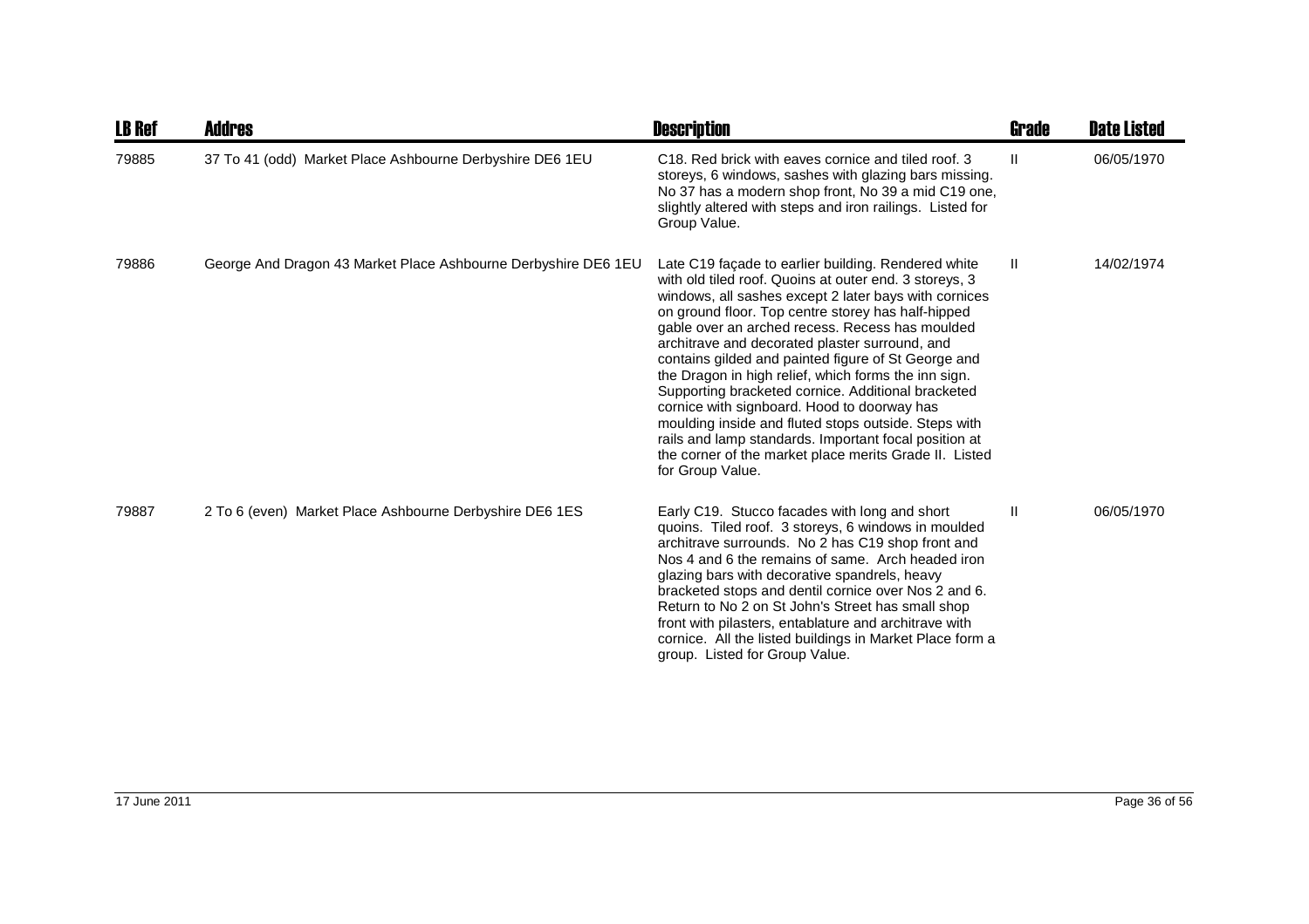| LB Ref | Addres | Description | Grade | Date Listed |
| --- | --- | --- | --- | --- |
| 79885 | 37 To 41 (odd) Market Place Ashbourne Derbyshire DE6 1EU | C18. Red brick with eaves cornice and tiled roof. 3 storeys, 6 windows, sashes with glazing bars missing. No 37 has a modern shop front, No 39 a mid C19 one, slightly altered with steps and iron railings. Listed for Group Value. | II | 06/05/1970 |
| 79886 | George And Dragon 43 Market Place Ashbourne Derbyshire DE6 1EU | Late C19 façade to earlier building. Rendered white with old tiled roof. Quoins at outer end. 3 storeys, 3 windows, all sashes except 2 later bays with cornices on ground floor. Top centre storey has half-hipped gable over an arched recess. Recess has moulded architrave and decorated plaster surround, and contains gilded and painted figure of St George and the Dragon in high relief, which forms the inn sign. Supporting bracketed cornice. Additional bracketed cornice with signboard. Hood to doorway has moulding inside and fluted stops outside. Steps with rails and lamp standards. Important focal position at the corner of the market place merits Grade II. Listed for Group Value. | II | 14/02/1974 |
| 79887 | 2 To 6 (even) Market Place Ashbourne Derbyshire DE6 1ES | Early C19. Stucco facades with long and short quoins. Tiled roof. 3 storeys, 6 windows in moulded architrave surrounds. No 2 has C19 shop front and Nos 4 and 6 the remains of same. Arch headed iron glazing bars with decorative spandrels, heavy bracketed stops and dentil cornice over Nos 2 and 6. Return to No 2 on St John's Street has small shop front with pilasters, entablature and architrave with cornice. All the listed buildings in Market Place form a group. Listed for Group Value. | II | 06/05/1970 |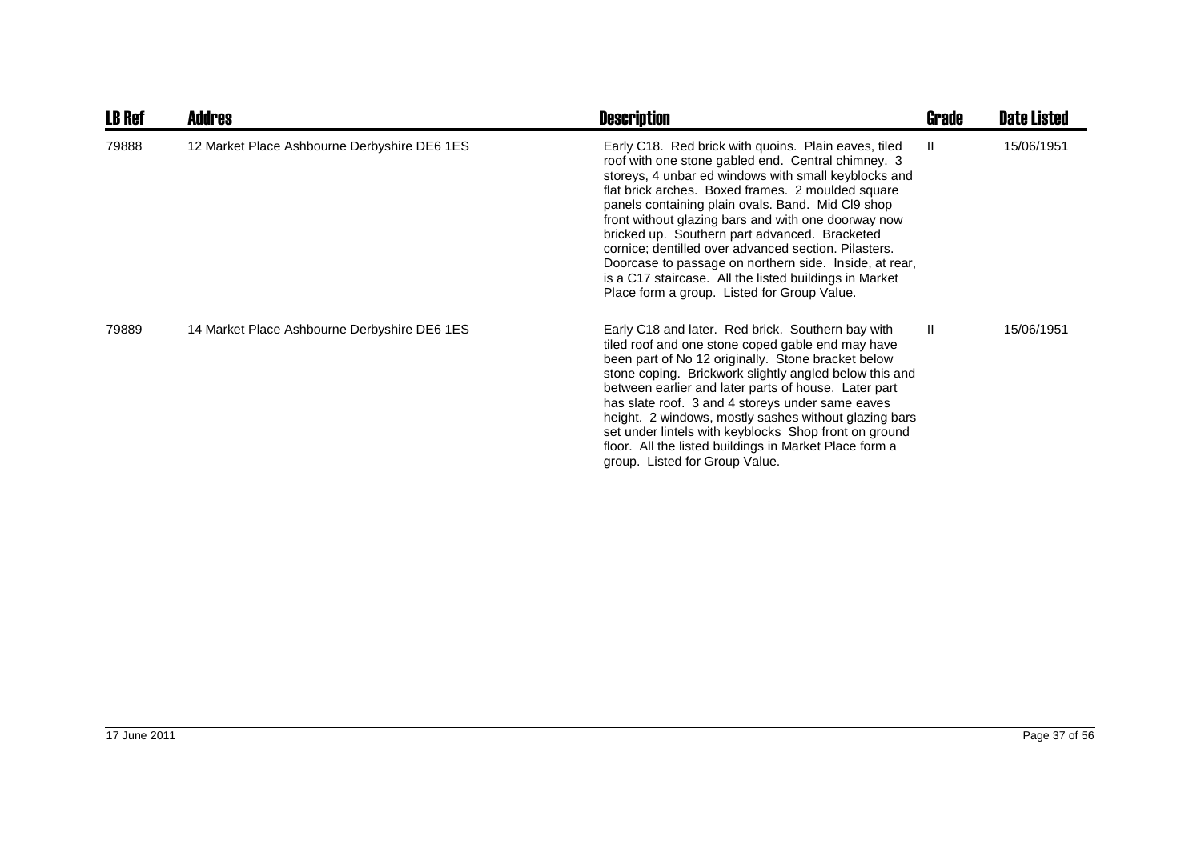| LB Ref | Addres | Description | Grade | Date Listed |
|---|---|---|---|---|
| 79888 | 12 Market Place Ashbourne Derbyshire DE6 1ES | Early C18. Red brick with quoins. Plain eaves, tiled roof with one stone gabled end. Central chimney. 3 storeys, 4 unbar ed windows with small keyblocks and flat brick arches. Boxed frames. 2 moulded square panels containing plain ovals. Band. Mid Cl9 shop front without glazing bars and with one doorway now bricked up. Southern part advanced. Bracketed cornice; dentilled over advanced section. Pilasters. Doorcase to passage on northern side. Inside, at rear, is a C17 staircase. All the listed buildings in Market Place form a group. Listed for Group Value. | II | 15/06/1951 |
| 79889 | 14 Market Place Ashbourne Derbyshire DE6 1ES | Early C18 and later. Red brick. Southern bay with tiled roof and one stone coped gable end may have been part of No 12 originally. Stone bracket below stone coping. Brickwork slightly angled below this and between earlier and later parts of house. Later part has slate roof. 3 and 4 storeys under same eaves height. 2 windows, mostly sashes without glazing bars set under lintels with keyblocks Shop front on ground floor. All the listed buildings in Market Place form a group. Listed for Group Value. | II | 15/06/1951 |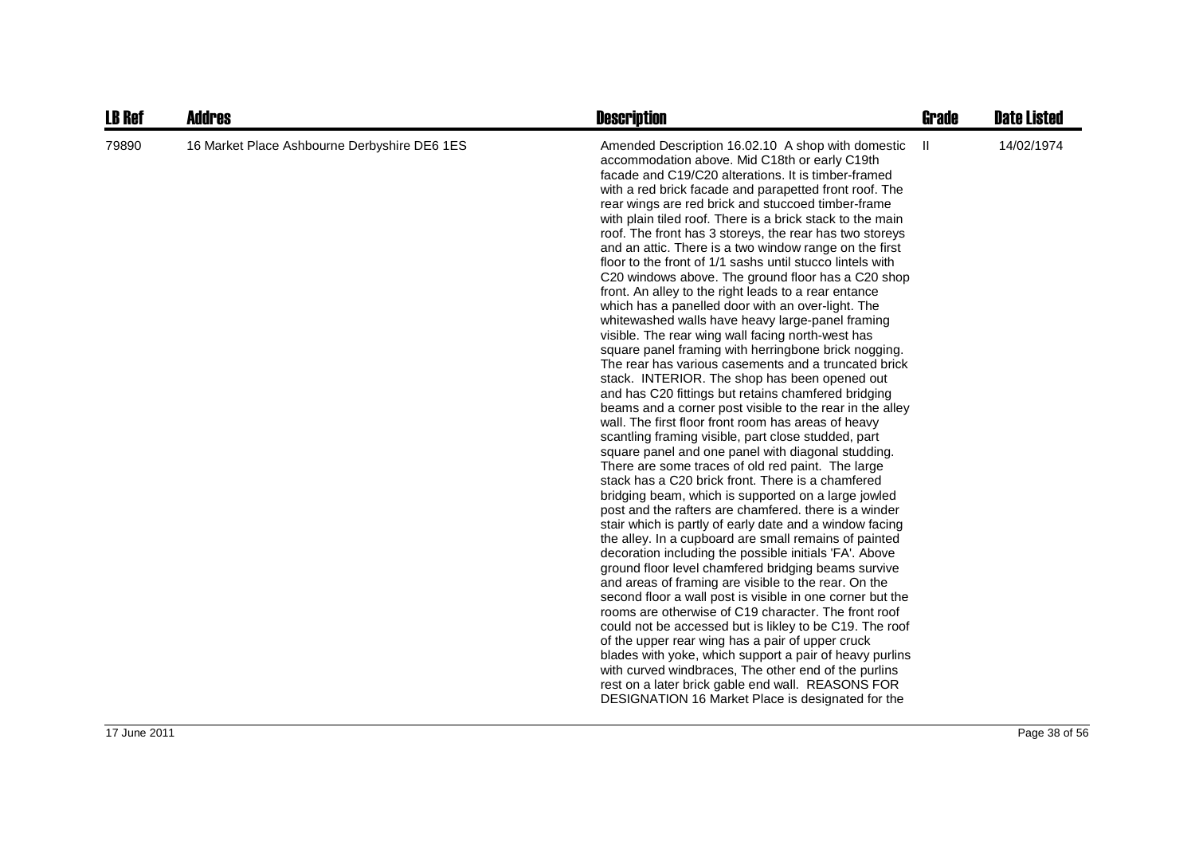| LB Ref | Addres | Description | Grade | Date Listed |
|---|---|---|---|---|
| 79890 | 16 Market Place Ashbourne Derbyshire DE6 1ES | Amended Description 16.02.10 A shop with domestic accommodation above. Mid C18th or early C19th facade and C19/C20 alterations. It is timber-framed with a red brick facade and parapetted front roof. The rear wings are red brick and stuccoed timber-frame with plain tiled roof. There is a brick stack to the main roof. The front has 3 storeys, the rear has two storeys and an attic. There is a two window range on the first floor to the front of 1/1 sashs until stucco lintels with C20 windows above. The ground floor has a C20 shop front. An alley to the right leads to a rear entance which has a panelled door with an over-light. The whitewashed walls have heavy large-panel framing visible. The rear wing wall facing north-west has square panel framing with herringbone brick nogging. The rear has various casements and a truncated brick stack. INTERIOR. The shop has been opened out and has C20 fittings but retains chamfered bridging beams and a corner post visible to the rear in the alley wall. The first floor front room has areas of heavy scantling framing visible, part close studded, part square panel and one panel with diagonal studding. There are some traces of old red paint. The large stack has a C20 brick front. There is a chamfered bridging beam, which is supported on a large jowled post and the rafters are chamfered. there is a winder stair which is partly of early date and a window facing the alley. In a cupboard are small remains of painted decoration including the possible initials 'FA'. Above ground floor level chamfered bridging beams survive and areas of framing are visible to the rear. On the second floor a wall post is visible in one corner but the rooms are otherwise of C19 character. The front roof could not be accessed but is likley to be C19. The roof of the upper rear wing has a pair of upper cruck blades with yoke, which support a pair of heavy purlins with curved windbraces, The other end of the purlins rest on a later brick gable end wall. REASONS FOR DESIGNATION 16 Market Place is designated for the | II | 14/02/1974 |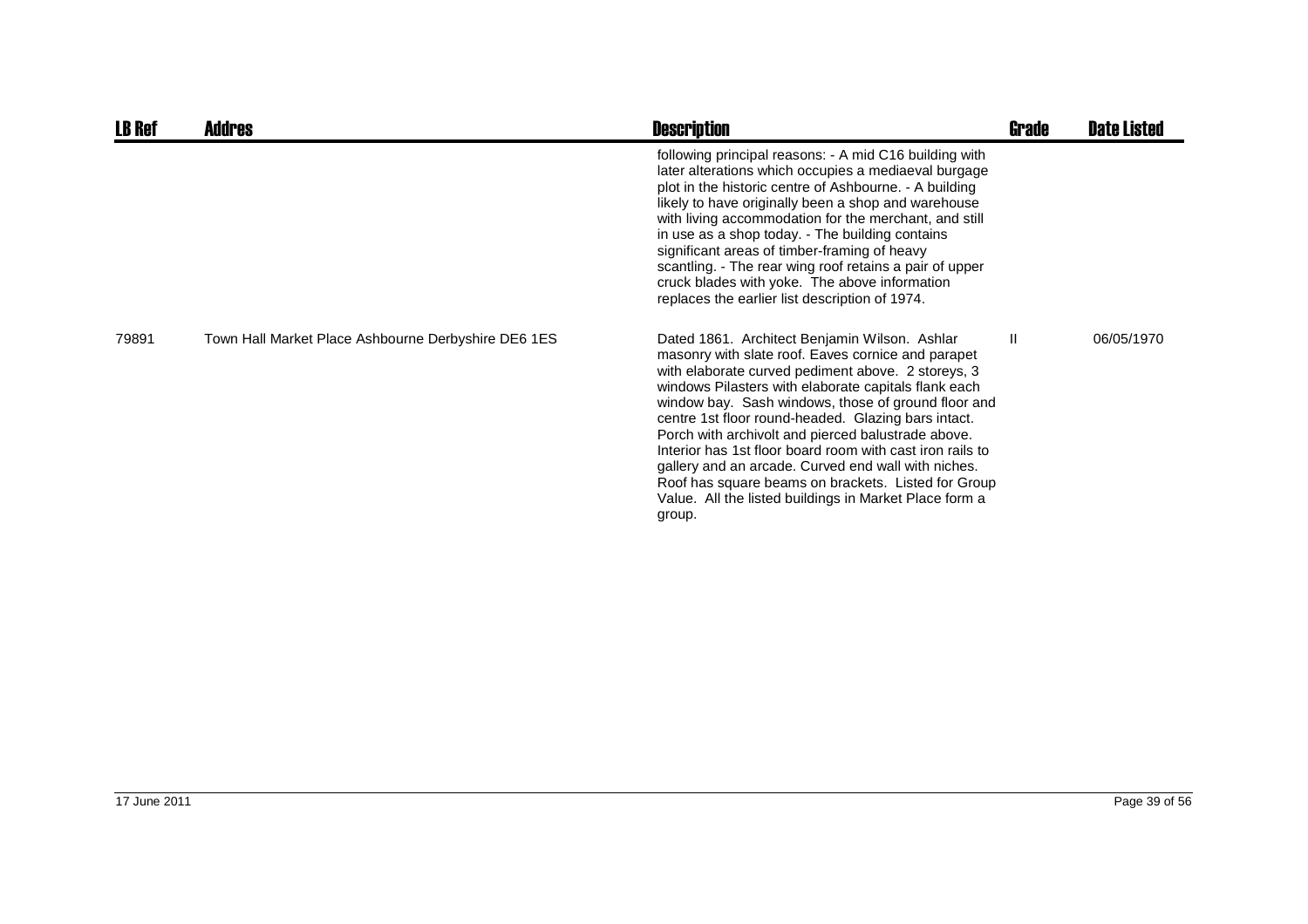| LB Ref | Addres | Description | Grade | Date Listed |
|---|---|---|---|---|
| | | following principal reasons: - A mid C16 building with later alterations which occupies a mediaeval burgage plot in the historic centre of Ashbourne. - A building likely to have originally been a shop and warehouse with living accommodation for the merchant, and still in use as a shop today. - The building contains significant areas of timber-framing of heavy scantling. - The rear wing roof retains a pair of upper cruck blades with yoke. The above information replaces the earlier list description of 1974. | | |
| 79891 | Town Hall Market Place Ashbourne Derbyshire DE6 1ES | Dated 1861. Architect Benjamin Wilson. Ashlar masonry with slate roof. Eaves cornice and parapet with elaborate curved pediment above. 2 storeys, 3 windows Pilasters with elaborate capitals flank each window bay. Sash windows, those of ground floor and centre 1st floor round-headed. Glazing bars intact. Porch with archivolt and pierced balustrade above. Interior has 1st floor board room with cast iron rails to gallery and an arcade. Curved end wall with niches. Roof has square beams on brackets. Listed for Group Value. All the listed buildings in Market Place form a group. | II | 06/05/1970 |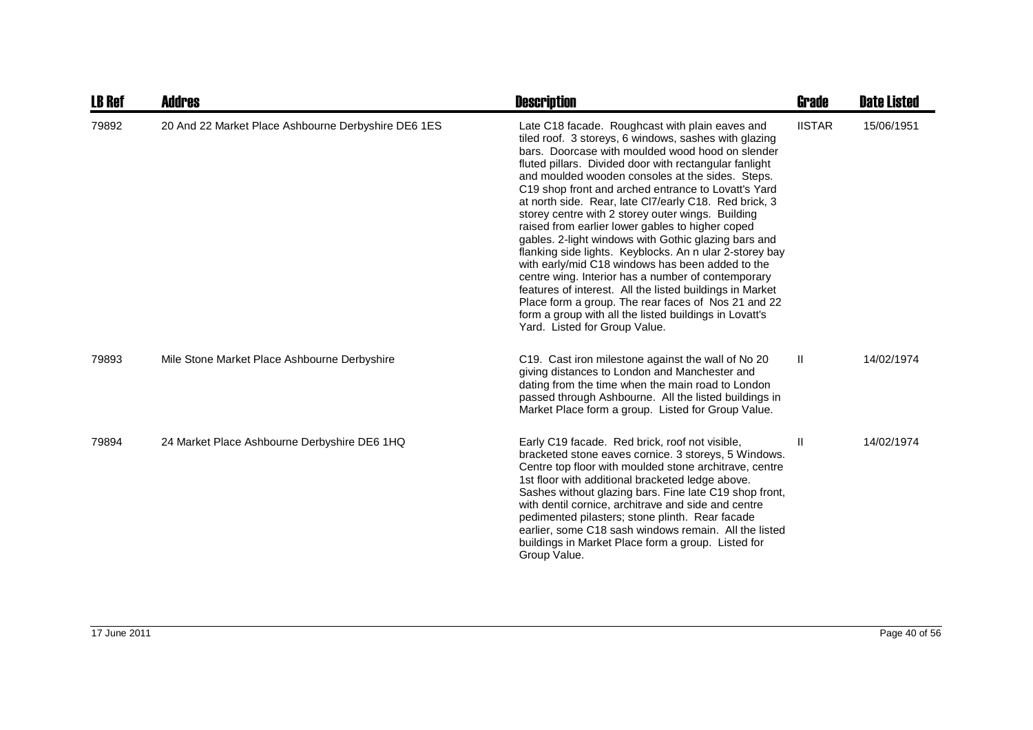| LB Ref | Addres | Description | Grade | Date Listed |
|---|---|---|---|---|
| 79892 | 20 And 22 Market Place Ashbourne Derbyshire DE6 1ES | Late C18 facade. Roughcast with plain eaves and tiled roof. 3 storeys, 6 windows, sashes with glazing bars. Doorcase with moulded wood hood on slender fluted pillars. Divided door with rectangular fanlight and moulded wooden consoles at the sides. Steps. C19 shop front and arched entrance to Lovatt's Yard at north side. Rear, late Cl7/early C18. Red brick, 3 storey centre with 2 storey outer wings. Building raised from earlier lower gables to higher coped gables. 2-light windows with Gothic glazing bars and flanking side lights. Keyblocks. An n ular 2-storey bay with early/mid C18 windows has been added to the centre wing. Interior has a number of contemporary features of interest. All the listed buildings in Market Place form a group. The rear faces of Nos 21 and 22 form a group with all the listed buildings in Lovatt's Yard. Listed for Group Value. | IISTAR | 15/06/1951 |
| 79893 | Mile Stone Market Place Ashbourne Derbyshire | C19. Cast iron milestone against the wall of No 20 giving distances to London and Manchester and dating from the time when the main road to London passed through Ashbourne. All the listed buildings in Market Place form a group. Listed for Group Value. | II | 14/02/1974 |
| 79894 | 24 Market Place Ashbourne Derbyshire DE6 1HQ | Early C19 facade. Red brick, roof not visible, bracketed stone eaves cornice. 3 storeys, 5 Windows. Centre top floor with moulded stone architrave, centre 1st floor with additional bracketed ledge above. Sashes without glazing bars. Fine late C19 shop front, with dentil cornice, architrave and side and centre pedimented pilasters; stone plinth. Rear facade earlier, some C18 sash windows remain. All the listed buildings in Market Place form a group. Listed for Group Value. | II | 14/02/1974 |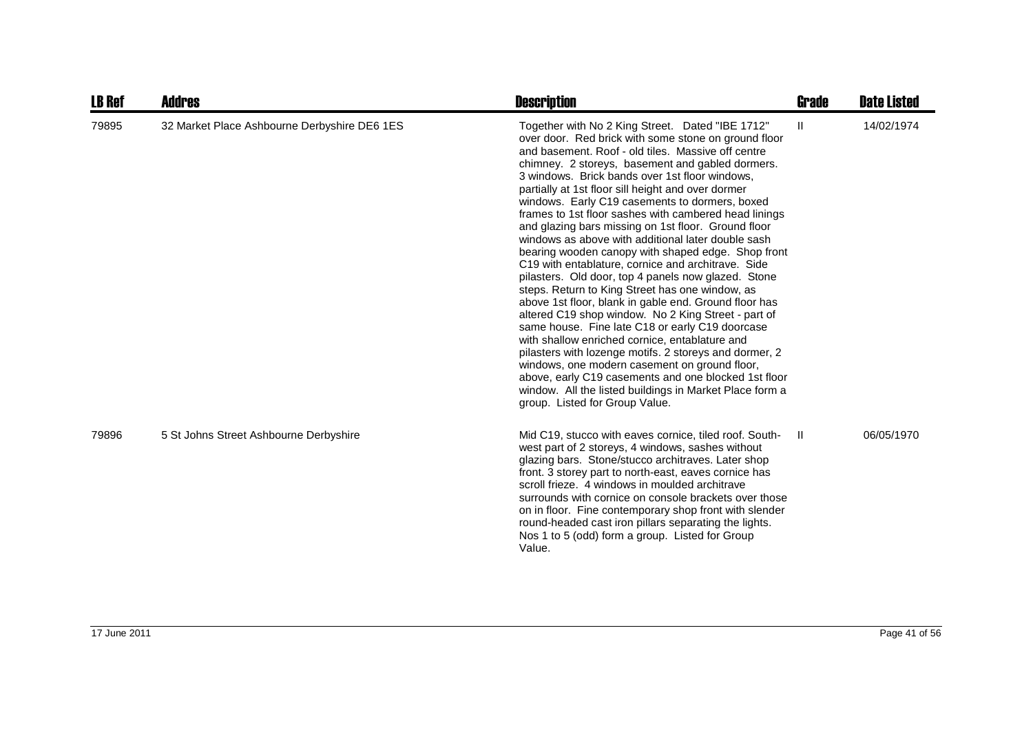| LB Ref | Addres | Description | Grade | Date Listed |
|---|---|---|---|---|
| 79895 | 32 Market Place Ashbourne Derbyshire DE6 1ES | Together with No 2 King Street. Dated "IBE 1712" over door. Red brick with some stone on ground floor and basement. Roof - old tiles. Massive off centre chimney. 2 storeys, basement and gabled dormers. 3 windows. Brick bands over 1st floor windows, partially at 1st floor sill height and over dormer windows. Early C19 casements to dormers, boxed frames to 1st floor sashes with cambered head linings and glazing bars missing on 1st floor. Ground floor windows as above with additional later double sash bearing wooden canopy with shaped edge. Shop front C19 with entablature, cornice and architrave. Side pilasters. Old door, top 4 panels now glazed. Stone steps. Return to King Street has one window, as above 1st floor, blank in gable end. Ground floor has altered C19 shop window. No 2 King Street - part of same house. Fine late C18 or early C19 doorcase with shallow enriched cornice, entablature and pilasters with lozenge motifs. 2 storeys and dormer, 2 windows, one modern casement on ground floor, above, early C19 casements and one blocked 1st floor window. All the listed buildings in Market Place form a group. Listed for Group Value. | II | 14/02/1974 |
| 79896 | 5 St Johns Street Ashbourne Derbyshire | Mid C19, stucco with eaves cornice, tiled roof. South-west part of 2 storeys, 4 windows, sashes without glazing bars. Stone/stucco architraves. Later shop front. 3 storey part to north-east, eaves cornice has scroll frieze. 4 windows in moulded architrave surrounds with cornice on console brackets over those on in floor. Fine contemporary shop front with slender round-headed cast iron pillars separating the lights. Nos 1 to 5 (odd) form a group. Listed for Group Value. | II | 06/05/1970 |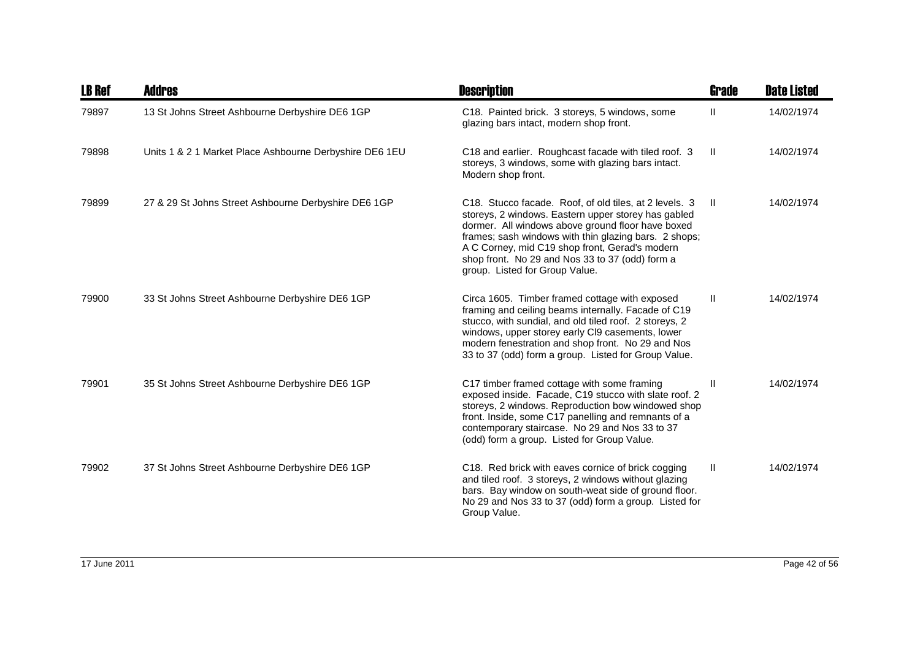| LB Ref | Addres | Description | Grade | Date Listed |
|---|---|---|---|---|
| 79897 | 13 St Johns Street Ashbourne Derbyshire DE6 1GP | C18. Painted brick. 3 storeys, 5 windows, some glazing bars intact, modern shop front. | II | 14/02/1974 |
| 79898 | Units 1 & 2 1 Market Place Ashbourne Derbyshire DE6 1EU | C18 and earlier. Roughcast facade with tiled roof. 3 storeys, 3 windows, some with glazing bars intact. Modern shop front. | II | 14/02/1974 |
| 79899 | 27 & 29 St Johns Street Ashbourne Derbyshire DE6 1GP | C18. Stucco facade. Roof, of old tiles, at 2 levels. 3 storeys, 2 windows. Eastern upper storey has gabled dormer. All windows above ground floor have boxed frames; sash windows with thin glazing bars. 2 shops; A C Corney, mid C19 shop front, Gerad's modern shop front. No 29 and Nos 33 to 37 (odd) form a group. Listed for Group Value. | II | 14/02/1974 |
| 79900 | 33 St Johns Street Ashbourne Derbyshire DE6 1GP | Circa 1605. Timber framed cottage with exposed framing and ceiling beams internally. Facade of C19 stucco, with sundial, and old tiled roof. 2 storeys, 2 windows, upper storey early Cl9 casements, lower modern fenestration and shop front. No 29 and Nos 33 to 37 (odd) form a group. Listed for Group Value. | II | 14/02/1974 |
| 79901 | 35 St Johns Street Ashbourne Derbyshire DE6 1GP | C17 timber framed cottage with some framing exposed inside. Facade, C19 stucco with slate roof. 2 storeys, 2 windows. Reproduction bow windowed shop front. Inside, some C17 panelling and remnants of a contemporary staircase. No 29 and Nos 33 to 37 (odd) form a group. Listed for Group Value. | II | 14/02/1974 |
| 79902 | 37 St Johns Street Ashbourne Derbyshire DE6 1GP | C18. Red brick with eaves cornice of brick cogging and tiled roof. 3 storeys, 2 windows without glazing bars. Bay window on south-weat side of ground floor. No 29 and Nos 33 to 37 (odd) form a group. Listed for Group Value. | II | 14/02/1974 |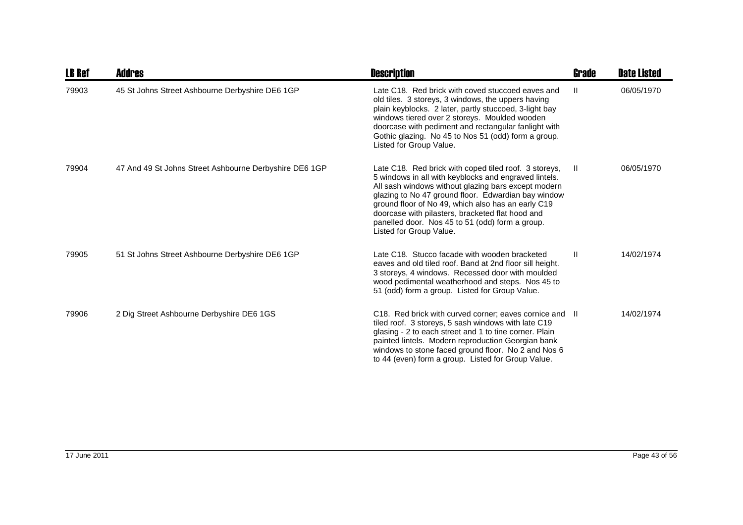| LB Ref | Addres | Description | Grade | Date Listed |
|---|---|---|---|---|
| 79903 | 45 St Johns Street Ashbourne Derbyshire DE6 1GP | Late C18. Red brick with coved stuccoed eaves and old tiles. 3 storeys, 3 windows, the uppers having plain keyblocks. 2 later, partly stuccoed, 3-light bay windows tiered over 2 storeys. Moulded wooden doorcase with pediment and rectangular fanlight with Gothic glazing. No 45 to Nos 51 (odd) form a group. Listed for Group Value. | II | 06/05/1970 |
| 79904 | 47 And 49 St Johns Street Ashbourne Derbyshire DE6 1GP | Late C18. Red brick with coped tiled roof. 3 storeys, 5 windows in all with keyblocks and engraved lintels. All sash windows without glazing bars except modern glazing to No 47 ground floor. Edwardian bay window ground floor of No 49, which also has an early C19 doorcase with pilasters, bracketed flat hood and panelled door. Nos 45 to 51 (odd) form a group. Listed for Group Value. | II | 06/05/1970 |
| 79905 | 51 St Johns Street Ashbourne Derbyshire DE6 1GP | Late C18. Stucco facade with wooden bracketed eaves and old tiled roof. Band at 2nd floor sill height. 3 storeys, 4 windows. Recessed door with moulded wood pedimental weatherhood and steps. Nos 45 to 51 (odd) form a group. Listed for Group Value. | II | 14/02/1974 |
| 79906 | 2 Dig Street Ashbourne Derbyshire DE6 1GS | C18. Red brick with curved corner; eaves cornice and tiled roof. 3 storeys, 5 sash windows with late C19 glasing - 2 to each street and 1 to tine corner. Plain painted lintels. Modern reproduction Georgian bank windows to stone faced ground floor. No 2 and Nos 6 to 44 (even) form a group. Listed for Group Value. | II | 14/02/1974 |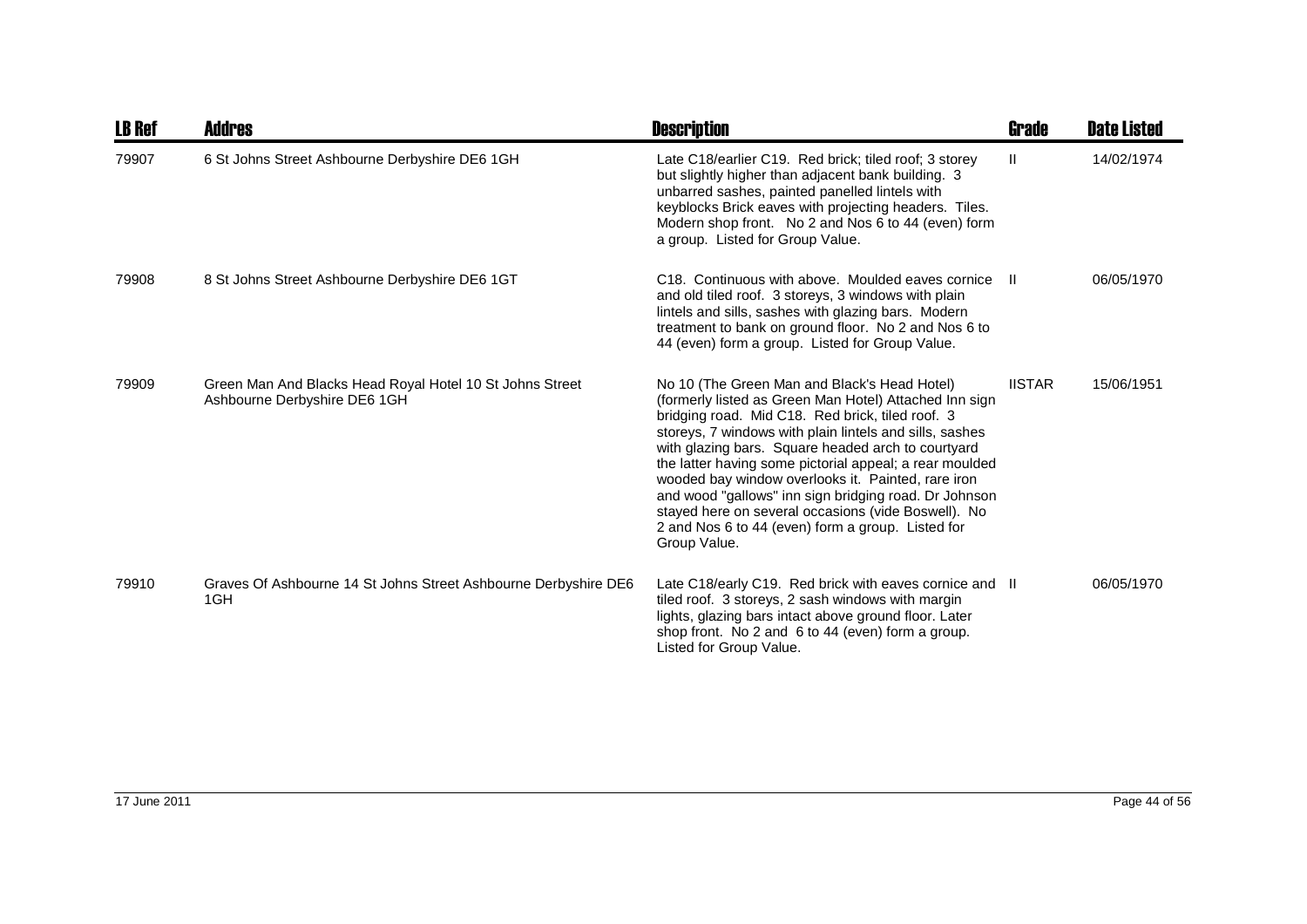| LB Ref | Addres | Description | Grade | Date Listed |
|---|---|---|---|---|
| 79907 | 6 St Johns Street Ashbourne Derbyshire DE6 1GH | Late C18/earlier C19. Red brick; tiled roof; 3 storey but slightly higher than adjacent bank building. 3 unbarred sashes, painted panelled lintels with keyblocks Brick eaves with projecting headers. Tiles. Modern shop front. No 2 and Nos 6 to 44 (even) form a group. Listed for Group Value. | II | 14/02/1974 |
| 79908 | 8 St Johns Street Ashbourne Derbyshire DE6 1GT | C18. Continuous with above. Moulded eaves cornice and old tiled roof. 3 storeys, 3 windows with plain lintels and sills, sashes with glazing bars. Modern treatment to bank on ground floor. No 2 and Nos 6 to 44 (even) form a group. Listed for Group Value. | II | 06/05/1970 |
| 79909 | Green Man And Blacks Head Royal Hotel 10 St Johns Street Ashbourne Derbyshire DE6 1GH | No 10 (The Green Man and Black's Head Hotel) (formerly listed as Green Man Hotel) Attached Inn sign bridging road. Mid C18. Red brick, tiled roof. 3 storeys, 7 windows with plain lintels and sills, sashes with glazing bars. Square headed arch to courtyard the latter having some pictorial appeal; a rear moulded wooded bay window overlooks it. Painted, rare iron and wood "gallows" inn sign bridging road. Dr Johnson stayed here on several occasions (vide Boswell). No 2 and Nos 6 to 44 (even) form a group. Listed for Group Value. | IISTAR | 15/06/1951 |
| 79910 | Graves Of Ashbourne 14 St Johns Street Ashbourne Derbyshire DE6 1GH | Late C18/early C19. Red brick with eaves cornice and tiled roof. 3 storeys, 2 sash windows with margin lights, glazing bars intact above ground floor. Later shop front. No 2 and 6 to 44 (even) form a group. Listed for Group Value. | II | 06/05/1970 |

17 June 2011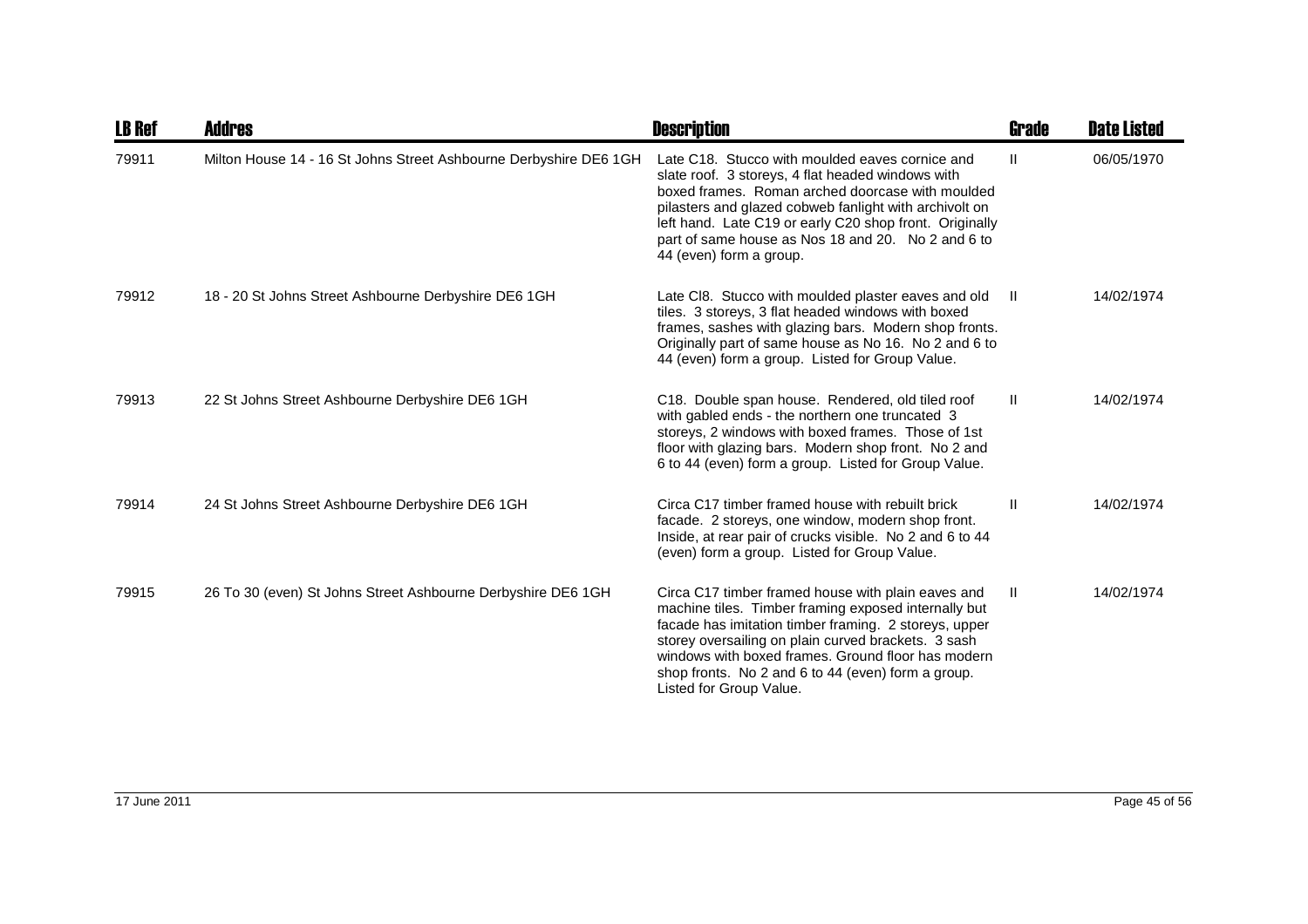| LB Ref | Addres | Description | Grade | Date Listed |
|---|---|---|---|---|
| 79911 | Milton House 14 - 16 St Johns Street Ashbourne Derbyshire DE6 1GH | Late C18. Stucco with moulded eaves cornice and slate roof. 3 storeys, 4 flat headed windows with boxed frames. Roman arched doorcase with moulded pilasters and glazed cobweb fanlight with archivolt on left hand. Late C19 or early C20 shop front. Originally part of same house as Nos 18 and 20. No 2 and 6 to 44 (even) form a group. | II | 06/05/1970 |
| 79912 | 18 - 20 St Johns Street Ashbourne Derbyshire DE6 1GH | Late Cl8. Stucco with moulded plaster eaves and old tiles. 3 storeys, 3 flat headed windows with boxed frames, sashes with glazing bars. Modern shop fronts. Originally part of same house as No 16. No 2 and 6 to 44 (even) form a group. Listed for Group Value. | II | 14/02/1974 |
| 79913 | 22 St Johns Street Ashbourne Derbyshire DE6 1GH | C18. Double span house. Rendered, old tiled roof with gabled ends - the northern one truncated 3 storeys, 2 windows with boxed frames. Those of 1st floor with glazing bars. Modern shop front. No 2 and 6 to 44 (even) form a group. Listed for Group Value. | II | 14/02/1974 |
| 79914 | 24 St Johns Street Ashbourne Derbyshire DE6 1GH | Circa C17 timber framed house with rebuilt brick facade. 2 storeys, one window, modern shop front. Inside, at rear pair of crucks visible. No 2 and 6 to 44 (even) form a group. Listed for Group Value. | II | 14/02/1974 |
| 79915 | 26 To 30 (even) St Johns Street Ashbourne Derbyshire DE6 1GH | Circa C17 timber framed house with plain eaves and machine tiles. Timber framing exposed internally but facade has imitation timber framing. 2 storeys, upper storey oversailing on plain curved brackets. 3 sash windows with boxed frames. Ground floor has modern shop fronts. No 2 and 6 to 44 (even) form a group. Listed for Group Value. | II | 14/02/1974 |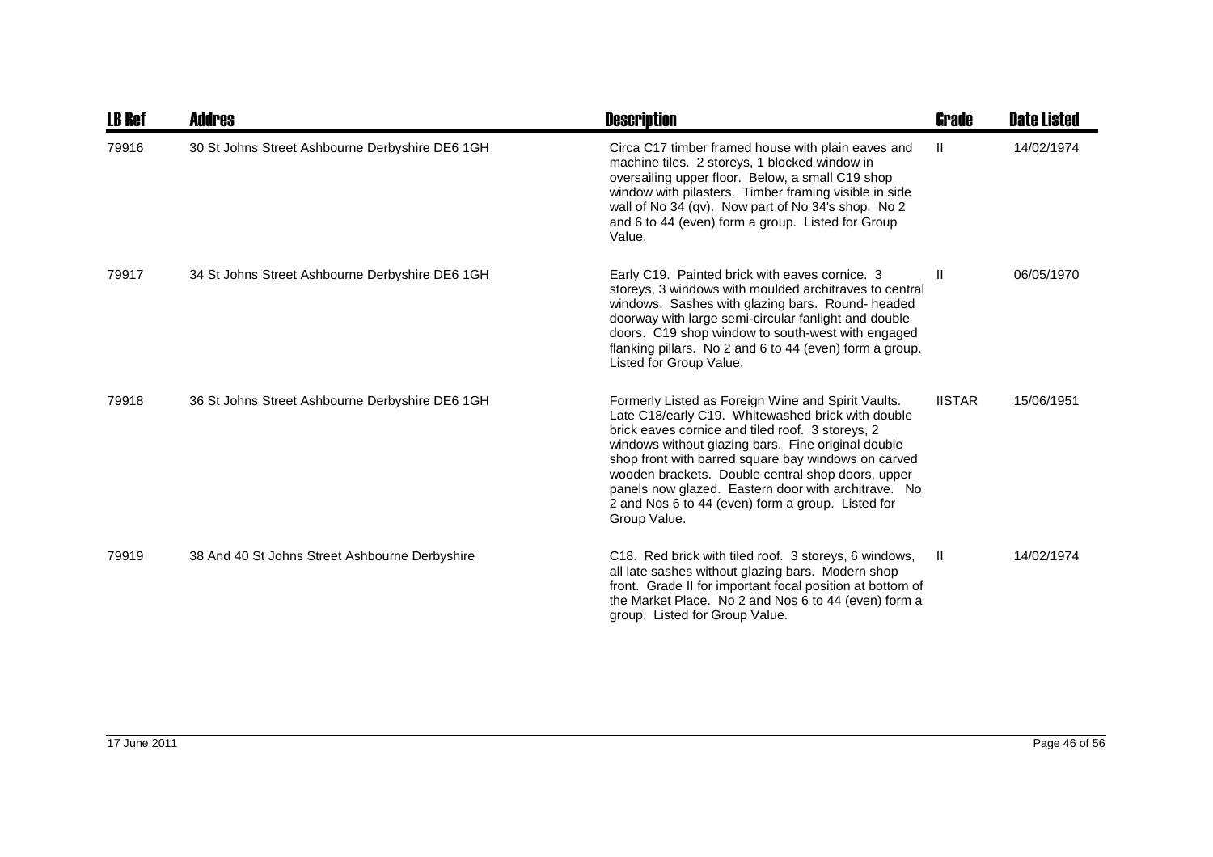| LB Ref | Addres | Description | Grade | Date Listed |
|---|---|---|---|---|
| 79916 | 30 St Johns Street Ashbourne Derbyshire DE6 1GH | Circa C17 timber framed house with plain eaves and machine tiles. 2 storeys, 1 blocked window in oversailing upper floor. Below, a small C19 shop window with pilasters. Timber framing visible in side wall of No 34 (qv). Now part of No 34's shop. No 2 and 6 to 44 (even) form a group. Listed for Group Value. | II | 14/02/1974 |
| 79917 | 34 St Johns Street Ashbourne Derbyshire DE6 1GH | Early C19. Painted brick with eaves cornice. 3 storeys, 3 windows with moulded architraves to central windows. Sashes with glazing bars. Round- headed doorway with large semi-circular fanlight and double doors. C19 shop window to south-west with engaged flanking pillars. No 2 and 6 to 44 (even) form a group. Listed for Group Value. | II | 06/05/1970 |
| 79918 | 36 St Johns Street Ashbourne Derbyshire DE6 1GH | Formerly Listed as Foreign Wine and Spirit Vaults. Late C18/early C19. Whitewashed brick with double brick eaves cornice and tiled roof. 3 storeys, 2 windows without glazing bars. Fine original double shop front with barred square bay windows on carved wooden brackets. Double central shop doors, upper panels now glazed. Eastern door with architrave. No 2 and Nos 6 to 44 (even) form a group. Listed for Group Value. | IISTAR | 15/06/1951 |
| 79919 | 38 And 40 St Johns Street Ashbourne Derbyshire | C18. Red brick with tiled roof. 3 storeys, 6 windows, all late sashes without glazing bars. Modern shop front. Grade II for important focal position at bottom of the Market Place. No 2 and Nos 6 to 44 (even) form a group. Listed for Group Value. | II | 14/02/1974 |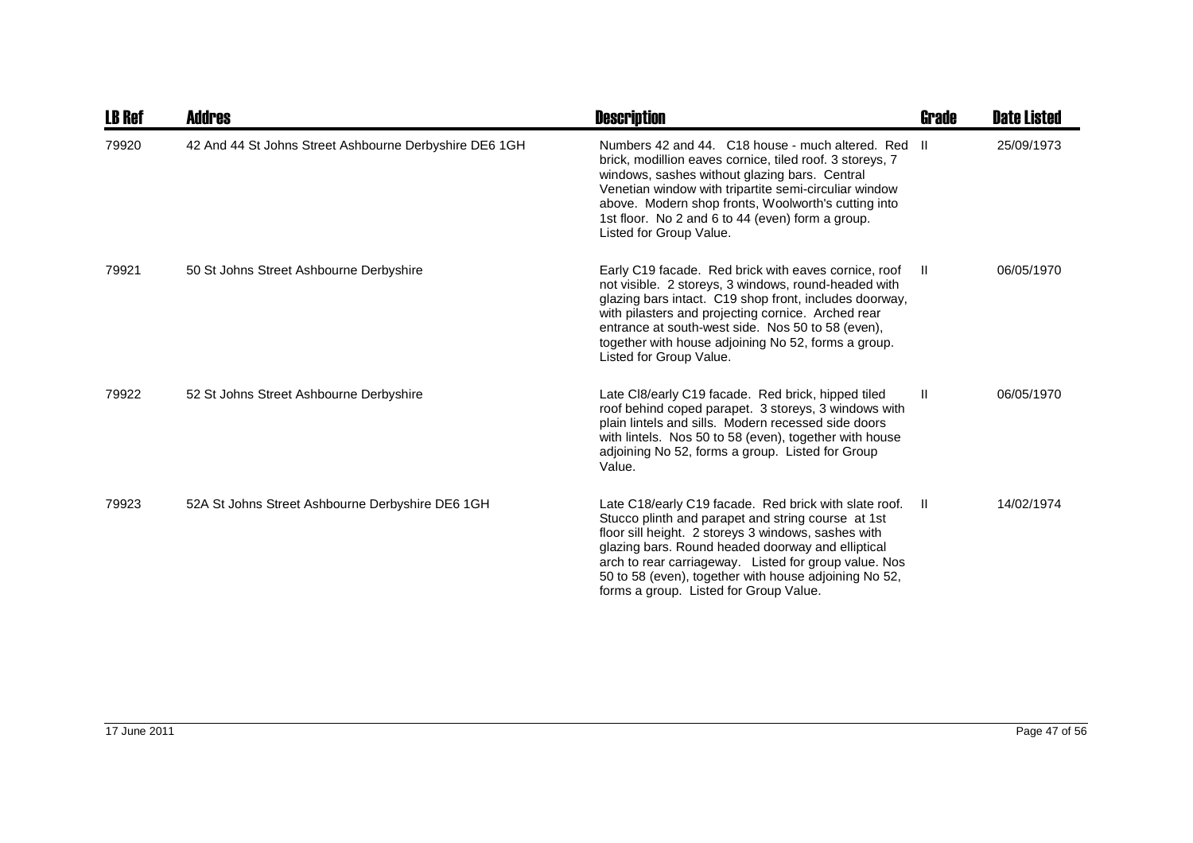| LB Ref | Addres | Description | Grade | Date Listed |
| --- | --- | --- | --- | --- |
| 79920 | 42 And 44 St Johns Street Ashbourne Derbyshire DE6 1GH | Numbers 42 and 44. C18 house - much altered. Red brick, modillion eaves cornice, tiled roof. 3 storeys, 7 windows, sashes without glazing bars. Central Venetian window with tripartite semi-circuliar window above. Modern shop fronts, Woolworth's cutting into 1st floor. No 2 and 6 to 44 (even) form a group. Listed for Group Value. | II | 25/09/1973 |
| 79921 | 50 St Johns Street Ashbourne Derbyshire | Early C19 facade. Red brick with eaves cornice, roof not visible. 2 storeys, 3 windows, round-headed with glazing bars intact. C19 shop front, includes doorway, with pilasters and projecting cornice. Arched rear entrance at south-west side. Nos 50 to 58 (even), together with house adjoining No 52, forms a group. Listed for Group Value. | II | 06/05/1970 |
| 79922 | 52 St Johns Street Ashbourne Derbyshire | Late Cl8/early C19 facade. Red brick, hipped tiled roof behind coped parapet. 3 storeys, 3 windows with plain lintels and sills. Modern recessed side doors with lintels. Nos 50 to 58 (even), together with house adjoining No 52, forms a group. Listed for Group Value. | II | 06/05/1970 |
| 79923 | 52A St Johns Street Ashbourne Derbyshire DE6 1GH | Late C18/early C19 facade. Red brick with slate roof. Stucco plinth and parapet and string course at 1st floor sill height. 2 storeys 3 windows, sashes with glazing bars. Round headed doorway and elliptical arch to rear carriageway. Listed for group value. Nos 50 to 58 (even), together with house adjoining No 52, forms a group. Listed for Group Value. | II | 14/02/1974 |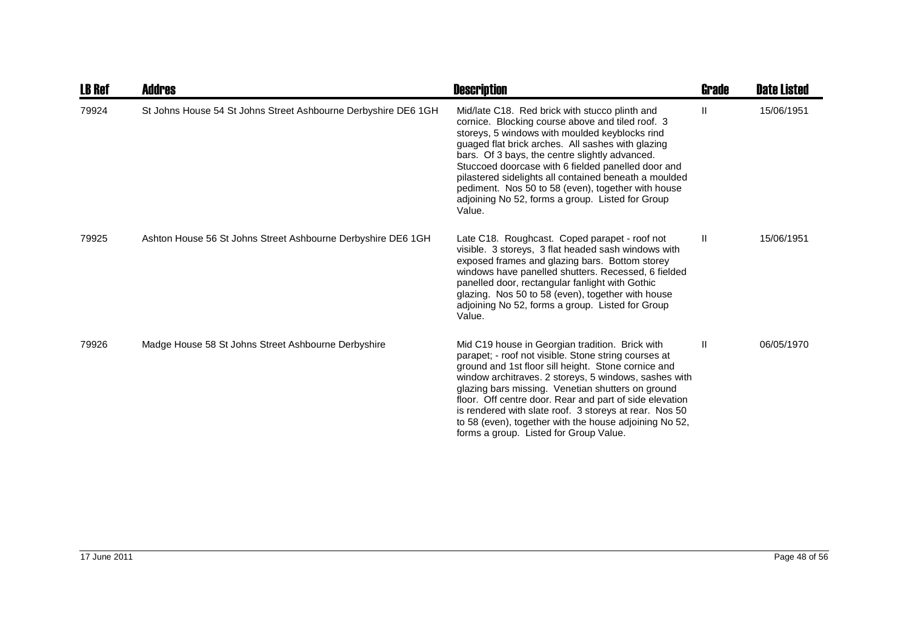| LB Ref | Addres | Description | Grade | Date Listed |
| --- | --- | --- | --- | --- |
| 79924 | St Johns House 54 St Johns Street Ashbourne Derbyshire DE6 1GH | Mid/late C18. Red brick with stucco plinth and cornice. Blocking course above and tiled roof. 3 storeys, 5 windows with moulded keyblocks rind guaged flat brick arches. All sashes with glazing bars. Of 3 bays, the centre slightly advanced. Stuccoed doorcase with 6 fielded panelled door and pilastered sidelights all contained beneath a moulded pediment. Nos 50 to 58 (even), together with house adjoining No 52, forms a group. Listed for Group Value. | II | 15/06/1951 |
| 79925 | Ashton House 56 St Johns Street Ashbourne Derbyshire DE6 1GH | Late C18. Roughcast. Coped parapet - roof not visible. 3 storeys, 3 flat headed sash windows with exposed frames and glazing bars. Bottom storey windows have panelled shutters. Recessed, 6 fielded panelled door, rectangular fanlight with Gothic glazing. Nos 50 to 58 (even), together with house adjoining No 52, forms a group. Listed for Group Value. | II | 15/06/1951 |
| 79926 | Madge House 58 St Johns Street Ashbourne Derbyshire | Mid C19 house in Georgian tradition. Brick with parapet; - roof not visible. Stone string courses at ground and 1st floor sill height. Stone cornice and window architraves. 2 storeys, 5 windows, sashes with glazing bars missing. Venetian shutters on ground floor. Off centre door. Rear and part of side elevation is rendered with slate roof. 3 storeys at rear. Nos 50 to 58 (even), together with the house adjoining No 52, forms a group. Listed for Group Value. | II | 06/05/1970 |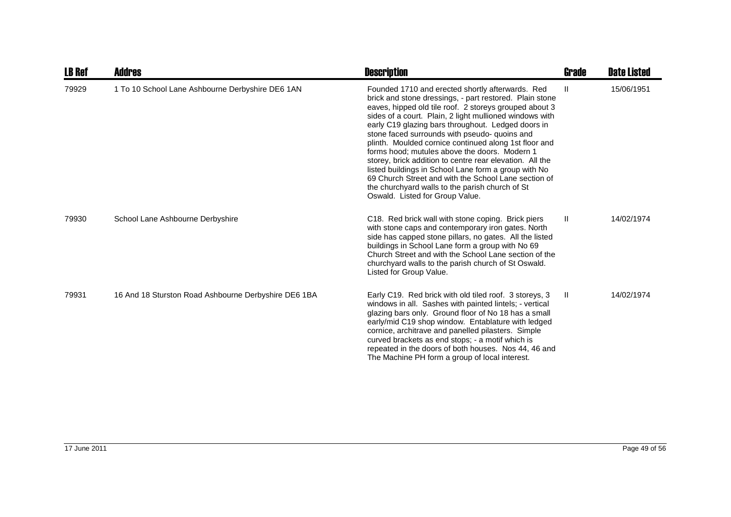| LB Ref | Addres | Description | Grade | Date Listed |
|---|---|---|---|---|
| 79929 | 1 To 10 School Lane Ashbourne Derbyshire DE6 1AN | Founded 1710 and erected shortly afterwards. Red brick and stone dressings, - part restored. Plain stone eaves, hipped old tile roof. 2 storeys grouped about 3 sides of a court. Plain, 2 light mullioned windows with early C19 glazing bars throughout. Ledged doors in stone faced surrounds with pseudo- quoins and plinth. Moulded cornice continued along 1st floor and forms hood; mutules above the doors. Modern 1 storey, brick addition to centre rear elevation. All the listed buildings in School Lane form a group with No 69 Church Street and with the School Lane section of the churchyard walls to the parish church of St Oswald. Listed for Group Value. | II | 15/06/1951 |
| 79930 | School Lane Ashbourne Derbyshire | C18. Red brick wall with stone coping. Brick piers with stone caps and contemporary iron gates. North side has capped stone pillars, no gates. All the listed buildings in School Lane form a group with No 69 Church Street and with the School Lane section of the churchyard walls to the parish church of St Oswald. Listed for Group Value. | II | 14/02/1974 |
| 79931 | 16 And 18 Sturston Road Ashbourne Derbyshire DE6 1BA | Early C19. Red brick with old tiled roof. 3 storeys, 3 windows in all. Sashes with painted lintels; - vertical glazing bars only. Ground floor of No 18 has a small early/mid C19 shop window. Entablature with ledged cornice, architrave and panelled pilasters. Simple curved brackets as end stops; - a motif which is repeated in the doors of both houses. Nos 44, 46 and The Machine PH form a group of local interest. | II | 14/02/1974 |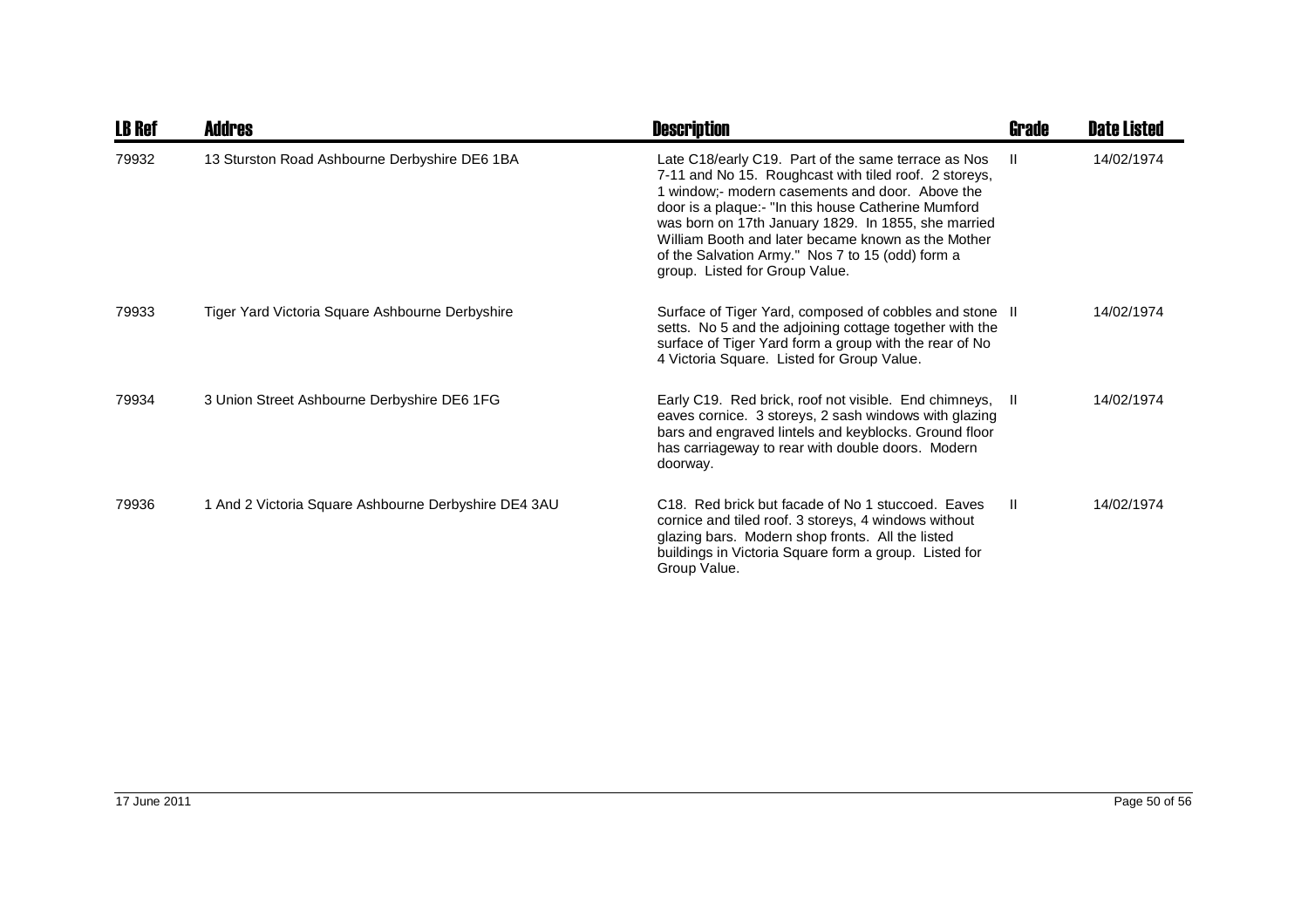| LB Ref | Addres | Description | Grade | Date Listed |
|---|---|---|---|---|
| 79932 | 13 Sturston Road Ashbourne Derbyshire DE6 1BA | Late C18/early C19. Part of the same terrace as Nos 7-11 and No 15. Roughcast with tiled roof. 2 storeys, 1 window;- modern casements and door. Above the door is a plaque:- "In this house Catherine Mumford was born on 17th January 1829. In 1855, she married William Booth and later became known as the Mother of the Salvation Army." Nos 7 to 15 (odd) form a group. Listed for Group Value. | II | 14/02/1974 |
| 79933 | Tiger Yard Victoria Square Ashbourne Derbyshire | Surface of Tiger Yard, composed of cobbles and stone setts. No 5 and the adjoining cottage together with the surface of Tiger Yard form a group with the rear of No 4 Victoria Square. Listed for Group Value. | II | 14/02/1974 |
| 79934 | 3 Union Street Ashbourne Derbyshire DE6 1FG | Early C19. Red brick, roof not visible. End chimneys, eaves cornice. 3 storeys, 2 sash windows with glazing bars and engraved lintels and keyblocks. Ground floor has carriageway to rear with double doors. Modern doorway. | II | 14/02/1974 |
| 79936 | 1 And 2 Victoria Square Ashbourne Derbyshire DE4 3AU | C18. Red brick but facade of No 1 stuccoed. Eaves cornice and tiled roof. 3 storeys, 4 windows without glazing bars. Modern shop fronts. All the listed buildings in Victoria Square form a group. Listed for Group Value. | II | 14/02/1974 |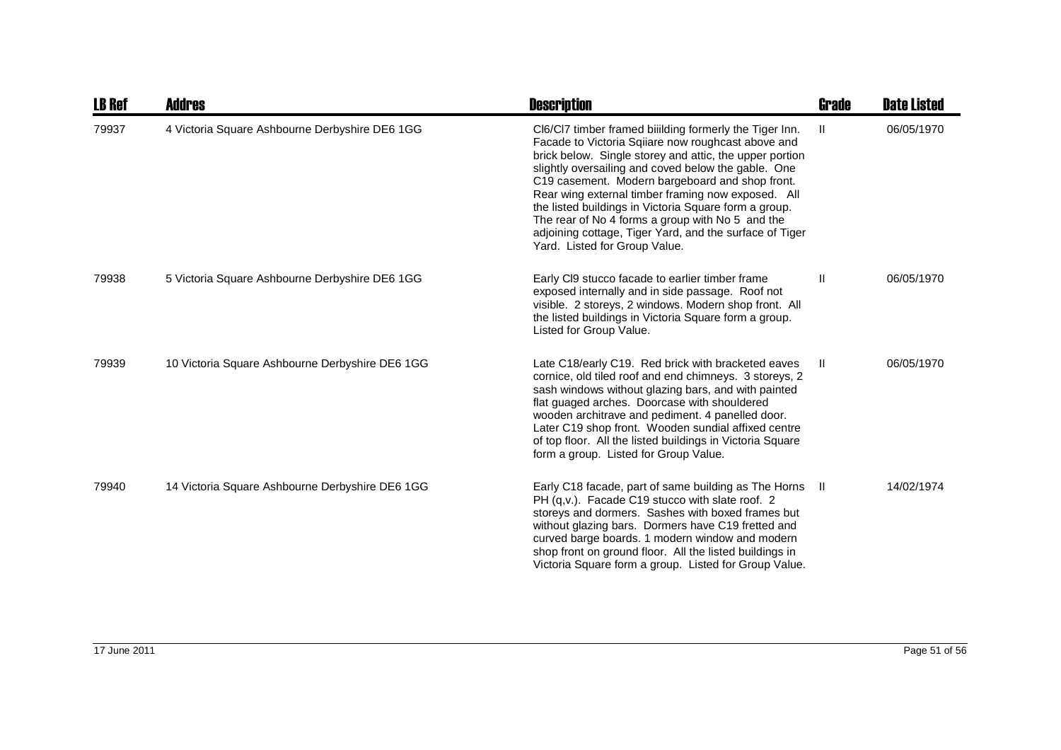| LB Ref | Addres | Description | Grade | Date Listed |
|---|---|---|---|---|
| 79937 | 4 Victoria Square Ashbourne Derbyshire DE6 1GG | Cl6/Cl7 timber framed biiilding formerly the Tiger Inn. Facade to Victoria Sqiiare now roughcast above and brick below. Single storey and attic, the upper portion slightly oversailing and coved below the gable. One C19 casement. Modern bargeboard and shop front. Rear wing external timber framing now exposed. All the listed buildings in Victoria Square form a group. The rear of No 4 forms a group with No 5 and the adjoining cottage, Tiger Yard, and the surface of Tiger Yard. Listed for Group Value. | II | 06/05/1970 |
| 79938 | 5 Victoria Square Ashbourne Derbyshire DE6 1GG | Early Cl9 stucco facade to earlier timber frame exposed internally and in side passage. Roof not visible. 2 storeys, 2 windows. Modern shop front. All the listed buildings in Victoria Square form a group. Listed for Group Value. | II | 06/05/1970 |
| 79939 | 10 Victoria Square Ashbourne Derbyshire DE6 1GG | Late C18/early C19. Red brick with bracketed eaves cornice, old tiled roof and end chimneys. 3 storeys, 2 sash windows without glazing bars, and with painted flat guaged arches. Doorcase with shouldered wooden architrave and pediment. 4 panelled door. Later C19 shop front. Wooden sundial affixed centre of top floor. All the listed buildings in Victoria Square form a group. Listed for Group Value. | II | 06/05/1970 |
| 79940 | 14 Victoria Square Ashbourne Derbyshire DE6 1GG | Early C18 facade, part of same building as The Horns PH (q,v.). Facade C19 stucco with slate roof. 2 storeys and dormers. Sashes with boxed frames but without glazing bars. Dormers have C19 fretted and curved barge boards. 1 modern window and modern shop front on ground floor. All the listed buildings in Victoria Square form a group. Listed for Group Value. | II | 14/02/1974 |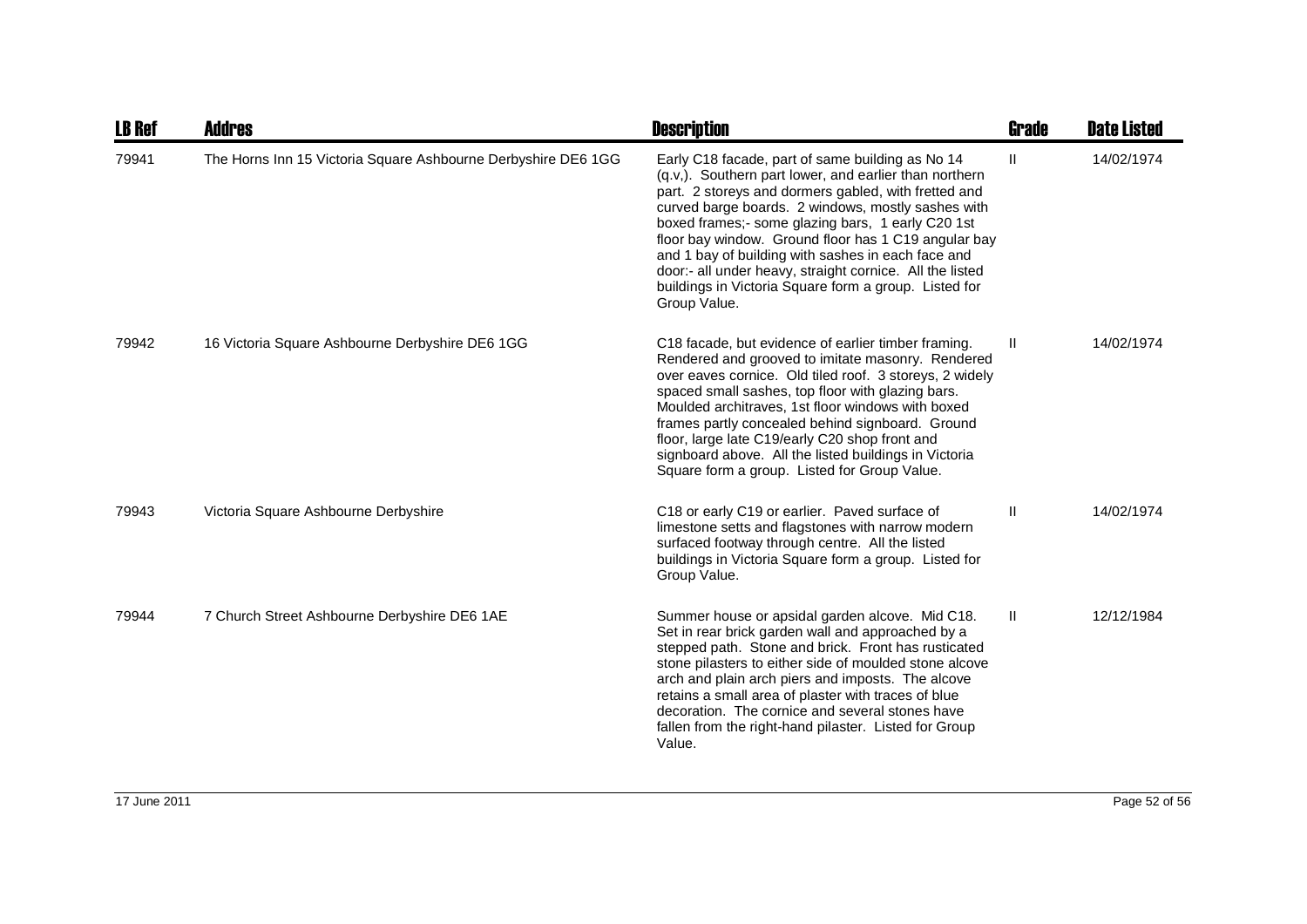| LB Ref | Addres | Description | Grade | Date Listed |
|---|---|---|---|---|
| 79941 | The Horns Inn 15 Victoria Square Ashbourne Derbyshire DE6 1GG | Early C18 facade, part of same building as No 14 (q.v,). Southern part lower, and earlier than northern part. 2 storeys and dormers gabled, with fretted and curved barge boards. 2 windows, mostly sashes with boxed frames;- some glazing bars, 1 early C20 1st floor bay window. Ground floor has 1 C19 angular bay and 1 bay of building with sashes in each face and door:- all under heavy, straight cornice. All the listed buildings in Victoria Square form a group. Listed for Group Value. | II | 14/02/1974 |
| 79942 | 16 Victoria Square Ashbourne Derbyshire DE6 1GG | C18 facade, but evidence of earlier timber framing. Rendered and grooved to imitate masonry. Rendered over eaves cornice. Old tiled roof. 3 storeys, 2 widely spaced small sashes, top floor with glazing bars. Moulded architraves, 1st floor windows with boxed frames partly concealed behind signboard. Ground floor, large late C19/early C20 shop front and signboard above. All the listed buildings in Victoria Square form a group. Listed for Group Value. | II | 14/02/1974 |
| 79943 | Victoria Square Ashbourne Derbyshire | C18 or early C19 or earlier. Paved surface of limestone setts and flagstones with narrow modern surfaced footway through centre. All the listed buildings in Victoria Square form a group. Listed for Group Value. | II | 14/02/1974 |
| 79944 | 7 Church Street Ashbourne Derbyshire DE6 1AE | Summer house or apsidal garden alcove. Mid C18. Set in rear brick garden wall and approached by a stepped path. Stone and brick. Front has rusticated stone pilasters to either side of moulded stone alcove arch and plain arch piers and imposts. The alcove retains a small area of plaster with traces of blue decoration. The cornice and several stones have fallen from the right-hand pilaster. Listed for Group Value. | II | 12/12/1984 |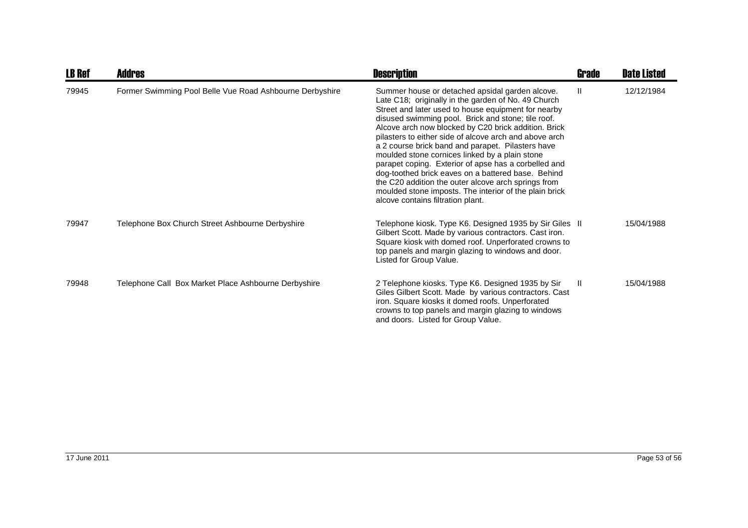| LB Ref | Addres | Description | Grade | Date Listed |
|---|---|---|---|---|
| 79945 | Former Swimming Pool Belle Vue Road Ashbourne Derbyshire | Summer house or detached apsidal garden alcove. Late C18; originally in the garden of No. 49 Church Street and later used to house equipment for nearby disused swimming pool. Brick and stone; tile roof. Alcove arch now blocked by C20 brick addition. Brick pilasters to either side of alcove arch and above arch a 2 course brick band and parapet. Pilasters have moulded stone cornices linked by a plain stone parapet coping. Exterior of apse has a corbelled and dog-toothed brick eaves on a battered base. Behind the C20 addition the outer alcove arch springs from moulded stone imposts. The interior of the plain brick alcove contains filtration plant. | II | 12/12/1984 |
| 79947 | Telephone Box Church Street Ashbourne Derbyshire | Telephone kiosk. Type K6. Designed 1935 by Sir Giles Gilbert Scott. Made by various contractors. Cast iron. Square kiosk with domed roof. Unperforated crowns to top panels and margin glazing to windows and door. Listed for Group Value. | II | 15/04/1988 |
| 79948 | Telephone Call Box Market Place Ashbourne Derbyshire | 2 Telephone kiosks. Type K6. Designed 1935 by Sir Giles Gilbert Scott. Made by various contractors. Cast iron. Square kiosks it domed roofs. Unperforated crowns to top panels and margin glazing to windows and doors. Listed for Group Value. | II | 15/04/1988 |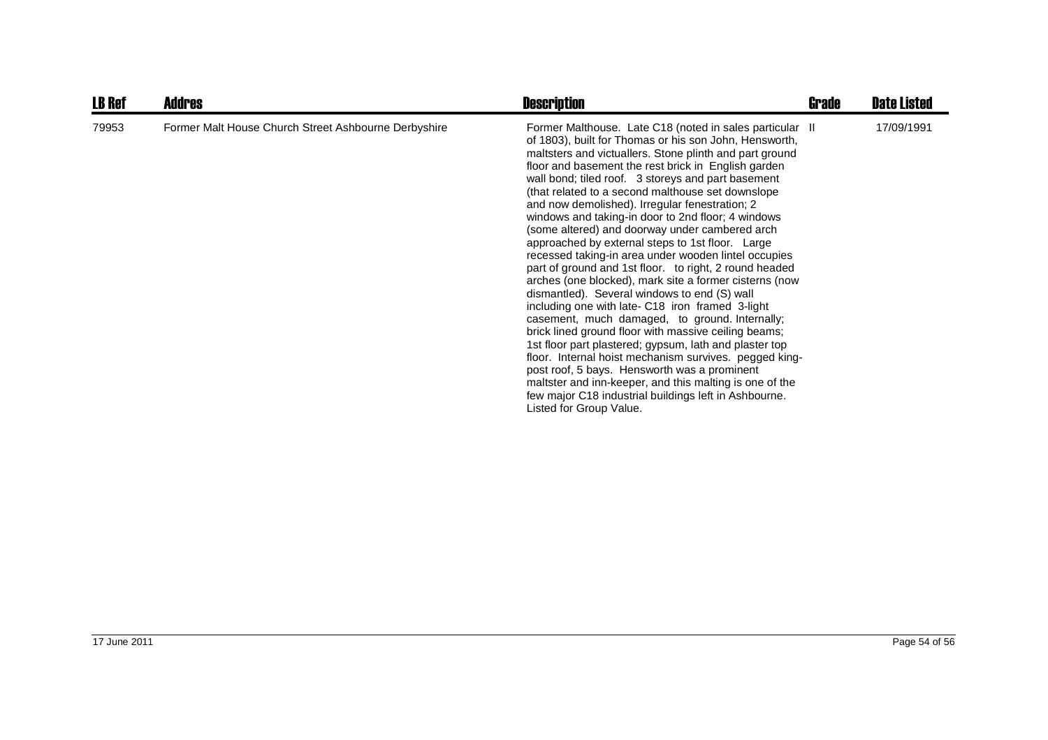| LB Ref | Addres | Description | Grade | Date Listed |
|---|---|---|---|---|
| 79953 | Former Malt House Church Street Ashbourne Derbyshire | Former Malthouse. Late C18 (noted in sales particular of 1803), built for Thomas or his son John, Hensworth, maltsters and victuallers. Stone plinth and part ground floor and basement the rest brick in English garden wall bond; tiled roof. 3 storeys and part basement (that related to a second malthouse set downslope and now demolished). Irregular fenestration; 2 windows and taking-in door to 2nd floor; 4 windows (some altered) and doorway under cambered arch approached by external steps to 1st floor. Large recessed taking-in area under wooden lintel occupies part of ground and 1st floor. to right, 2 round headed arches (one blocked), mark site a former cisterns (now dismantled). Several windows to end (S) wall including one with late- C18 iron framed 3-light casement, much damaged, to ground. Internally; brick lined ground floor with massive ceiling beams; 1st floor part plastered; gypsum, lath and plaster top floor. Internal hoist mechanism survives. pegged king-post roof, 5 bays. Hensworth was a prominent maltster and inn-keeper, and this malting is one of the few major C18 industrial buildings left in Ashbourne. Listed for Group Value. | II | 17/09/1991 |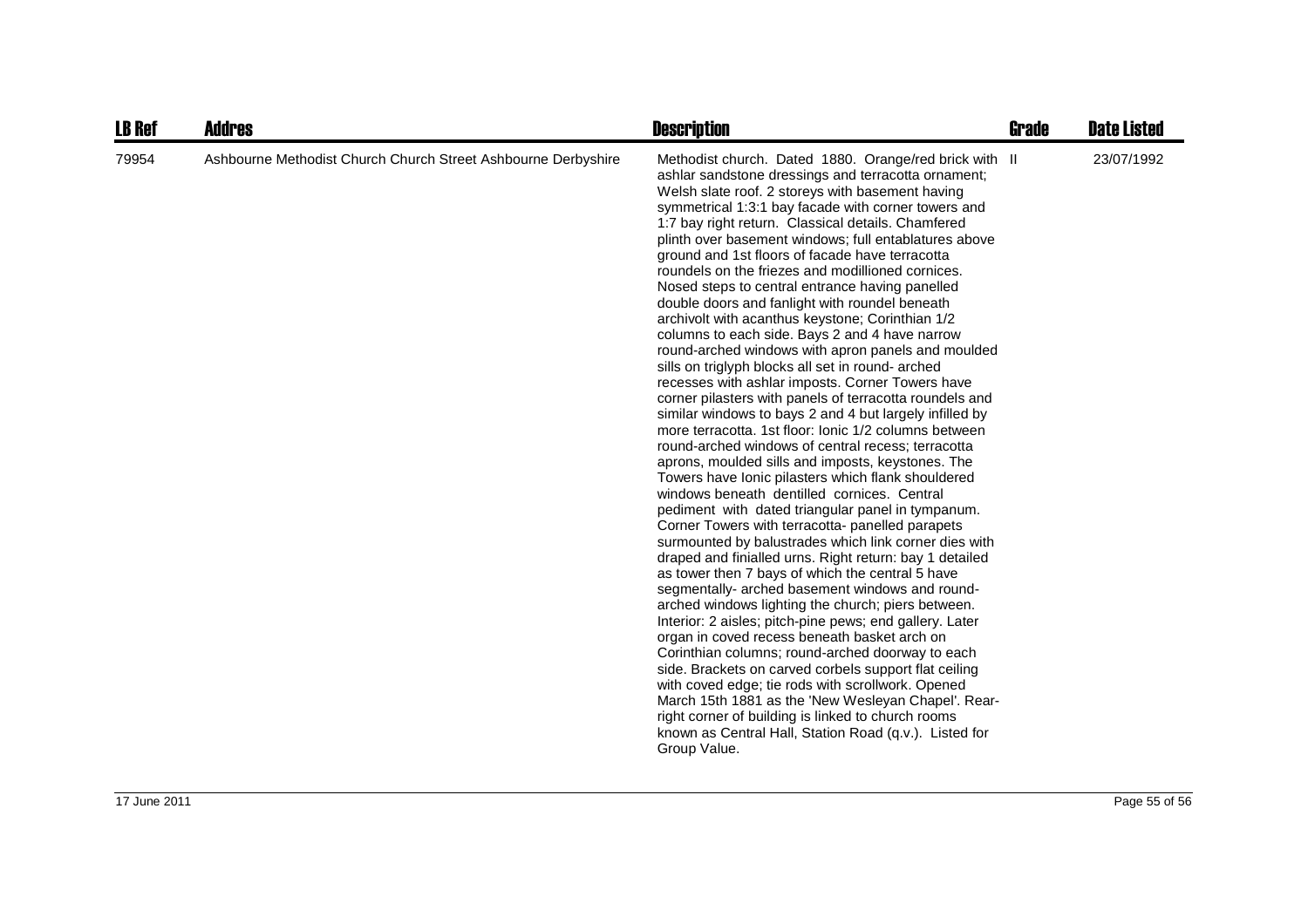| LB Ref | Addres | Description | Grade | Date Listed |
| --- | --- | --- | --- | --- |
| 79954 | Ashbourne Methodist Church Church Street Ashbourne Derbyshire | Methodist church. Dated 1880. Orange/red brick with ashlar sandstone dressings and terracotta ornament; Welsh slate roof. 2 storeys with basement having symmetrical 1:3:1 bay facade with corner towers and 1:7 bay right return. Classical details. Chamfered plinth over basement windows; full entablatures above ground and 1st floors of facade have terracotta roundels on the friezes and modillioned cornices. Nosed steps to central entrance having panelled double doors and fanlight with roundel beneath archivolt with acanthus keystone; Corinthian 1/2 columns to each side. Bays 2 and 4 have narrow round-arched windows with apron panels and moulded sills on triglyph blocks all set in round- arched recesses with ashlar imposts. Corner Towers have corner pilasters with panels of terracotta roundels and similar windows to bays 2 and 4 but largely infilled by more terracotta. 1st floor: Ionic 1/2 columns between round-arched windows of central recess; terracotta aprons, moulded sills and imposts, keystones. The Towers have Ionic pilasters which flank shouldered windows beneath dentilled cornices. Central pediment with dated triangular panel in tympanum. Corner Towers with terracotta- panelled parapets surmounted by balustrades which link corner dies with draped and finialled urns. Right return: bay 1 detailed as tower then 7 bays of which the central 5 have segmentally- arched basement windows and round-arched windows lighting the church; piers between. Interior: 2 aisles; pitch-pine pews; end gallery. Later organ in coved recess beneath basket arch on Corinthian columns; round-arched doorway to each side. Brackets on carved corbels support flat ceiling with coved edge; tie rods with scrollwork. Opened March 15th 1881 as the 'New Wesleyan Chapel'. Rear-right corner of building is linked to church rooms known as Central Hall, Station Road (q.v.). Listed for Group Value. | II | 23/07/1992 |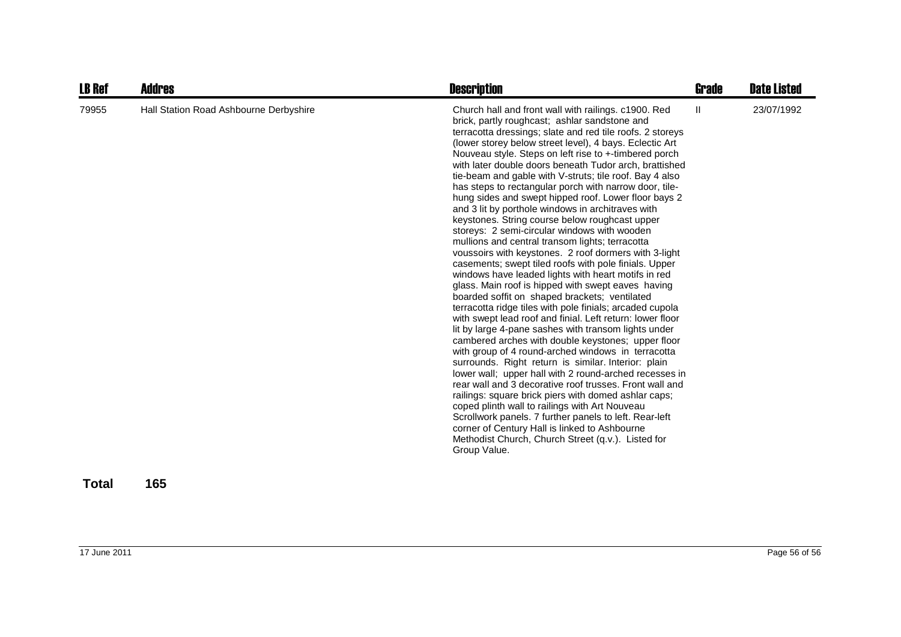| LB Ref | Addres | Description | Grade | Date Listed |
|---|---|---|---|---|
| 79955 | Hall Station Road Ashbourne Derbyshire | Church hall and front wall with railings. c1900. Red brick, partly roughcast; ashlar sandstone and terracotta dressings; slate and red tile roofs. 2 storeys (lower storey below street level), 4 bays. Eclectic Art Nouveau style. Steps on left rise to +-timbered porch with later double doors beneath Tudor arch, brattished tie-beam and gable with V-struts; tile roof. Bay 4 also has steps to rectangular porch with narrow door, tile-hung sides and swept hipped roof. Lower floor bays 2 and 3 lit by porthole windows in architraves with keystones. String course below roughcast upper storeys: 2 semi-circular windows with wooden mullions and central transom lights; terracotta voussoirs with keystones. 2 roof dormers with 3-light casements; swept tiled roofs with pole finials. Upper windows have leaded lights with heart motifs in red glass. Main roof is hipped with swept eaves having boarded soffit on shaped brackets; ventilated terracotta ridge tiles with pole finials; arcaded cupola with swept lead roof and finial. Left return: lower floor lit by large 4-pane sashes with transom lights under cambered arches with double keystones; upper floor with group of 4 round-arched windows in terracotta surrounds. Right return is similar. Interior: plain lower wall; upper hall with 2 round-arched recesses in rear wall and 3 decorative roof trusses. Front wall and railings: square brick piers with domed ashlar caps; coped plinth wall to railings with Art Nouveau Scrollwork panels. 7 further panels to left. Rear-left corner of Century Hall is linked to Ashbourne Methodist Church, Church Street (q.v.). Listed for Group Value. | II | 23/07/1992 |

**Total 165**